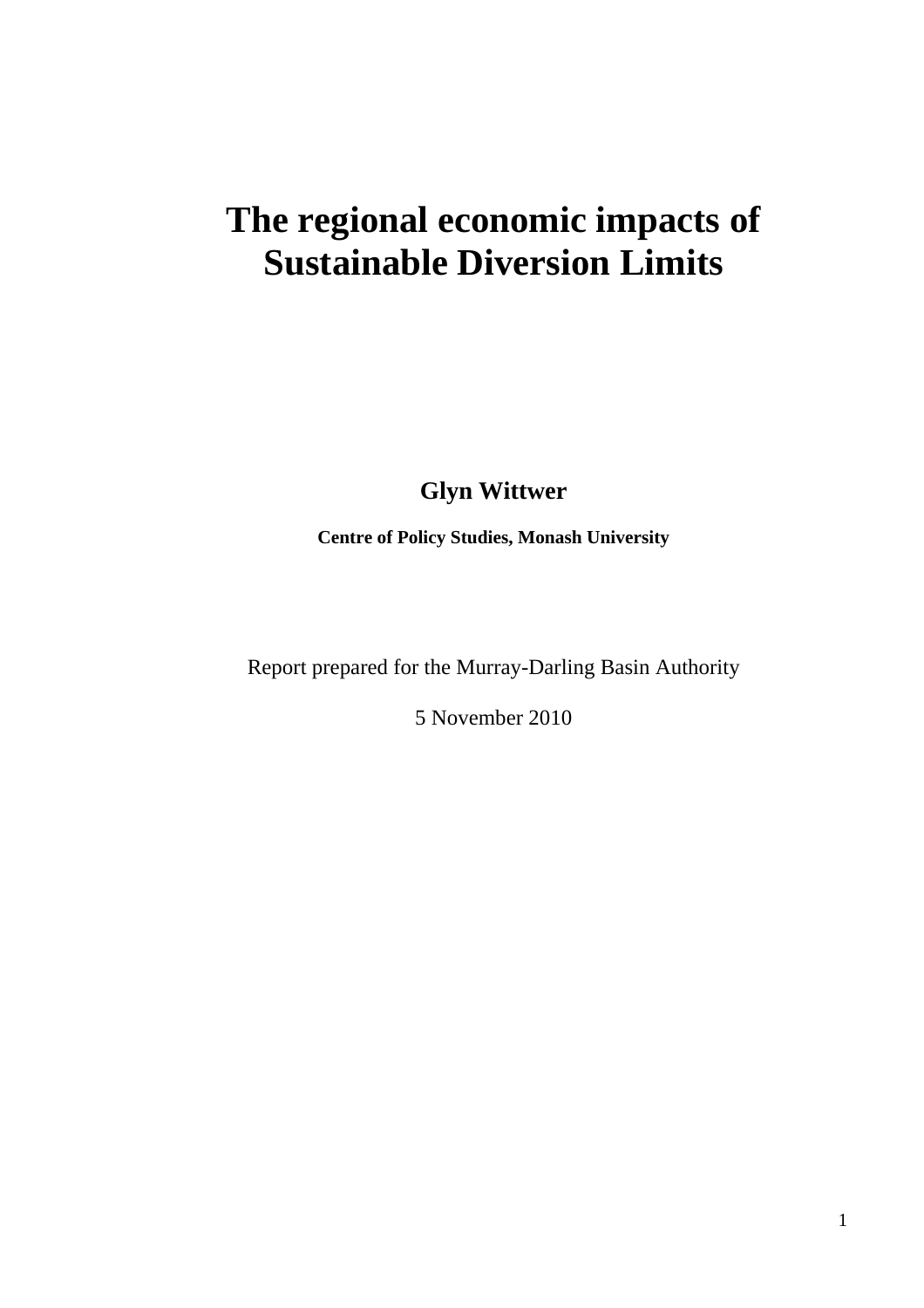# The regional economic impacts of Sustainable Diversion Limits

**Glyn Wittwer**

**Centre of Policy Studies, Monash University**

Report prepared for the Murray-Darling Basin Authority

5 November 2010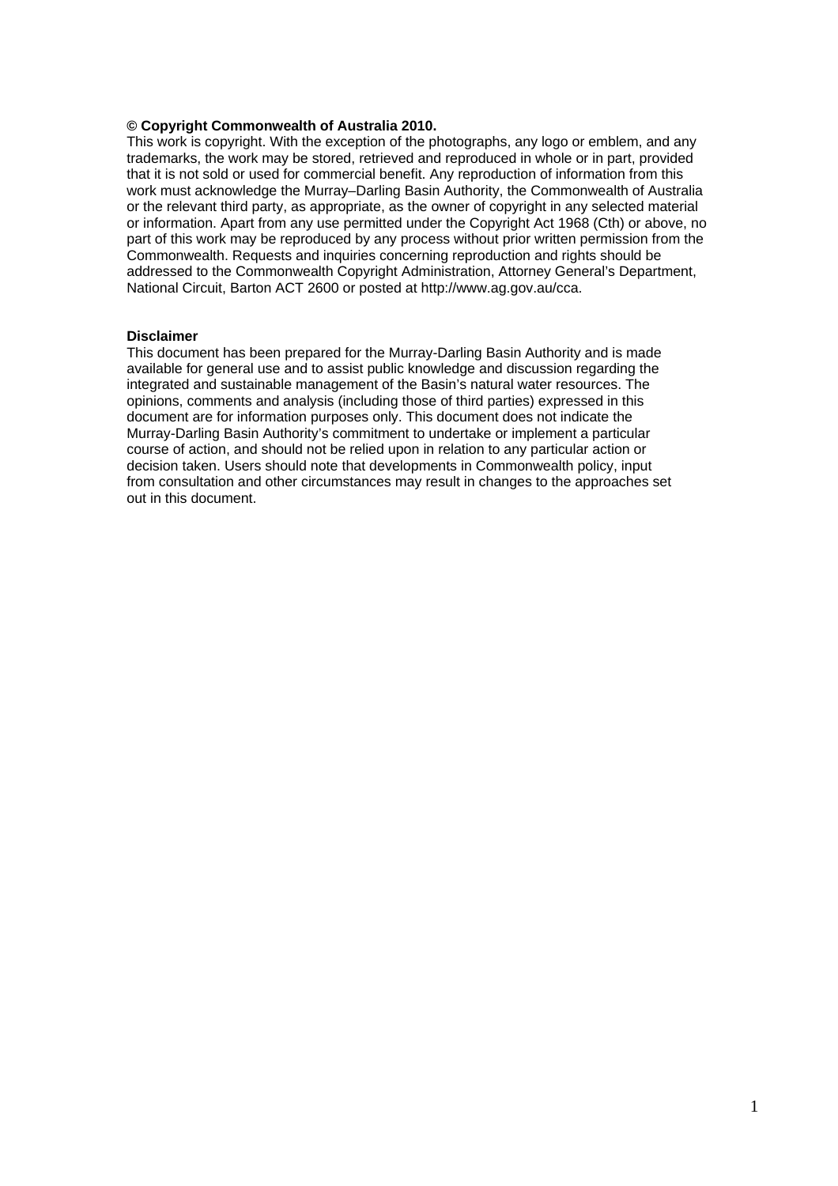**© Copyright Commonwealth of Australia 2010.**

This work is copyright. With the exception of the photographs, any logo or emblem, and any trademarks, the work may be stored, retrieved and reproduced in whole or in part, provided that it is not sold or used for commercial benefit. Any reproduction of information from this work must acknowledge the Murray–Darling Basin Authority, the Commonwealth of Australia or the relevant third party, as appropriate, as the owner of copyright in any selected material or information. Apart from any use permitted under the Copyright Act 1968 (Cth) or above, no part of this work may be reproduced by any process without prior written permission from the Commonwealth. Requests and inquiries concerning reproduction and rights should be addressed to the Commonwealth Copyright Administration, Attorney General's Department, National Circuit, Barton ACT 2600 or posted at http://www.ag.gov.au/cca.

**Disclaimer**

This document has been prepared for the Murray-Darling Basin Authority and is made available for general use and to assist public knowledge and discussion regarding the integrated and sustainable management of the Basin's natural water resources. The opinions, comments and analysis (including those of third parties) expressed in this document are for information purposes only. This document does not indicate the Murray-Darling Basin Authority's commitment to undertake or implement a particular course of action, and should not be relied upon in relation to any particular action or decision taken. Users should note that developments in Commonwealth policy, input from consultation and other circumstances may result in changes to the approaches set out in this document.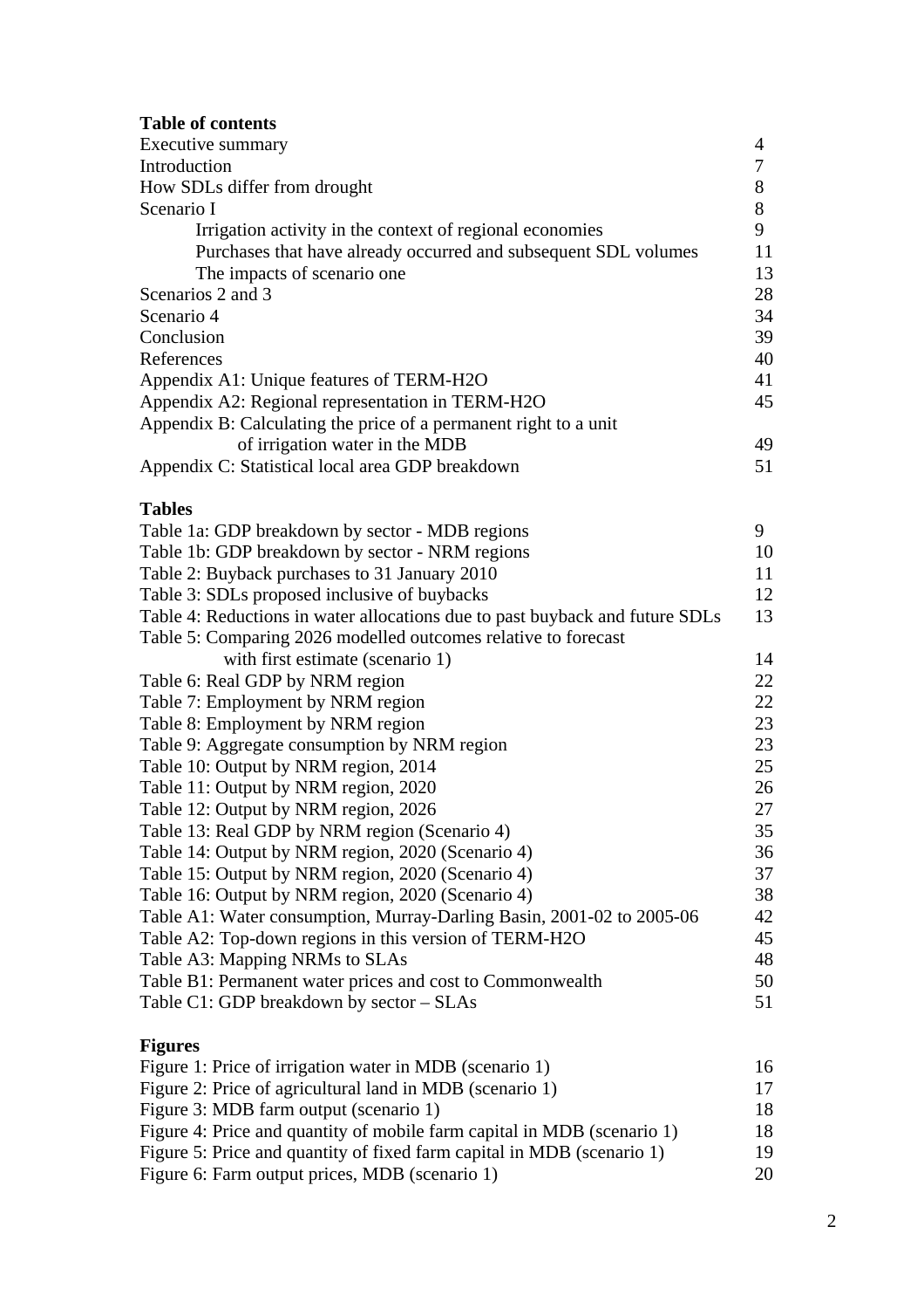**Table of contents**

| | |
|---|---|
| Executive summary | 4 |
| Introduction | 7 |
| How SDLs differ from drought | 8 |
| Scenario I | 8 |
| Irrigation activity in the context of regional economies | 9 |
| Purchases that have already occurred and subsequent SDL volumes | 11 |
| The impacts of scenario one | 13 |
| Scenarios 2 and 3 | 28 |
| Scenario 4 | 34 |
| Conclusion | 39 |
| References | 40 |
| Appendix A1: Unique features of TERM-H2O | 41 |
| Appendix A2: Regional representation in TERM-H2O | 45 |
| Appendix B: Calculating the price of a permanent right to a unit of irrigation water in the MDB | 49 |
| Appendix C: Statistical local area GDP breakdown | 51 |

**Tables**

| | |
|---|---|
| Table 1a: GDP breakdown by sector - MDB regions | 9 |
| Table 1b: GDP breakdown by sector - NRM regions | 10 |
| Table 2: Buyback purchases to 31 January 2010 | 11 |
| Table 3: SDLs proposed inclusive of buybacks | 12 |
| Table 4: Reductions in water allocations due to past buyback and future SDLs | 13 |
| Table 5: Comparing 2026 modelled outcomes relative to forecast with first estimate (scenario 1) | 14 |
| Table 6: Real GDP by NRM region | 22 |
| Table 7: Employment by NRM region | 22 |
| Table 8: Employment by NRM region | 23 |
| Table 9: Aggregate consumption by NRM region | 23 |
| Table 10: Output by NRM region, 2014 | 25 |
| Table 11: Output by NRM region, 2020 | 26 |
| Table 12: Output by NRM region, 2026 | 27 |
| Table 13: Real GDP by NRM region (Scenario 4) | 35 |
| Table 14: Output by NRM region, 2020 (Scenario 4) | 36 |
| Table 15: Output by NRM region, 2020 (Scenario 4) | 37 |
| Table 16: Output by NRM region, 2020 (Scenario 4) | 38 |
| Table A1: Water consumption, Murray-Darling Basin, 2001-02 to 2005-06 | 42 |
| Table A2: Top-down regions in this version of TERM-H2O | 45 |
| Table A3: Mapping NRMs to SLAs | 48 |
| Table B1: Permanent water prices and cost to Commonwealth | 50 |
| Table C1: GDP breakdown by sector – SLAs | 51 |

**Figures**

| | |
|---|---|
| Figure 1: Price of irrigation water in MDB (scenario 1) | 16 |
| Figure 2: Price of agricultural land in MDB (scenario 1) | 17 |
| Figure 3: MDB farm output (scenario 1) | 18 |
| Figure 4: Price and quantity of mobile farm capital in MDB (scenario 1) | 18 |
| Figure 5: Price and quantity of fixed farm capital in MDB (scenario 1) | 19 |
| Figure 6: Farm output prices, MDB (scenario 1) | 20 |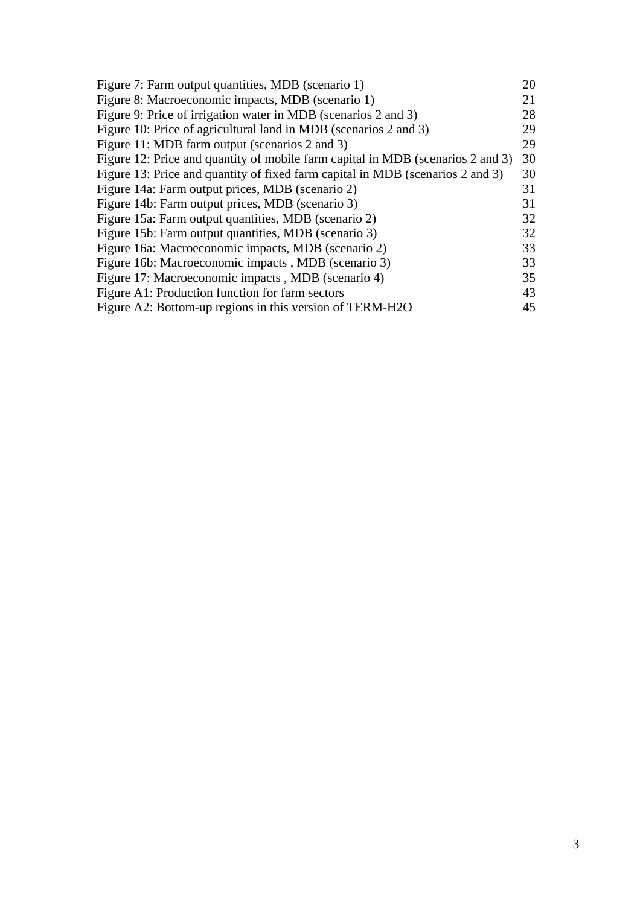| | |
|---|---|
| Figure 7: Farm output quantities, MDB (scenario 1) | 20 |
| Figure 8: Macroeconomic impacts, MDB (scenario 1) | 21 |
| Figure 9: Price of irrigation water in MDB (scenarios 2 and 3) | 28 |
| Figure 10: Price of agricultural land in MDB (scenarios 2 and 3) | 29 |
| Figure 11: MDB farm output (scenarios 2 and 3) | 29 |
| Figure 12: Price and quantity of mobile farm capital in MDB (scenarios 2 and 3) | 30 |
| Figure 13: Price and quantity of fixed farm capital in MDB (scenarios 2 and 3) | 30 |
| Figure 14a: Farm output prices, MDB (scenario 2) | 31 |
| Figure 14b: Farm output prices, MDB (scenario 3) | 31 |
| Figure 15a: Farm output quantities, MDB (scenario 2) | 32 |
| Figure 15b: Farm output quantities, MDB (scenario 3) | 32 |
| Figure 16a: Macroeconomic impacts, MDB (scenario 2) | 33 |
| Figure 16b: Macroeconomic impacts , MDB (scenario 3) | 33 |
| Figure 17: Macroeconomic impacts , MDB (scenario 4) | 35 |
| Figure A1: Production function for farm sectors | 43 |
| Figure A2: Bottom-up regions in this version of TERM-H2O | 45 |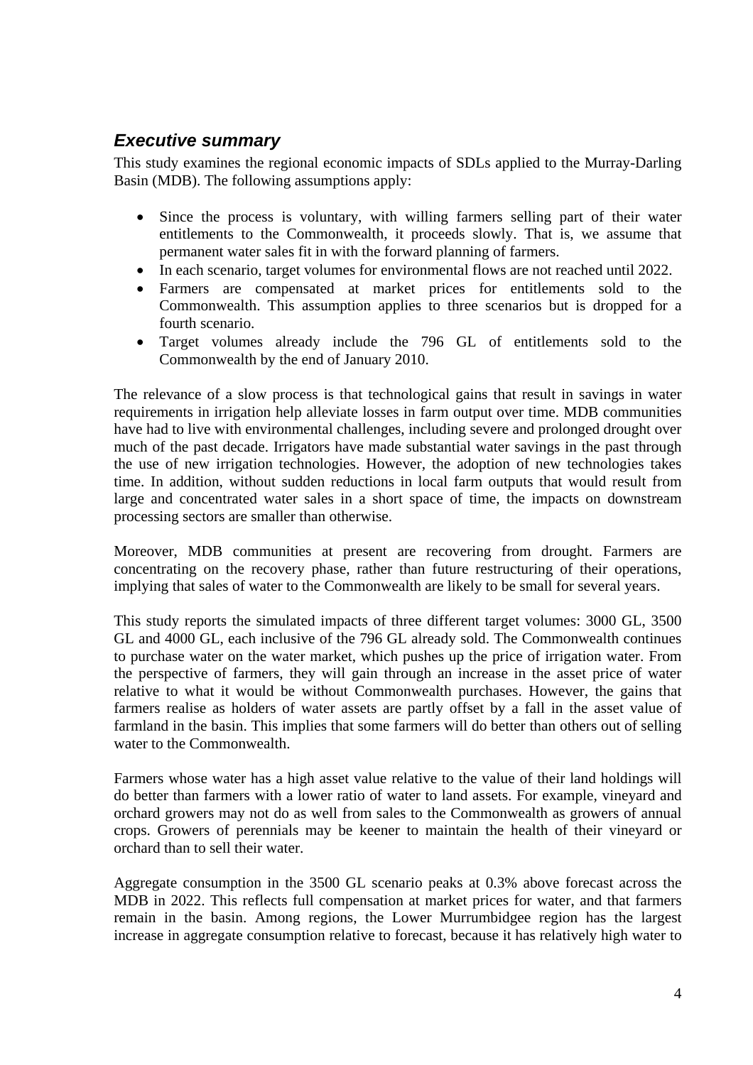## *Executive summary*

This study examines the regional economic impacts of SDLs applied to the Murray-Darling Basin (MDB). The following assumptions apply:

- Since the process is voluntary, with willing farmers selling part of their water entitlements to the Commonwealth, it proceeds slowly. That is, we assume that permanent water sales fit in with the forward planning of farmers.
- In each scenario, target volumes for environmental flows are not reached until 2022.
- Farmers are compensated at market prices for entitlements sold to the Commonwealth. This assumption applies to three scenarios but is dropped for a fourth scenario.
- Target volumes already include the 796 GL of entitlements sold to the Commonwealth by the end of January 2010.

The relevance of a slow process is that technological gains that result in savings in water requirements in irrigation help alleviate losses in farm output over time. MDB communities have had to live with environmental challenges, including severe and prolonged drought over much of the past decade. Irrigators have made substantial water savings in the past through the use of new irrigation technologies. However, the adoption of new technologies takes time. In addition, without sudden reductions in local farm outputs that would result from large and concentrated water sales in a short space of time, the impacts on downstream processing sectors are smaller than otherwise.

Moreover, MDB communities at present are recovering from drought. Farmers are concentrating on the recovery phase, rather than future restructuring of their operations, implying that sales of water to the Commonwealth are likely to be small for several years.

This study reports the simulated impacts of three different target volumes: 3000 GL, 3500 GL and 4000 GL, each inclusive of the 796 GL already sold. The Commonwealth continues to purchase water on the water market, which pushes up the price of irrigation water. From the perspective of farmers, they will gain through an increase in the asset price of water relative to what it would be without Commonwealth purchases. However, the gains that farmers realise as holders of water assets are partly offset by a fall in the asset value of farmland in the basin. This implies that some farmers will do better than others out of selling water to the Commonwealth.

Farmers whose water has a high asset value relative to the value of their land holdings will do better than farmers with a lower ratio of water to land assets. For example, vineyard and orchard growers may not do as well from sales to the Commonwealth as growers of annual crops. Growers of perennials may be keener to maintain the health of their vineyard or orchard than to sell their water.

Aggregate consumption in the 3500 GL scenario peaks at 0.3% above forecast across the MDB in 2022. This reflects full compensation at market prices for water, and that farmers remain in the basin. Among regions, the Lower Murrumbidgee region has the largest increase in aggregate consumption relative to forecast, because it has relatively high water to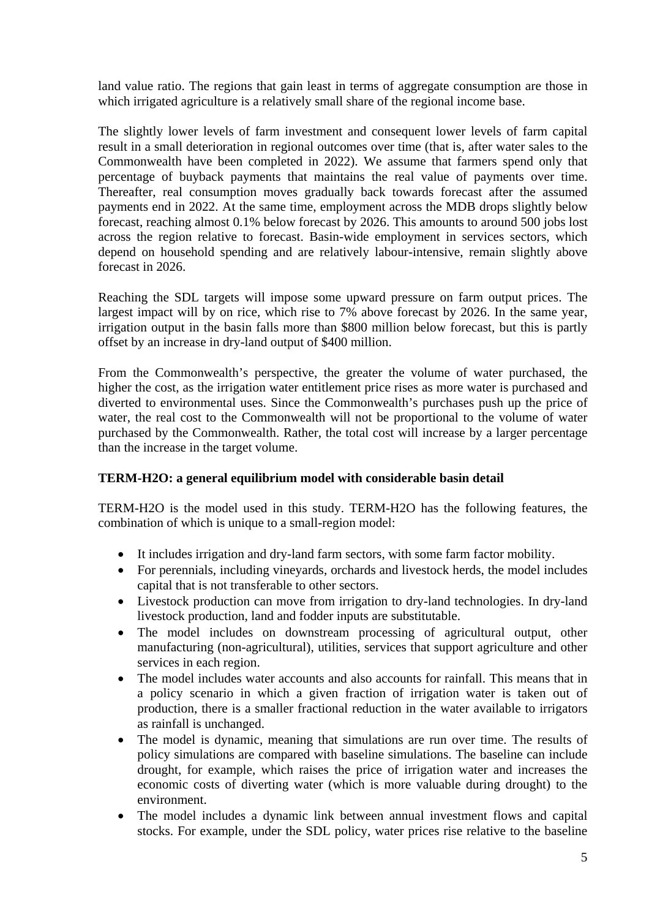land value ratio. The regions that gain least in terms of aggregate consumption are those in which irrigated agriculture is a relatively small share of the regional income base.

The slightly lower levels of farm investment and consequent lower levels of farm capital result in a small deterioration in regional outcomes over time (that is, after water sales to the Commonwealth have been completed in 2022). We assume that farmers spend only that percentage of buyback payments that maintains the real value of payments over time. Thereafter, real consumption moves gradually back towards forecast after the assumed payments end in 2022. At the same time, employment across the MDB drops slightly below forecast, reaching almost 0.1% below forecast by 2026. This amounts to around 500 jobs lost across the region relative to forecast. Basin-wide employment in services sectors, which depend on household spending and are relatively labour-intensive, remain slightly above forecast in 2026.

Reaching the SDL targets will impose some upward pressure on farm output prices. The largest impact will by on rice, which rise to 7% above forecast by 2026. In the same year, irrigation output in the basin falls more than $800 million below forecast, but this is partly offset by an increase in dry-land output of $400 million.

From the Commonwealth's perspective, the greater the volume of water purchased, the higher the cost, as the irrigation water entitlement price rises as more water is purchased and diverted to environmental uses. Since the Commonwealth's purchases push up the price of water, the real cost to the Commonwealth will not be proportional to the volume of water purchased by the Commonwealth. Rather, the total cost will increase by a larger percentage than the increase in the target volume.

**TERM-H2O: a general equilibrium model with considerable basin detail**

TERM-H2O is the model used in this study. TERM-H2O has the following features, the combination of which is unique to a small-region model:

- It includes irrigation and dry-land farm sectors, with some farm factor mobility.
- For perennials, including vineyards, orchards and livestock herds, the model includes capital that is not transferable to other sectors.
- Livestock production can move from irrigation to dry-land technologies. In dry-land livestock production, land and fodder inputs are substitutable.
- The model includes on downstream processing of agricultural output, other manufacturing (non-agricultural), utilities, services that support agriculture and other services in each region.
- The model includes water accounts and also accounts for rainfall. This means that in a policy scenario in which a given fraction of irrigation water is taken out of production, there is a smaller fractional reduction in the water available to irrigators as rainfall is unchanged.
- The model is dynamic, meaning that simulations are run over time. The results of policy simulations are compared with baseline simulations. The baseline can include drought, for example, which raises the price of irrigation water and increases the economic costs of diverting water (which is more valuable during drought) to the environment.
- The model includes a dynamic link between annual investment flows and capital stocks. For example, under the SDL policy, water prices rise relative to the baseline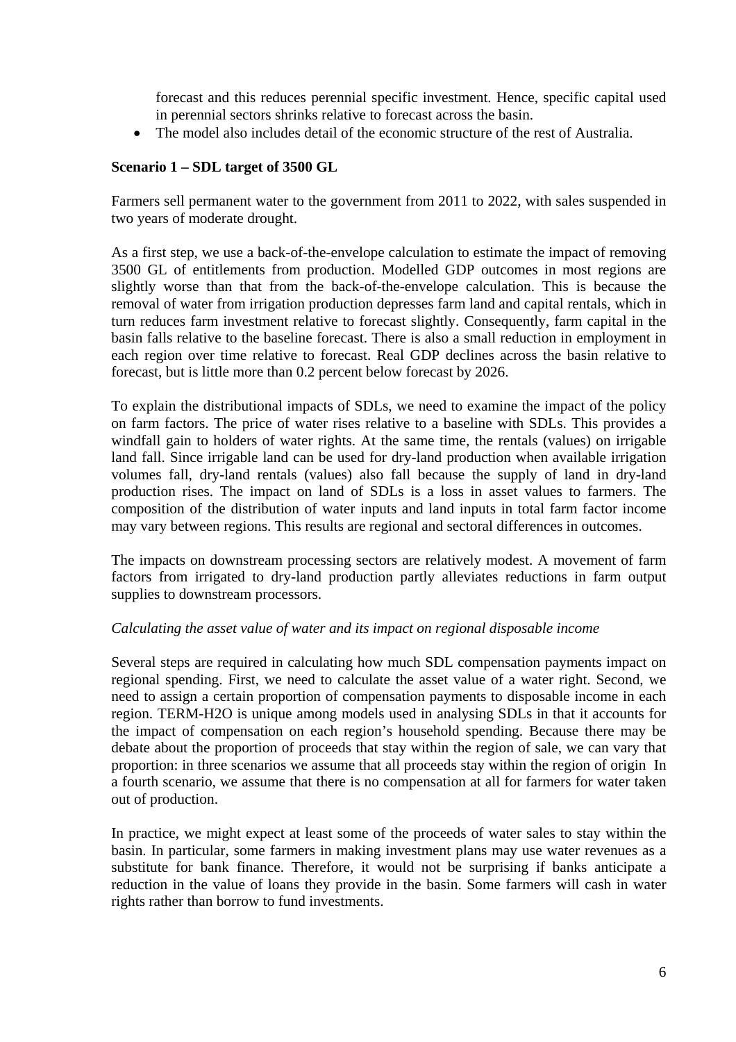forecast and this reduces perennial specific investment. Hence, specific capital used in perennial sectors shrinks relative to forecast across the basin.

- The model also includes detail of the economic structure of the rest of Australia.

**Scenario 1 – SDL target of 3500 GL**

Farmers sell permanent water to the government from 2011 to 2022, with sales suspended in two years of moderate drought.

As a first step, we use a back-of-the-envelope calculation to estimate the impact of removing 3500 GL of entitlements from production. Modelled GDP outcomes in most regions are slightly worse than that from the back-of-the-envelope calculation. This is because the removal of water from irrigation production depresses farm land and capital rentals, which in turn reduces farm investment relative to forecast slightly. Consequently, farm capital in the basin falls relative to the baseline forecast. There is also a small reduction in employment in each region over time relative to forecast. Real GDP declines across the basin relative to forecast, but is little more than 0.2 percent below forecast by 2026.

To explain the distributional impacts of SDLs, we need to examine the impact of the policy on farm factors. The price of water rises relative to a baseline with SDLs. This provides a windfall gain to holders of water rights. At the same time, the rentals (values) on irrigable land fall. Since irrigable land can be used for dry-land production when available irrigation volumes fall, dry-land rentals (values) also fall because the supply of land in dry-land production rises. The impact on land of SDLs is a loss in asset values to farmers. The composition of the distribution of water inputs and land inputs in total farm factor income may vary between regions. This results are regional and sectoral differences in outcomes.

The impacts on downstream processing sectors are relatively modest. A movement of farm factors from irrigated to dry-land production partly alleviates reductions in farm output supplies to downstream processors.

*Calculating the asset value of water and its impact on regional disposable income*

Several steps are required in calculating how much SDL compensation payments impact on regional spending. First, we need to calculate the asset value of a water right. Second, we need to assign a certain proportion of compensation payments to disposable income in each region. TERM-H2O is unique among models used in analysing SDLs in that it accounts for the impact of compensation on each region's household spending. Because there may be debate about the proportion of proceeds that stay within the region of sale, we can vary that proportion: in three scenarios we assume that all proceeds stay within the region of origin In a fourth scenario, we assume that there is no compensation at all for farmers for water taken out of production.

In practice, we might expect at least some of the proceeds of water sales to stay within the basin. In particular, some farmers in making investment plans may use water revenues as a substitute for bank finance. Therefore, it would not be surprising if banks anticipate a reduction in the value of loans they provide in the basin. Some farmers will cash in water rights rather than borrow to fund investments.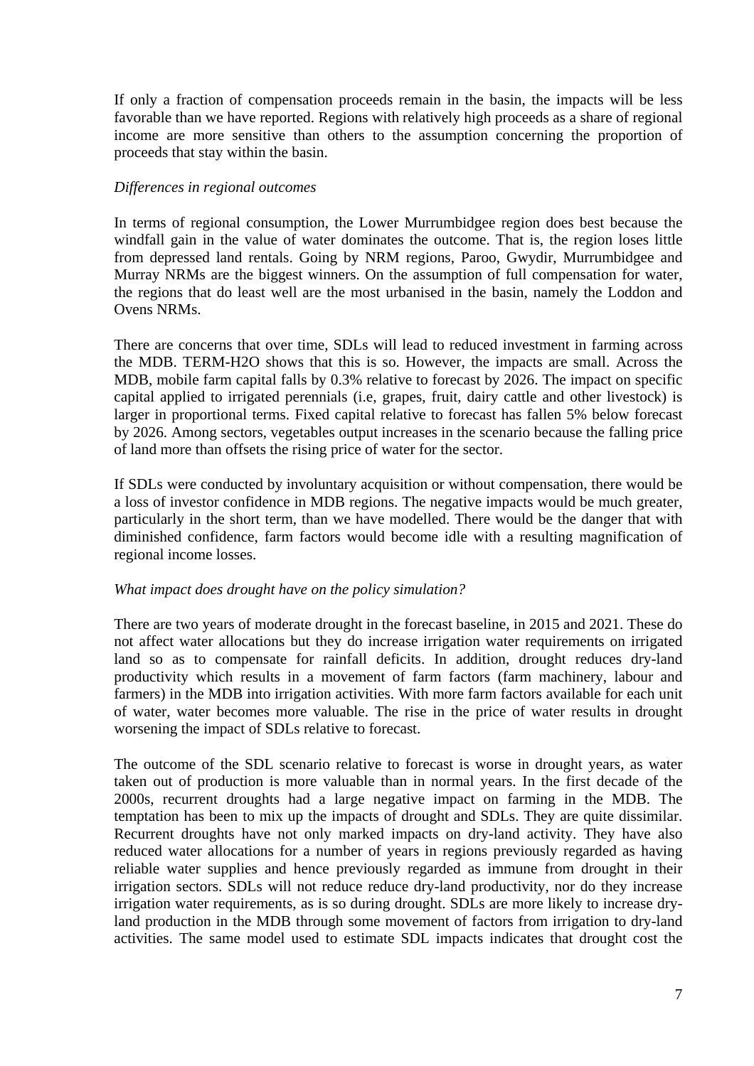If only a fraction of compensation proceeds remain in the basin, the impacts will be less favorable than we have reported. Regions with relatively high proceeds as a share of regional income are more sensitive than others to the assumption concerning the proportion of proceeds that stay within the basin.

*Differences in regional outcomes*

In terms of regional consumption, the Lower Murrumbidgee region does best because the windfall gain in the value of water dominates the outcome. That is, the region loses little from depressed land rentals. Going by NRM regions, Paroo, Gwydir, Murrumbidgee and Murray NRMs are the biggest winners. On the assumption of full compensation for water, the regions that do least well are the most urbanised in the basin, namely the Loddon and Ovens NRMs.

There are concerns that over time, SDLs will lead to reduced investment in farming across the MDB. TERM-H2O shows that this is so. However, the impacts are small. Across the MDB, mobile farm capital falls by 0.3% relative to forecast by 2026. The impact on specific capital applied to irrigated perennials (i.e, grapes, fruit, dairy cattle and other livestock) is larger in proportional terms. Fixed capital relative to forecast has fallen 5% below forecast by 2026. Among sectors, vegetables output increases in the scenario because the falling price of land more than offsets the rising price of water for the sector.

If SDLs were conducted by involuntary acquisition or without compensation, there would be a loss of investor confidence in MDB regions. The negative impacts would be much greater, particularly in the short term, than we have modelled. There would be the danger that with diminished confidence, farm factors would become idle with a resulting magnification of regional income losses.

*What impact does drought have on the policy simulation?*

There are two years of moderate drought in the forecast baseline, in 2015 and 2021. These do not affect water allocations but they do increase irrigation water requirements on irrigated land so as to compensate for rainfall deficits. In addition, drought reduces dry-land productivity which results in a movement of farm factors (farm machinery, labour and farmers) in the MDB into irrigation activities. With more farm factors available for each unit of water, water becomes more valuable. The rise in the price of water results in drought worsening the impact of SDLs relative to forecast.

The outcome of the SDL scenario relative to forecast is worse in drought years, as water taken out of production is more valuable than in normal years. In the first decade of the 2000s, recurrent droughts had a large negative impact on farming in the MDB. The temptation has been to mix up the impacts of drought and SDLs. They are quite dissimilar. Recurrent droughts have not only marked impacts on dry-land activity. They have also reduced water allocations for a number of years in regions previously regarded as having reliable water supplies and hence previously regarded as immune from drought in their irrigation sectors. SDLs will not reduce reduce dry-land productivity, nor do they increase irrigation water requirements, as is so during drought. SDLs are more likely to increase dry-land production in the MDB through some movement of factors from irrigation to dry-land activities. The same model used to estimate SDL impacts indicates that drought cost the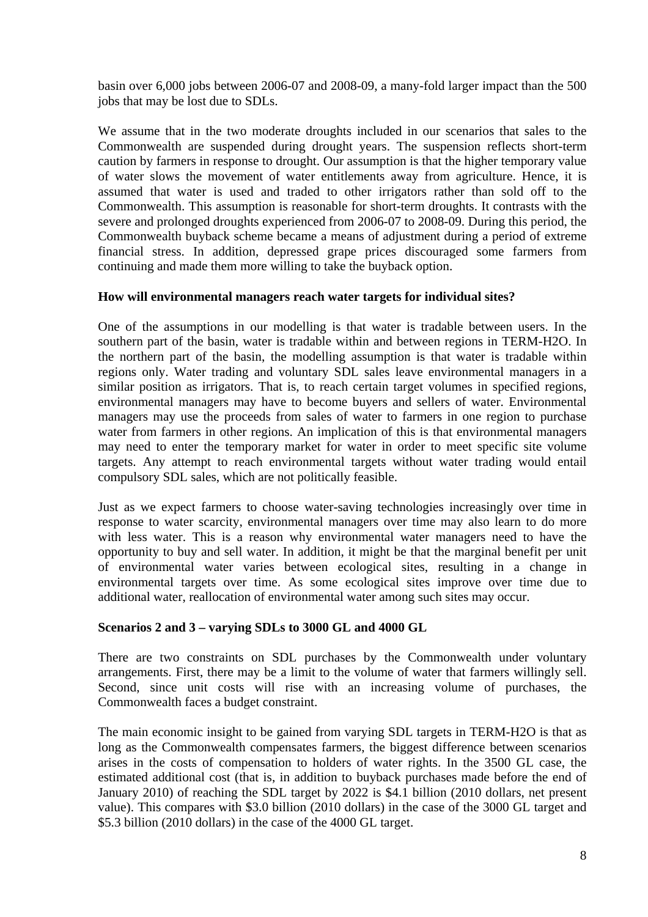basin over 6,000 jobs between 2006-07 and 2008-09, a many-fold larger impact than the 500 jobs that may be lost due to SDLs.

We assume that in the two moderate droughts included in our scenarios that sales to the Commonwealth are suspended during drought years. The suspension reflects short-term caution by farmers in response to drought. Our assumption is that the higher temporary value of water slows the movement of water entitlements away from agriculture. Hence, it is assumed that water is used and traded to other irrigators rather than sold off to the Commonwealth. This assumption is reasonable for short-term droughts. It contrasts with the severe and prolonged droughts experienced from 2006-07 to 2008-09. During this period, the Commonwealth buyback scheme became a means of adjustment during a period of extreme financial stress. In addition, depressed grape prices discouraged some farmers from continuing and made them more willing to take the buyback option.

**How will environmental managers reach water targets for individual sites?**

One of the assumptions in our modelling is that water is tradable between users. In the southern part of the basin, water is tradable within and between regions in TERM-H2O. In the northern part of the basin, the modelling assumption is that water is tradable within regions only. Water trading and voluntary SDL sales leave environmental managers in a similar position as irrigators. That is, to reach certain target volumes in specified regions, environmental managers may have to become buyers and sellers of water. Environmental managers may use the proceeds from sales of water to farmers in one region to purchase water from farmers in other regions. An implication of this is that environmental managers may need to enter the temporary market for water in order to meet specific site volume targets. Any attempt to reach environmental targets without water trading would entail compulsory SDL sales, which are not politically feasible.

Just as we expect farmers to choose water-saving technologies increasingly over time in response to water scarcity, environmental managers over time may also learn to do more with less water. This is a reason why environmental water managers need to have the opportunity to buy and sell water. In addition, it might be that the marginal benefit per unit of environmental water varies between ecological sites, resulting in a change in environmental targets over time. As some ecological sites improve over time due to additional water, reallocation of environmental water among such sites may occur.

**Scenarios 2 and 3 – varying SDLs to 3000 GL and 4000 GL**

There are two constraints on SDL purchases by the Commonwealth under voluntary arrangements. First, there may be a limit to the volume of water that farmers willingly sell. Second, since unit costs will rise with an increasing volume of purchases, the Commonwealth faces a budget constraint.

The main economic insight to be gained from varying SDL targets in TERM-H2O is that as long as the Commonwealth compensates farmers, the biggest difference between scenarios arises in the costs of compensation to holders of water rights. In the 3500 GL case, the estimated additional cost (that is, in addition to buyback purchases made before the end of January 2010) of reaching the SDL target by 2022 is $4.1 billion (2010 dollars, net present value). This compares with $3.0 billion (2010 dollars) in the case of the 3000 GL target and $5.3 billion (2010 dollars) in the case of the 4000 GL target.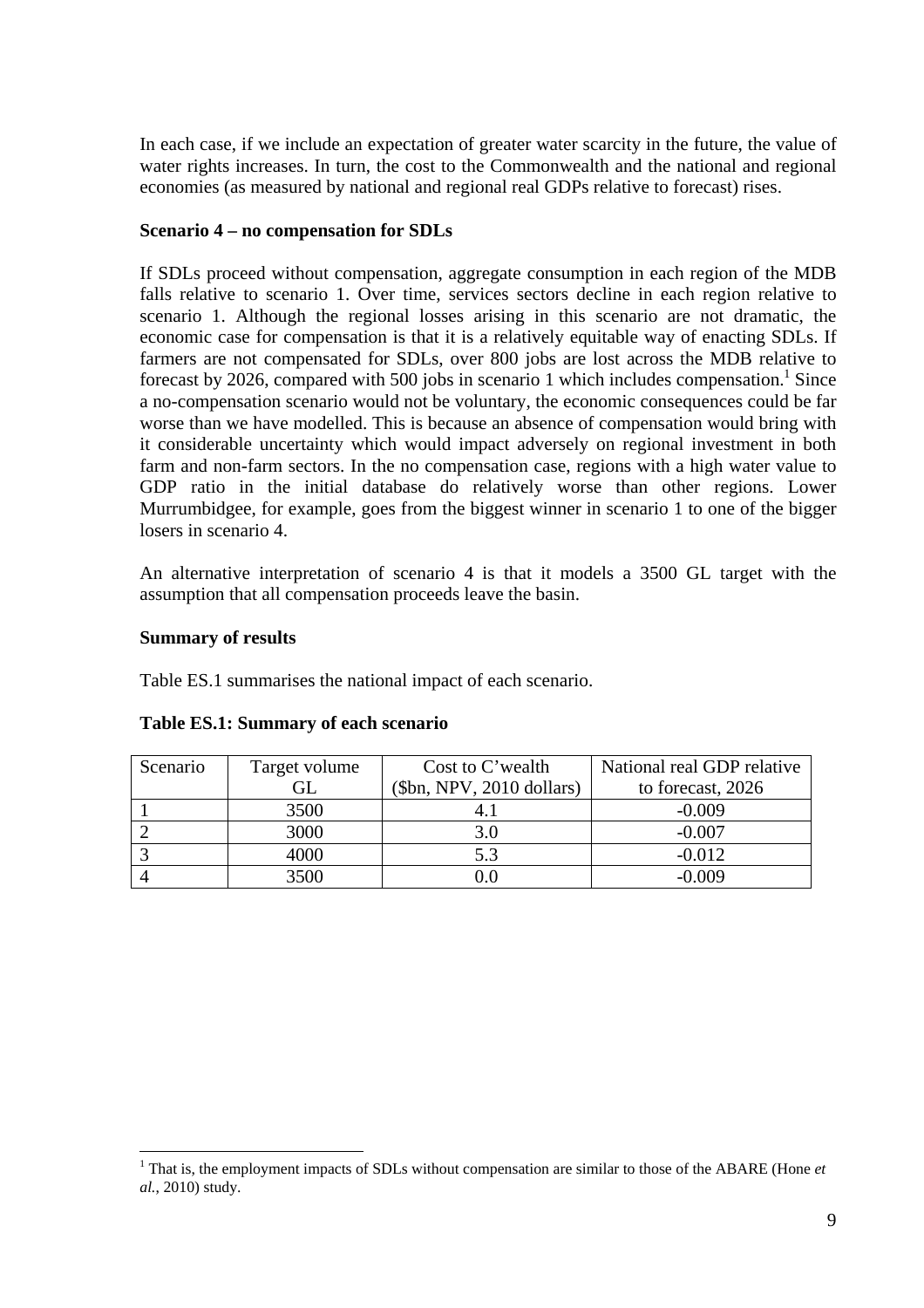In each case, if we include an expectation of greater water scarcity in the future, the value of water rights increases. In turn, the cost to the Commonwealth and the national and regional economies (as measured by national and regional real GDPs relative to forecast) rises.

**Scenario 4 – no compensation for SDLs**

If SDLs proceed without compensation, aggregate consumption in each region of the MDB falls relative to scenario 1. Over time, services sectors decline in each region relative to scenario 1. Although the regional losses arising in this scenario are not dramatic, the economic case for compensation is that it is a relatively equitable way of enacting SDLs. If farmers are not compensated for SDLs, over 800 jobs are lost across the MDB relative to forecast by 2026, compared with 500 jobs in scenario 1 which includes compensation.[1] Since a no-compensation scenario would not be voluntary, the economic consequences could be far worse than we have modelled. This is because an absence of compensation would bring with it considerable uncertainty which would impact adversely on regional investment in both farm and non-farm sectors. In the no compensation case, regions with a high water value to GDP ratio in the initial database do relatively worse than other regions. Lower Murrumbidgee, for example, goes from the biggest winner in scenario 1 to one of the bigger losers in scenario 4.

An alternative interpretation of scenario 4 is that it models a 3500 GL target with the assumption that all compensation proceeds leave the basin.

**Summary of results**

Table ES.1 summarises the national impact of each scenario.

**Table ES.1: Summary of each scenario**

| Scenario | Target volume GL | Cost to C'wealth ($bn, NPV, 2010 dollars) | National real GDP relative to forecast, 2026 |
|---|---|---|---|
| 1 | 3500 | 4.1 | -0.009 |
| 2 | 3000 | 3.0 | -0.007 |
| 3 | 4000 | 5.3 | -0.012 |
| 4 | 3500 | 0.0 | -0.009 |

[1] That is, the employment impacts of SDLs without compensation are similar to those of the ABARE (Hone *et al.*, 2010) study.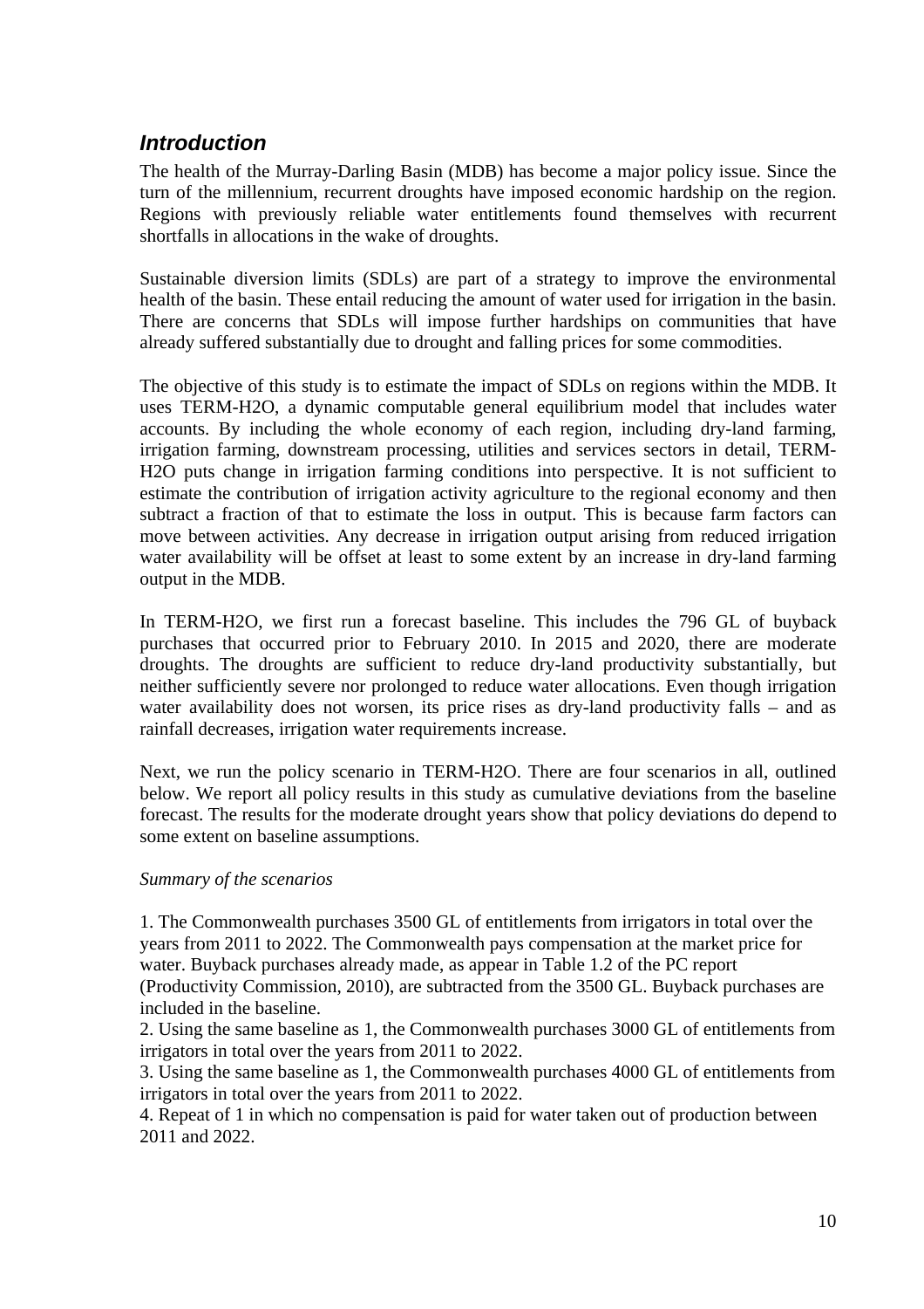## *Introduction*

The health of the Murray-Darling Basin (MDB) has become a major policy issue. Since the turn of the millennium, recurrent droughts have imposed economic hardship on the region. Regions with previously reliable water entitlements found themselves with recurrent shortfalls in allocations in the wake of droughts.

Sustainable diversion limits (SDLs) are part of a strategy to improve the environmental health of the basin. These entail reducing the amount of water used for irrigation in the basin. There are concerns that SDLs will impose further hardships on communities that have already suffered substantially due to drought and falling prices for some commodities.

The objective of this study is to estimate the impact of SDLs on regions within the MDB. It uses TERM-H2O, a dynamic computable general equilibrium model that includes water accounts. By including the whole economy of each region, including dry-land farming, irrigation farming, downstream processing, utilities and services sectors in detail, TERM-H2O puts change in irrigation farming conditions into perspective. It is not sufficient to estimate the contribution of irrigation activity agriculture to the regional economy and then subtract a fraction of that to estimate the loss in output. This is because farm factors can move between activities. Any decrease in irrigation output arising from reduced irrigation water availability will be offset at least to some extent by an increase in dry-land farming output in the MDB.

In TERM-H2O, we first run a forecast baseline. This includes the 796 GL of buyback purchases that occurred prior to February 2010. In 2015 and 2020, there are moderate droughts. The droughts are sufficient to reduce dry-land productivity substantially, but neither sufficiently severe nor prolonged to reduce water allocations. Even though irrigation water availability does not worsen, its price rises as dry-land productivity falls – and as rainfall decreases, irrigation water requirements increase.

Next, we run the policy scenario in TERM-H2O. There are four scenarios in all, outlined below. We report all policy results in this study as cumulative deviations from the baseline forecast. The results for the moderate drought years show that policy deviations do depend to some extent on baseline assumptions.

*Summary of the scenarios*

1. The Commonwealth purchases 3500 GL of entitlements from irrigators in total over the years from 2011 to 2022. The Commonwealth pays compensation at the market price for water. Buyback purchases already made, as appear in Table 1.2 of the PC report (Productivity Commission, 2010), are subtracted from the 3500 GL. Buyback purchases are included in the baseline.
2. Using the same baseline as 1, the Commonwealth purchases 3000 GL of entitlements from irrigators in total over the years from 2011 to 2022.
3. Using the same baseline as 1, the Commonwealth purchases 4000 GL of entitlements from irrigators in total over the years from 2011 to 2022.
4. Repeat of 1 in which no compensation is paid for water taken out of production between 2011 and 2022.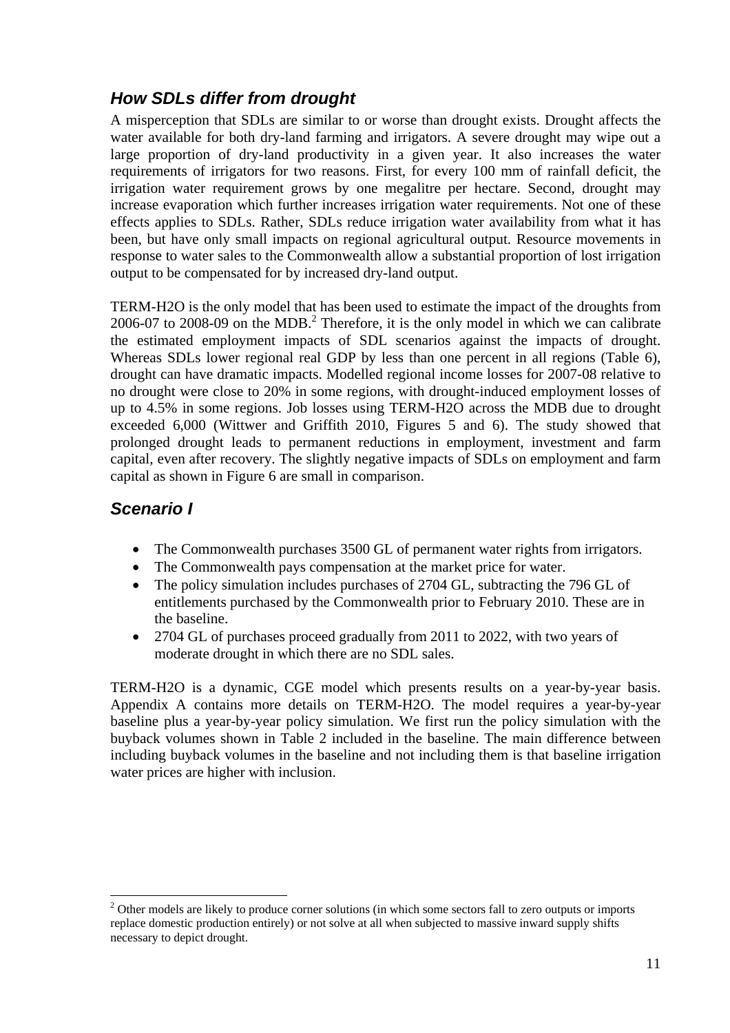## *How SDLs differ from drought*

A misperception that SDLs are similar to or worse than drought exists. Drought affects the water available for both dry-land farming and irrigators. A severe drought may wipe out a large proportion of dry-land productivity in a given year. It also increases the water requirements of irrigators for two reasons. First, for every 100 mm of rainfall deficit, the irrigation water requirement grows by one megalitre per hectare. Second, drought may increase evaporation which further increases irrigation water requirements. Not one of these effects applies to SDLs. Rather, SDLs reduce irrigation water availability from what it has been, but have only small impacts on regional agricultural output. Resource movements in response to water sales to the Commonwealth allow a substantial proportion of lost irrigation output to be compensated for by increased dry-land output.

TERM-H2O is the only model that has been used to estimate the impact of the droughts from 2006-07 to 2008-09 on the MDB.[2] Therefore, it is the only model in which we can calibrate the estimated employment impacts of SDL scenarios against the impacts of drought. Whereas SDLs lower regional real GDP by less than one percent in all regions (Table 6), drought can have dramatic impacts. Modelled regional income losses for 2007-08 relative to no drought were close to 20% in some regions, with drought-induced employment losses of up to 4.5% in some regions. Job losses using TERM-H2O across the MDB due to drought exceeded 6,000 (Wittwer and Griffith 2010, Figures 5 and 6). The study showed that prolonged drought leads to permanent reductions in employment, investment and farm capital, even after recovery. The slightly negative impacts of SDLs on employment and farm capital as shown in Figure 6 are small in comparison.

## *Scenario I*

- The Commonwealth purchases 3500 GL of permanent water rights from irrigators.
- The Commonwealth pays compensation at the market price for water.
- The policy simulation includes purchases of 2704 GL, subtracting the 796 GL of entitlements purchased by the Commonwealth prior to February 2010. These are in the baseline.
- 2704 GL of purchases proceed gradually from 2011 to 2022, with two years of moderate drought in which there are no SDL sales.

TERM-H2O is a dynamic, CGE model which presents results on a year-by-year basis. Appendix A contains more details on TERM-H2O. The model requires a year-by-year baseline plus a year-by-year policy simulation. We first run the policy simulation with the buyback volumes shown in Table 2 included in the baseline. The main difference between including buyback volumes in the baseline and not including them is that baseline irrigation water prices are higher with inclusion.

[2] Other models are likely to produce corner solutions (in which some sectors fall to zero outputs or imports replace domestic production entirely) or not solve at all when subjected to massive inward supply shifts necessary to depict drought.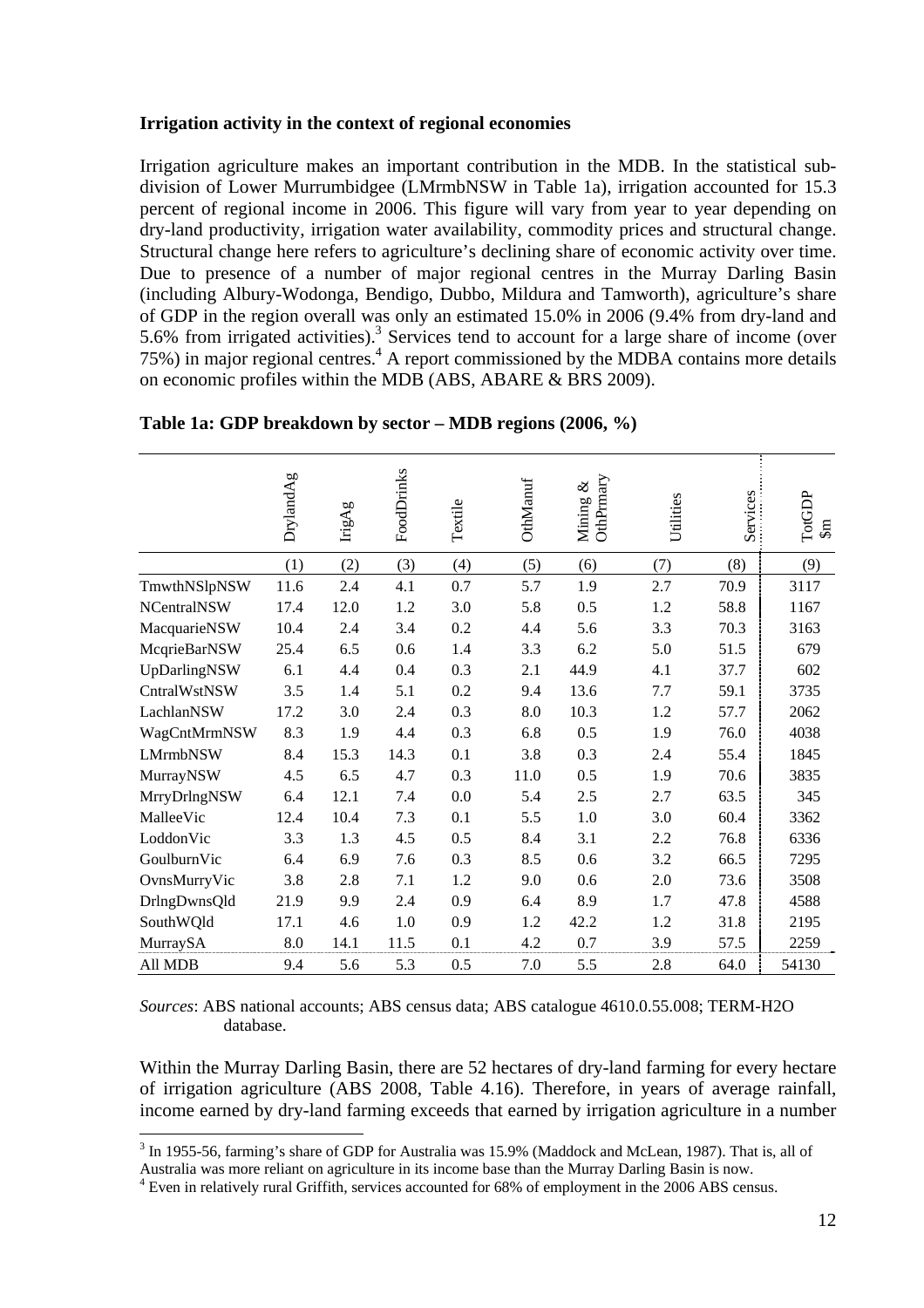**Irrigation activity in the context of regional economies**

Irrigation agriculture makes an important contribution in the MDB. In the statistical sub-division of Lower Murrumbidgee (LMrmbNSW in Table 1a), irrigation accounted for 15.3 percent of regional income in 2006. This figure will vary from year to year depending on dry-land productivity, irrigation water availability, commodity prices and structural change. Structural change here refers to agriculture's declining share of economic activity over time. Due to presence of a number of major regional centres in the Murray Darling Basin (including Albury-Wodonga, Bendigo, Dubbo, Mildura and Tamworth), agriculture's share of GDP in the region overall was only an estimated 15.0% in 2006 (9.4% from dry-land and 5.6% from irrigated activities).[3] Services tend to account for a large share of income (over 75%) in major regional centres.[4] A report commissioned by the MDBA contains more details on economic profiles within the MDB (ABS, ABARE & BRS 2009).

**Table 1a: GDP breakdown by sector – MDB regions (2006, %)**

| | DrylandAg | IrigAg | FoodDrinks | Textile | OthManuf | Mining & OthPrmary | Utilities | Services | TotGDP $m |
|---|---|---|---|---|---|---|---|---|---|
| | (1) | (2) | (3) | (4) | (5) | (6) | (7) | (8) | (9) |
| TmwthNSlpNSW | 11.6 | 2.4 | 4.1 | 0.7 | 5.7 | 1.9 | 2.7 | 70.9 | 3117 |
| NCentralNSW | 17.4 | 12.0 | 1.2 | 3.0 | 5.8 | 0.5 | 1.2 | 58.8 | 1167 |
| MacquarieNSW | 10.4 | 2.4 | 3.4 | 0.2 | 4.4 | 5.6 | 3.3 | 70.3 | 3163 |
| McqrieBarNSW | 25.4 | 6.5 | 0.6 | 1.4 | 3.3 | 6.2 | 5.0 | 51.5 | 679 |
| UpDarlingNSW | 6.1 | 4.4 | 0.4 | 0.3 | 2.1 | 44.9 | 4.1 | 37.7 | 602 |
| CntralWstNSW | 3.5 | 1.4 | 5.1 | 0.2 | 9.4 | 13.6 | 7.7 | 59.1 | 3735 |
| LachlanNSW | 17.2 | 3.0 | 2.4 | 0.3 | 8.0 | 10.3 | 1.2 | 57.7 | 2062 |
| WagCntMrmNSW | 8.3 | 1.9 | 4.4 | 0.3 | 6.8 | 0.5 | 1.9 | 76.0 | 4038 |
| LMrmbNSW | 8.4 | 15.3 | 14.3 | 0.1 | 3.8 | 0.3 | 2.4 | 55.4 | 1845 |
| MurrayNSW | 4.5 | 6.5 | 4.7 | 0.3 | 11.0 | 0.5 | 1.9 | 70.6 | 3835 |
| MrryDrlngNSW | 6.4 | 12.1 | 7.4 | 0.0 | 5.4 | 2.5 | 2.7 | 63.5 | 345 |
| MalleeVic | 12.4 | 10.4 | 7.3 | 0.1 | 5.5 | 1.0 | 3.0 | 60.4 | 3362 |
| LoddonVic | 3.3 | 1.3 | 4.5 | 0.5 | 8.4 | 3.1 | 2.2 | 76.8 | 6336 |
| GoulburnVic | 6.4 | 6.9 | 7.6 | 0.3 | 8.5 | 0.6 | 3.2 | 66.5 | 7295 |
| OvnsMurryVic | 3.8 | 2.8 | 7.1 | 1.2 | 9.0 | 0.6 | 2.0 | 73.6 | 3508 |
| DrlngDwnsQld | 21.9 | 9.9 | 2.4 | 0.9 | 6.4 | 8.9 | 1.7 | 47.8 | 4588 |
| SouthWQld | 17.1 | 4.6 | 1.0 | 0.9 | 1.2 | 42.2 | 1.2 | 31.8 | 2195 |
| MurraySA | 8.0 | 14.1 | 11.5 | 0.1 | 4.2 | 0.7 | 3.9 | 57.5 | 2259 |
| All MDB | 9.4 | 5.6 | 5.3 | 0.5 | 7.0 | 5.5 | 2.8 | 64.0 | 54130 |

*Sources*: ABS national accounts; ABS census data; ABS catalogue 4610.0.55.008; TERM-H2O database.

Within the Murray Darling Basin, there are 52 hectares of dry-land farming for every hectare of irrigation agriculture (ABS 2008, Table 4.16). Therefore, in years of average rainfall, income earned by dry-land farming exceeds that earned by irrigation agriculture in a number

[3] In 1955-56, farming's share of GDP for Australia was 15.9% (Maddock and McLean, 1987). That is, all of Australia was more reliant on agriculture in its income base than the Murray Darling Basin is now.

[4] Even in relatively rural Griffith, services accounted for 68% of employment in the 2006 ABS census.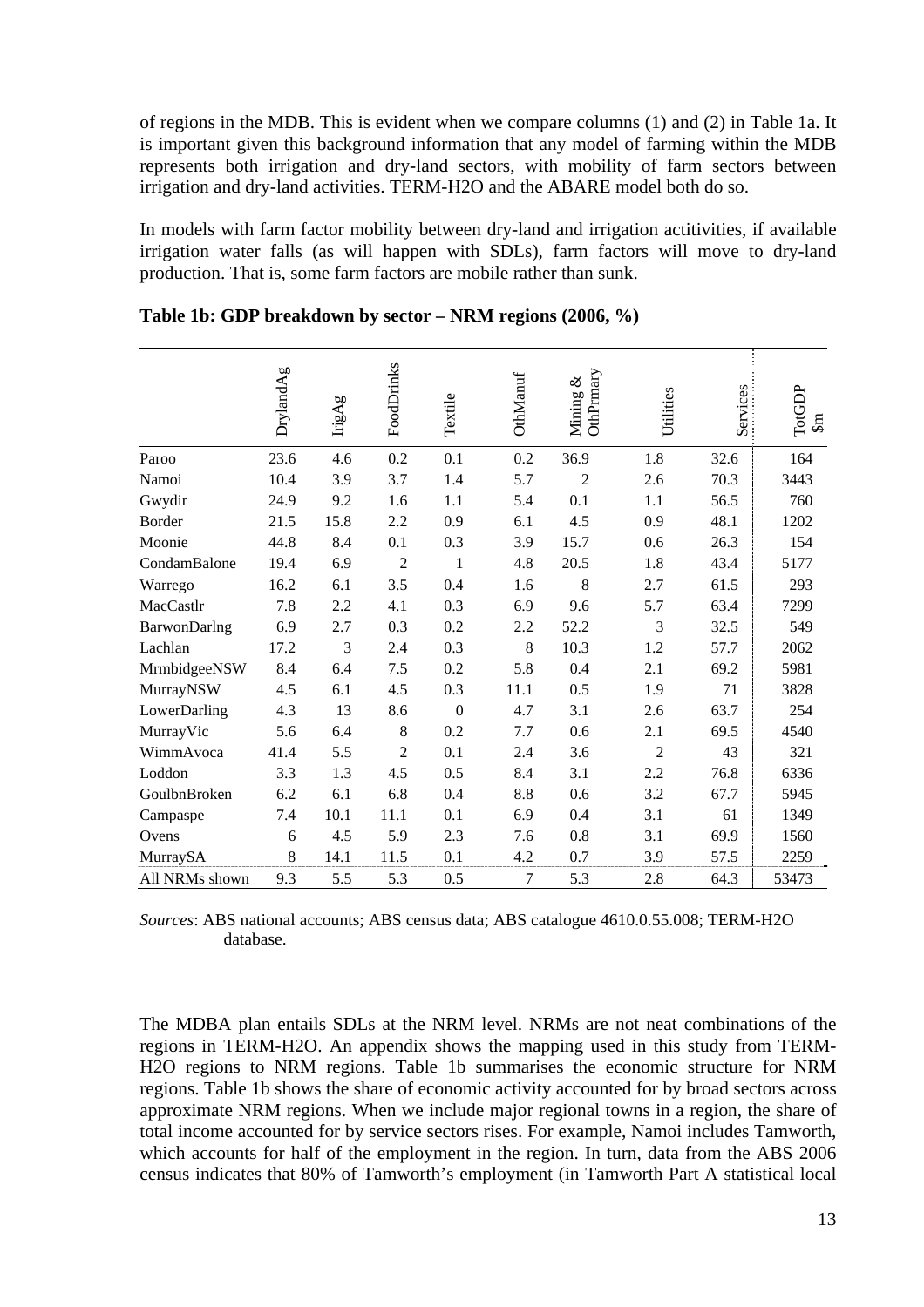of regions in the MDB. This is evident when we compare columns (1) and (2) in Table 1a. It is important given this background information that any model of farming within the MDB represents both irrigation and dry-land sectors, with mobility of farm sectors between irrigation and dry-land activities. TERM-H2O and the ABARE model both do so.

In models with farm factor mobility between dry-land and irrigation actitivities, if available irrigation water falls (as will happen with SDLs), farm factors will move to dry-land production. That is, some farm factors are mobile rather than sunk.

**Table 1b: GDP breakdown by sector – NRM regions (2006, %)**

| | DrylandAg | IrigAg | FoodDrinks | Textile | OthManuf | Mining & OthPrmary | Utilities | Services | TotGDP $m |
|---|---|---|---|---|---|---|---|---|---|
| Paroo | 23.6 | 4.6 | 0.2 | 0.1 | 0.2 | 36.9 | 1.8 | 32.6 | 164 |
| Namoi | 10.4 | 3.9 | 3.7 | 1.4 | 5.7 | 2 | 2.6 | 70.3 | 3443 |
| Gwydir | 24.9 | 9.2 | 1.6 | 1.1 | 5.4 | 0.1 | 1.1 | 56.5 | 760 |
| Border | 21.5 | 15.8 | 2.2 | 0.9 | 6.1 | 4.5 | 0.9 | 48.1 | 1202 |
| Moonie | 44.8 | 8.4 | 0.1 | 0.3 | 3.9 | 15.7 | 0.6 | 26.3 | 154 |
| CondamBalone | 19.4 | 6.9 | 2 | 1 | 4.8 | 20.5 | 1.8 | 43.4 | 5177 |
| Warrego | 16.2 | 6.1 | 3.5 | 0.4 | 1.6 | 8 | 2.7 | 61.5 | 293 |
| MacCastlr | 7.8 | 2.2 | 4.1 | 0.3 | 6.9 | 9.6 | 5.7 | 63.4 | 7299 |
| BarwonDarlng | 6.9 | 2.7 | 0.3 | 0.2 | 2.2 | 52.2 | 3 | 32.5 | 549 |
| Lachlan | 17.2 | 3 | 2.4 | 0.3 | 8 | 10.3 | 1.2 | 57.7 | 2062 |
| MrmbidgeeNSW | 8.4 | 6.4 | 7.5 | 0.2 | 5.8 | 0.4 | 2.1 | 69.2 | 5981 |
| MurrayNSW | 4.5 | 6.1 | 4.5 | 0.3 | 11.1 | 0.5 | 1.9 | 71 | 3828 |
| LowerDarling | 4.3 | 13 | 8.6 | 0 | 4.7 | 3.1 | 2.6 | 63.7 | 254 |
| MurrayVic | 5.6 | 6.4 | 8 | 0.2 | 7.7 | 0.6 | 2.1 | 69.5 | 4540 |
| WimmAvoca | 41.4 | 5.5 | 2 | 0.1 | 2.4 | 3.6 | 2 | 43 | 321 |
| Loddon | 3.3 | 1.3 | 4.5 | 0.5 | 8.4 | 3.1 | 2.2 | 76.8 | 6336 |
| GoulbnBroken | 6.2 | 6.1 | 6.8 | 0.4 | 8.8 | 0.6 | 3.2 | 67.7 | 5945 |
| Campaspe | 7.4 | 10.1 | 11.1 | 0.1 | 6.9 | 0.4 | 3.1 | 61 | 1349 |
| Ovens | 6 | 4.5 | 5.9 | 2.3 | 7.6 | 0.8 | 3.1 | 69.9 | 1560 |
| MurraySA | 8 | 14.1 | 11.5 | 0.1 | 4.2 | 0.7 | 3.9 | 57.5 | 2259 |
| All NRMs shown | 9.3 | 5.5 | 5.3 | 0.5 | 7 | 5.3 | 2.8 | 64.3 | 53473 |

*Sources*: ABS national accounts; ABS census data; ABS catalogue 4610.0.55.008; TERM-H2O database.

The MDBA plan entails SDLs at the NRM level. NRMs are not neat combinations of the regions in TERM-H2O. An appendix shows the mapping used in this study from TERM-H2O regions to NRM regions. Table 1b summarises the economic structure for NRM regions. Table 1b shows the share of economic activity accounted for by broad sectors across approximate NRM regions. When we include major regional towns in a region, the share of total income accounted for by service sectors rises. For example, Namoi includes Tamworth, which accounts for half of the employment in the region. In turn, data from the ABS 2006 census indicates that 80% of Tamworth's employment (in Tamworth Part A statistical local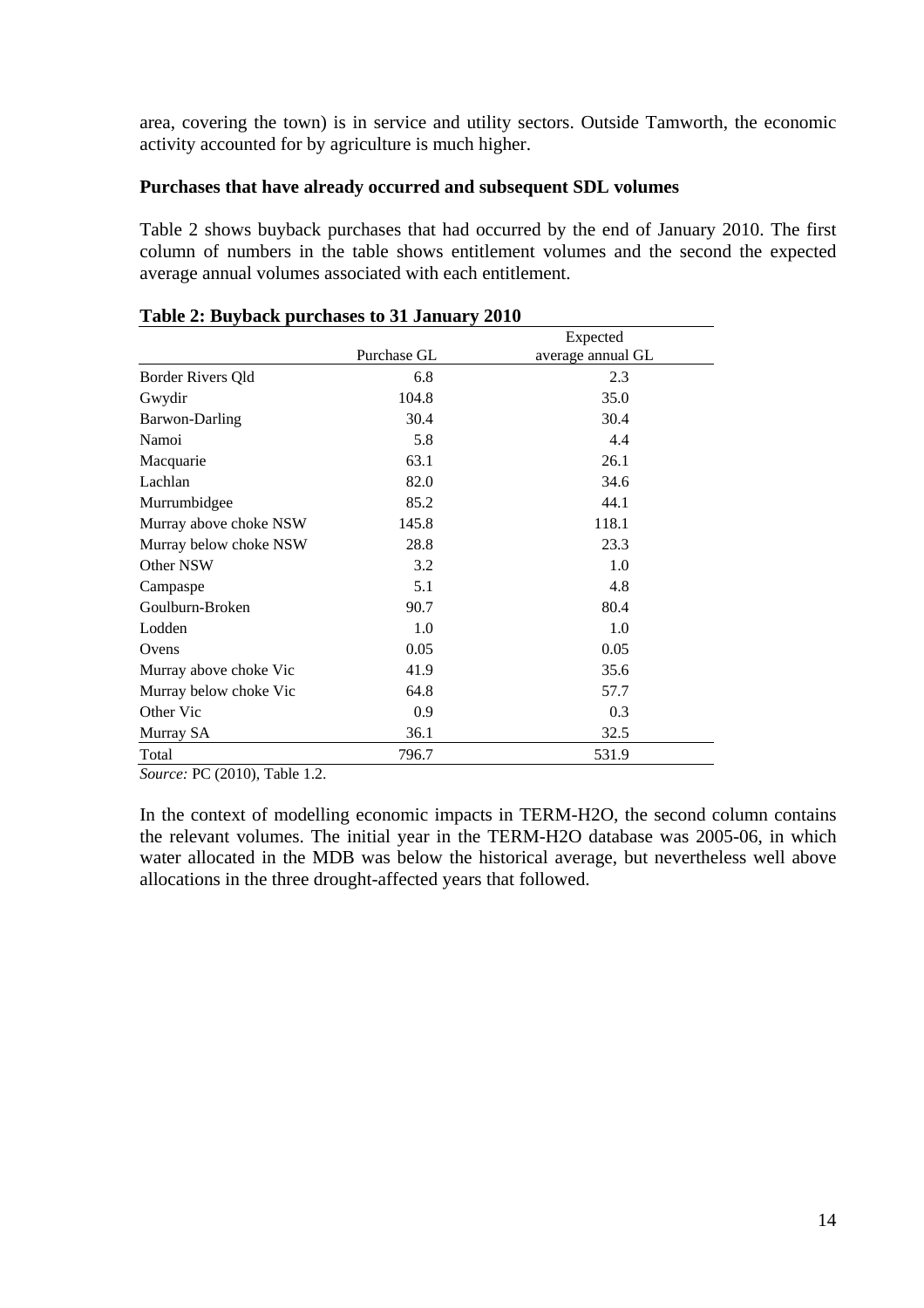area, covering the town) is in service and utility sectors. Outside Tamworth, the economic activity accounted for by agriculture is much higher.

**Purchases that have already occurred and subsequent SDL volumes**

Table 2 shows buyback purchases that had occurred by the end of January 2010. The first column of numbers in the table shows entitlement volumes and the second the expected average annual volumes associated with each entitlement.

**Table 2: Buyback purchases to 31 January 2010**

| | Purchase GL | Expected average annual GL |
|---|---|---|
| Border Rivers Qld | 6.8 | 2.3 |
| Gwydir | 104.8 | 35.0 |
| Barwon-Darling | 30.4 | 30.4 |
| Namoi | 5.8 | 4.4 |
| Macquarie | 63.1 | 26.1 |
| Lachlan | 82.0 | 34.6 |
| Murrumbidgee | 85.2 | 44.1 |
| Murray above choke NSW | 145.8 | 118.1 |
| Murray below choke NSW | 28.8 | 23.3 |
| Other NSW | 3.2 | 1.0 |
| Campaspe | 5.1 | 4.8 |
| Goulburn-Broken | 90.7 | 80.4 |
| Lodden | 1.0 | 1.0 |
| Ovens | 0.05 | 0.05 |
| Murray above choke Vic | 41.9 | 35.6 |
| Murray below choke Vic | 64.8 | 57.7 |
| Other Vic | 0.9 | 0.3 |
| Murray SA | 36.1 | 32.5 |
| Total | 796.7 | 531.9 |

*Source:* PC (2010), Table 1.2.

In the context of modelling economic impacts in TERM-H2O, the second column contains the relevant volumes. The initial year in the TERM-H2O database was 2005-06, in which water allocated in the MDB was below the historical average, but nevertheless well above allocations in the three drought-affected years that followed.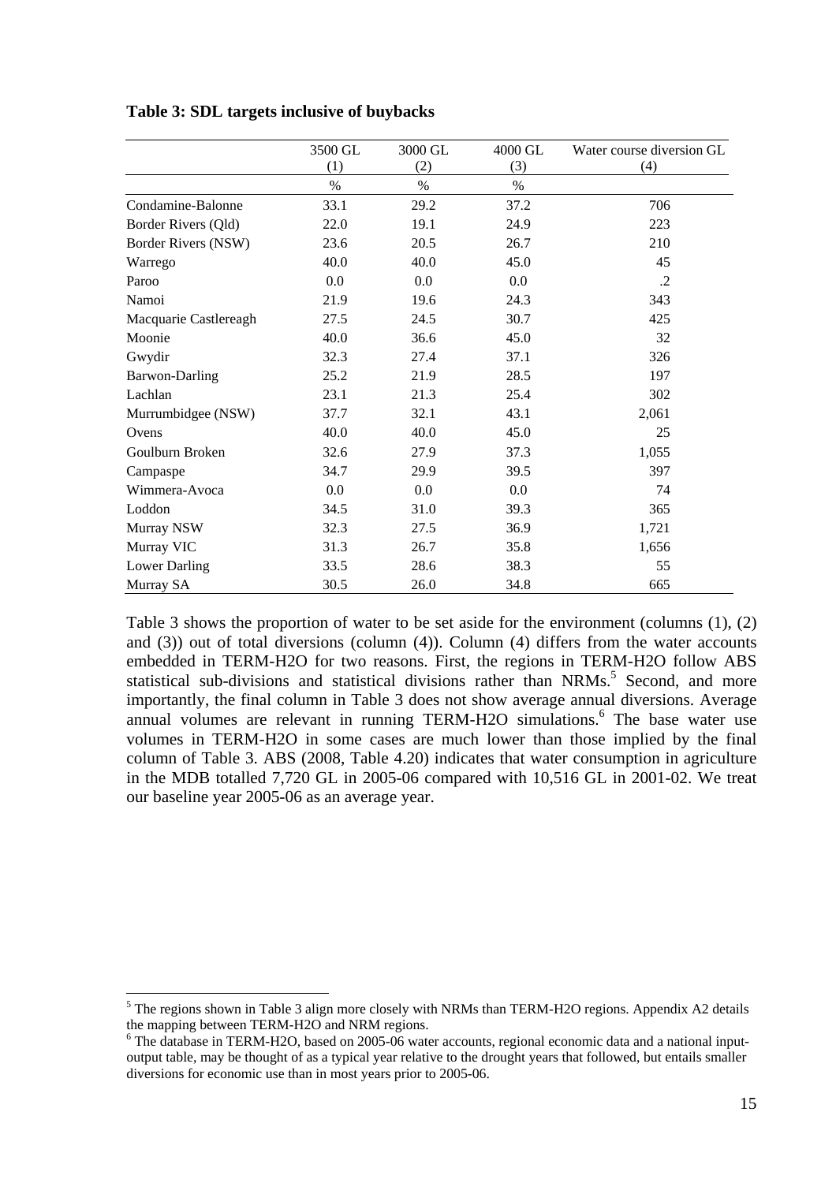**Table 3: SDL targets inclusive of buybacks**

| | 3500 GL (1) | 3000 GL (2) | 4000 GL (3) | Water course diversion GL (4) |
|---|---|---|---|---|
| | % | % | % | |
| Condamine-Balonne | 33.1 | 29.2 | 37.2 | 706 |
| Border Rivers (Qld) | 22.0 | 19.1 | 24.9 | 223 |
| Border Rivers (NSW) | 23.6 | 20.5 | 26.7 | 210 |
| Warrego | 40.0 | 40.0 | 45.0 | 45 |
| Paroo | 0.0 | 0.0 | 0.0 | .2 |
| Namoi | 21.9 | 19.6 | 24.3 | 343 |
| Macquarie Castlereagh | 27.5 | 24.5 | 30.7 | 425 |
| Moonie | 40.0 | 36.6 | 45.0 | 32 |
| Gwydir | 32.3 | 27.4 | 37.1 | 326 |
| Barwon-Darling | 25.2 | 21.9 | 28.5 | 197 |
| Lachlan | 23.1 | 21.3 | 25.4 | 302 |
| Murrumbidgee (NSW) | 37.7 | 32.1 | 43.1 | 2,061 |
| Ovens | 40.0 | 40.0 | 45.0 | 25 |
| Goulburn Broken | 32.6 | 27.9 | 37.3 | 1,055 |
| Campaspe | 34.7 | 29.9 | 39.5 | 397 |
| Wimmera-Avoca | 0.0 | 0.0 | 0.0 | 74 |
| Loddon | 34.5 | 31.0 | 39.3 | 365 |
| Murray NSW | 32.3 | 27.5 | 36.9 | 1,721 |
| Murray VIC | 31.3 | 26.7 | 35.8 | 1,656 |
| Lower Darling | 33.5 | 28.6 | 38.3 | 55 |
| Murray SA | 30.5 | 26.0 | 34.8 | 665 |

Table 3 shows the proportion of water to be set aside for the environment (columns (1), (2) and (3)) out of total diversions (column (4)). Column (4) differs from the water accounts embedded in TERM-H2O for two reasons. First, the regions in TERM-H2O follow ABS statistical sub-divisions and statistical divisions rather than NRMs.[5] Second, and more importantly, the final column in Table 3 does not show average annual diversions. Average annual volumes are relevant in running TERM-H2O simulations.[6] The base water use volumes in TERM-H2O in some cases are much lower than those implied by the final column of Table 3. ABS (2008, Table 4.20) indicates that water consumption in agriculture in the MDB totalled 7,720 GL in 2005-06 compared with 10,516 GL in 2001-02. We treat our baseline year 2005-06 as an average year.

[5] The regions shown in Table 3 align more closely with NRMs than TERM-H2O regions. Appendix A2 details the mapping between TERM-H2O and NRM regions.

[6] The database in TERM-H2O, based on 2005-06 water accounts, regional economic data and a national input-output table, may be thought of as a typical year relative to the drought years that followed, but entails smaller diversions for economic use than in most years prior to 2005-06.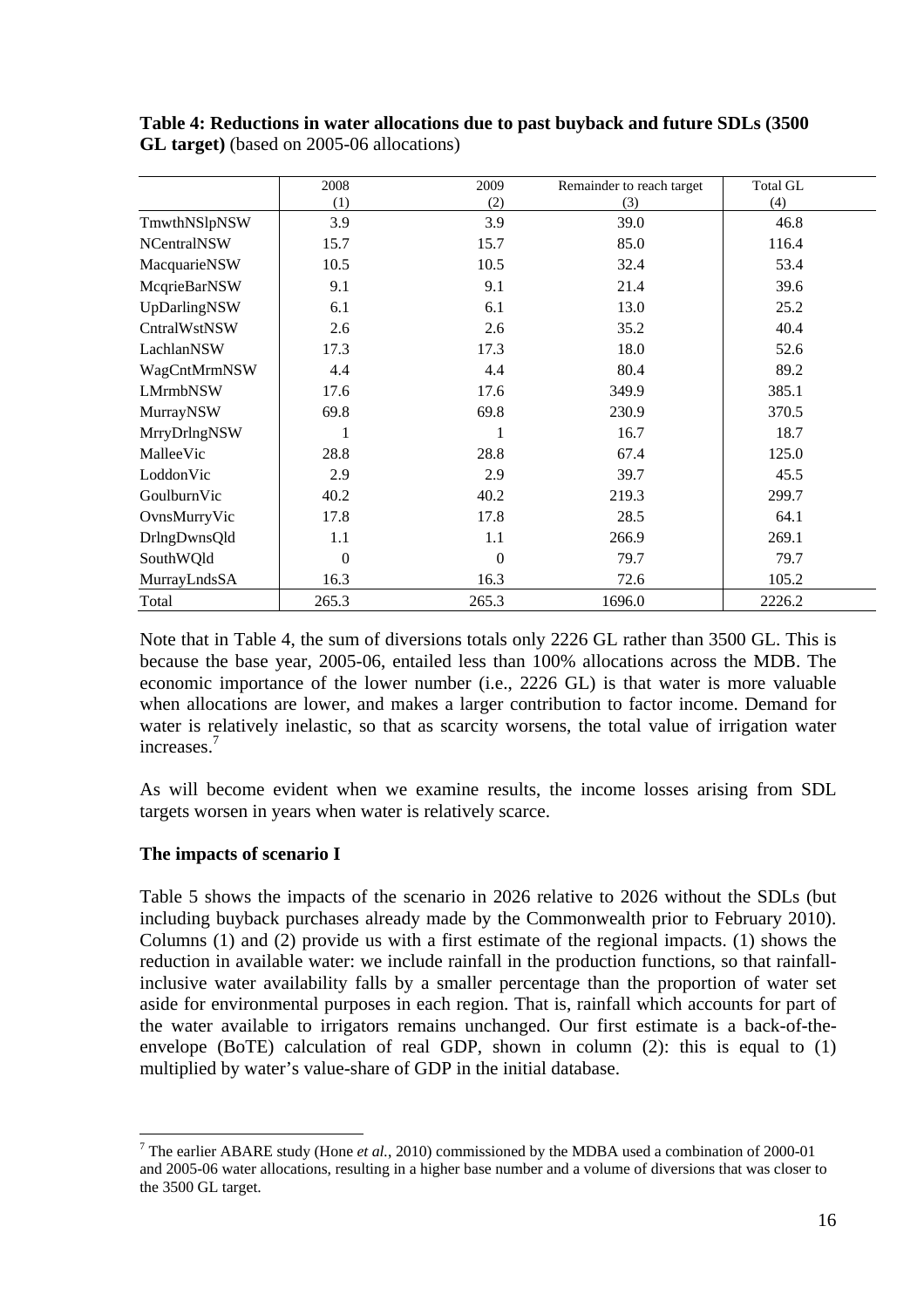**Table 4: Reductions in water allocations due to past buyback and future SDLs (3500 GL target)** (based on 2005-06 allocations)

| | 2008 (1) | 2009 (2) | Remainder to reach target (3) | Total GL (4) |
|---|---|---|---|---|
| TmwthNSlpNSW | 3.9 | 3.9 | 39.0 | 46.8 |
| NCentralNSW | 15.7 | 15.7 | 85.0 | 116.4 |
| MacquarieNSW | 10.5 | 10.5 | 32.4 | 53.4 |
| McqrieBarNSW | 9.1 | 9.1 | 21.4 | 39.6 |
| UpDarlingNSW | 6.1 | 6.1 | 13.0 | 25.2 |
| CntralWstNSW | 2.6 | 2.6 | 35.2 | 40.4 |
| LachlanNSW | 17.3 | 17.3 | 18.0 | 52.6 |
| WagCntMrmNSW | 4.4 | 4.4 | 80.4 | 89.2 |
| LMrmbNSW | 17.6 | 17.6 | 349.9 | 385.1 |
| MurrayNSW | 69.8 | 69.8 | 230.9 | 370.5 |
| MrryDrlngNSW | 1 | 1 | 16.7 | 18.7 |
| MalleeVic | 28.8 | 28.8 | 67.4 | 125.0 |
| LoddonVic | 2.9 | 2.9 | 39.7 | 45.5 |
| GoulburnVic | 40.2 | 40.2 | 219.3 | 299.7 |
| OvnsMurryVic | 17.8 | 17.8 | 28.5 | 64.1 |
| DrlngDwnsQld | 1.1 | 1.1 | 266.9 | 269.1 |
| SouthWQld | 0 | 0 | 79.7 | 79.7 |
| MurrayLndsSA | 16.3 | 16.3 | 72.6 | 105.2 |
| Total | 265.3 | 265.3 | 1696.0 | 2226.2 |

Note that in Table 4, the sum of diversions totals only 2226 GL rather than 3500 GL. This is because the base year, 2005-06, entailed less than 100% allocations across the MDB. The economic importance of the lower number (i.e., 2226 GL) is that water is more valuable when allocations are lower, and makes a larger contribution to factor income. Demand for water is relatively inelastic, so that as scarcity worsens, the total value of irrigation water increases.[7]

As will become evident when we examine results, the income losses arising from SDL targets worsen in years when water is relatively scarce.

**The impacts of scenario I**

Table 5 shows the impacts of the scenario in 2026 relative to 2026 without the SDLs (but including buyback purchases already made by the Commonwealth prior to February 2010). Columns (1) and (2) provide us with a first estimate of the regional impacts. (1) shows the reduction in available water: we include rainfall in the production functions, so that rainfall-inclusive water availability falls by a smaller percentage than the proportion of water set aside for environmental purposes in each region. That is, rainfall which accounts for part of the water available to irrigators remains unchanged. Our first estimate is a back-of-the-envelope (BoTE) calculation of real GDP, shown in column (2): this is equal to (1) multiplied by water's value-share of GDP in the initial database.

[7] The earlier ABARE study (Hone *et al.*, 2010) commissioned by the MDBA used a combination of 2000-01 and 2005-06 water allocations, resulting in a higher base number and a volume of diversions that was closer to the 3500 GL target.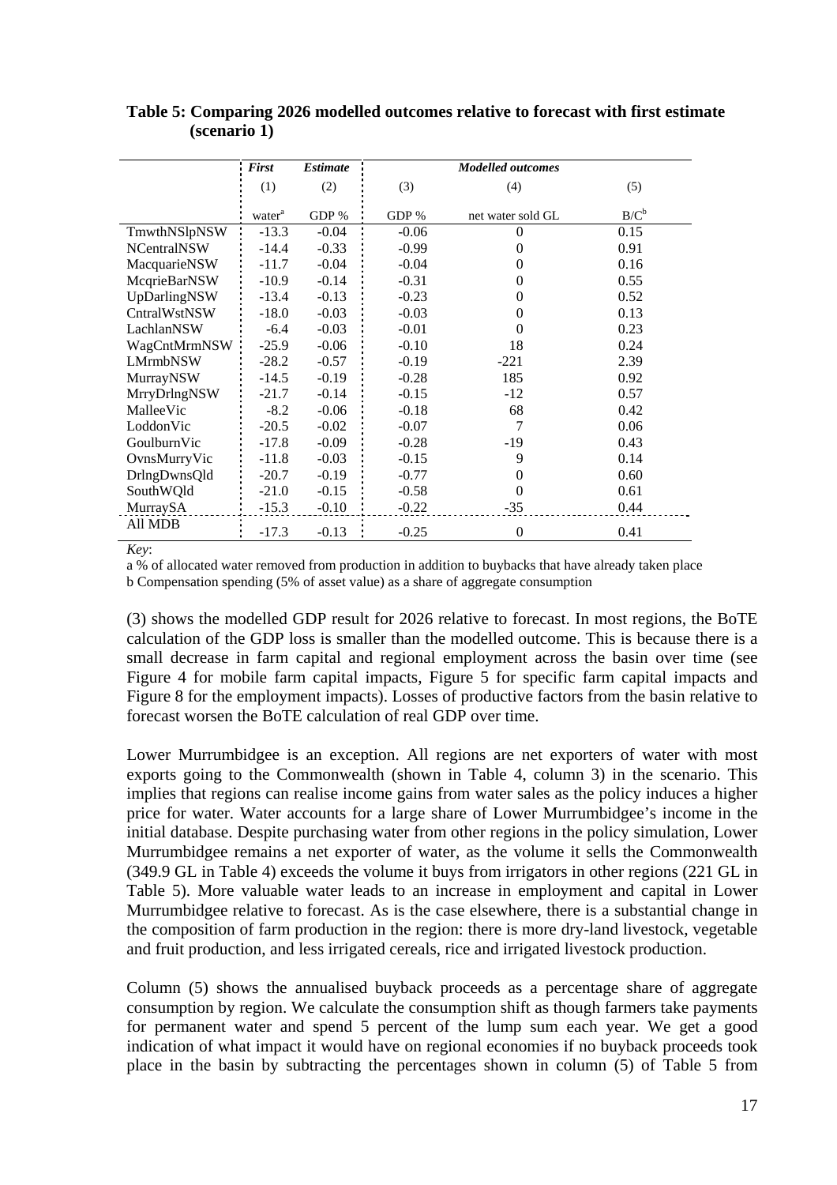**Table 5: Comparing 2026 modelled outcomes relative to forecast with first estimate (scenario 1)**

| | *First* | *Estimate* | | *Modelled outcomes* | |
|---|---|---|---|---|---|
| | (1) | (2) | (3) | (4) | (5) |
| | water[a] | GDP % | GDP % | net water sold GL | B/C[b] |
| TmwthNSlpNSW | -13.3 | -0.04 | -0.06 | 0 | 0.15 |
| NCentralNSW | -14.4 | -0.33 | -0.99 | 0 | 0.91 |
| MacquarieNSW | -11.7 | -0.04 | -0.04 | 0 | 0.16 |
| McqrieBarNSW | -10.9 | -0.14 | -0.31 | 0 | 0.55 |
| UpDarlingNSW | -13.4 | -0.13 | -0.23 | 0 | 0.52 |
| CntralWstNSW | -18.0 | -0.03 | -0.03 | 0 | 0.13 |
| LachlanNSW | -6.4 | -0.03 | -0.01 | 0 | 0.23 |
| WagCntMrmNSW | -25.9 | -0.06 | -0.10 | 18 | 0.24 |
| LMrmbNSW | -28.2 | -0.57 | -0.19 | -221 | 2.39 |
| MurrayNSW | -14.5 | -0.19 | -0.28 | 185 | 0.92 |
| MrryDrlngNSW | -21.7 | -0.14 | -0.15 | -12 | 0.57 |
| MalleeVic | -8.2 | -0.06 | -0.18 | 68 | 0.42 |
| LoddonVic | -20.5 | -0.02 | -0.07 | 7 | 0.06 |
| GoulburnVic | -17.8 | -0.09 | -0.28 | -19 | 0.43 |
| OvnsMurryVic | -11.8 | -0.03 | -0.15 | 9 | 0.14 |
| DrlngDwnsQld | -20.7 | -0.19 | -0.77 | 0 | 0.60 |
| SouthWQld | -21.0 | -0.15 | -0.58 | 0 | 0.61 |
| MurraySA | -15.3 | -0.10 | -0.22 | -35 | 0.44 |
| All MDB | -17.3 | -0.13 | -0.25 | 0 | 0.41 |

*Key*:

a % of allocated water removed from production in addition to buybacks that have already taken place

b Compensation spending (5% of asset value) as a share of aggregate consumption

(3) shows the modelled GDP result for 2026 relative to forecast. In most regions, the BoTE calculation of the GDP loss is smaller than the modelled outcome. This is because there is a small decrease in farm capital and regional employment across the basin over time (see Figure 4 for mobile farm capital impacts, Figure 5 for specific farm capital impacts and Figure 8 for the employment impacts). Losses of productive factors from the basin relative to forecast worsen the BoTE calculation of real GDP over time.

Lower Murrumbidgee is an exception. All regions are net exporters of water with most exports going to the Commonwealth (shown in Table 4, column 3) in the scenario. This implies that regions can realise income gains from water sales as the policy induces a higher price for water. Water accounts for a large share of Lower Murrumbidgee's income in the initial database. Despite purchasing water from other regions in the policy simulation, Lower Murrumbidgee remains a net exporter of water, as the volume it sells the Commonwealth (349.9 GL in Table 4) exceeds the volume it buys from irrigators in other regions (221 GL in Table 5). More valuable water leads to an increase in employment and capital in Lower Murrumbidgee relative to forecast. As is the case elsewhere, there is a substantial change in the composition of farm production in the region: there is more dry-land livestock, vegetable and fruit production, and less irrigated cereals, rice and irrigated livestock production.

Column (5) shows the annualised buyback proceeds as a percentage share of aggregate consumption by region. We calculate the consumption shift as though farmers take payments for permanent water and spend 5 percent of the lump sum each year. We get a good indication of what impact it would have on regional economies if no buyback proceeds took place in the basin by subtracting the percentages shown in column (5) of Table 5 from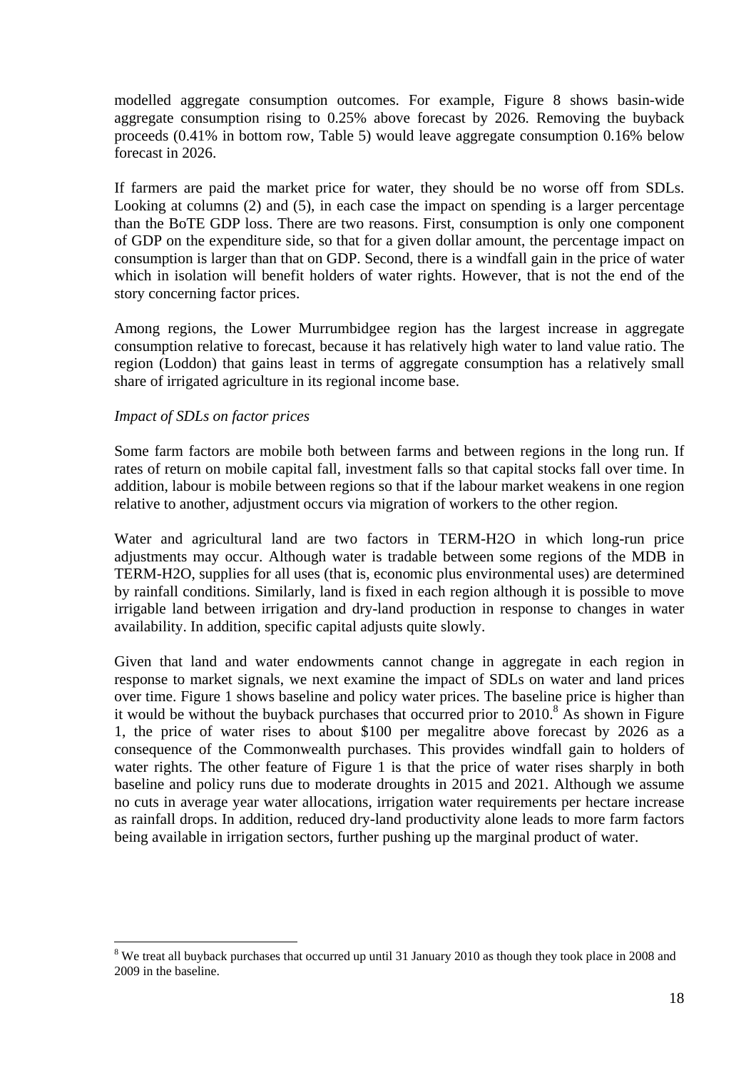modelled aggregate consumption outcomes. For example, Figure 8 shows basin-wide aggregate consumption rising to 0.25% above forecast by 2026. Removing the buyback proceeds (0.41% in bottom row, Table 5) would leave aggregate consumption 0.16% below forecast in 2026.

If farmers are paid the market price for water, they should be no worse off from SDLs. Looking at columns (2) and (5), in each case the impact on spending is a larger percentage than the BoTE GDP loss. There are two reasons. First, consumption is only one component of GDP on the expenditure side, so that for a given dollar amount, the percentage impact on consumption is larger than that on GDP. Second, there is a windfall gain in the price of water which in isolation will benefit holders of water rights. However, that is not the end of the story concerning factor prices.

Among regions, the Lower Murrumbidgee region has the largest increase in aggregate consumption relative to forecast, because it has relatively high water to land value ratio. The region (Loddon) that gains least in terms of aggregate consumption has a relatively small share of irrigated agriculture in its regional income base.

*Impact of SDLs on factor prices*

Some farm factors are mobile both between farms and between regions in the long run. If rates of return on mobile capital fall, investment falls so that capital stocks fall over time. In addition, labour is mobile between regions so that if the labour market weakens in one region relative to another, adjustment occurs via migration of workers to the other region.

Water and agricultural land are two factors in TERM-H2O in which long-run price adjustments may occur. Although water is tradable between some regions of the MDB in TERM-H2O, supplies for all uses (that is, economic plus environmental uses) are determined by rainfall conditions. Similarly, land is fixed in each region although it is possible to move irrigable land between irrigation and dry-land production in response to changes in water availability. In addition, specific capital adjusts quite slowly.

Given that land and water endowments cannot change in aggregate in each region in response to market signals, we next examine the impact of SDLs on water and land prices over time. Figure 1 shows baseline and policy water prices. The baseline price is higher than it would be without the buyback purchases that occurred prior to 2010.[8] As shown in Figure 1, the price of water rises to about $100 per megalitre above forecast by 2026 as a consequence of the Commonwealth purchases. This provides windfall gain to holders of water rights. The other feature of Figure 1 is that the price of water rises sharply in both baseline and policy runs due to moderate droughts in 2015 and 2021. Although we assume no cuts in average year water allocations, irrigation water requirements per hectare increase as rainfall drops. In addition, reduced dry-land productivity alone leads to more farm factors being available in irrigation sectors, further pushing up the marginal product of water.

[8] We treat all buyback purchases that occurred up until 31 January 2010 as though they took place in 2008 and 2009 in the baseline.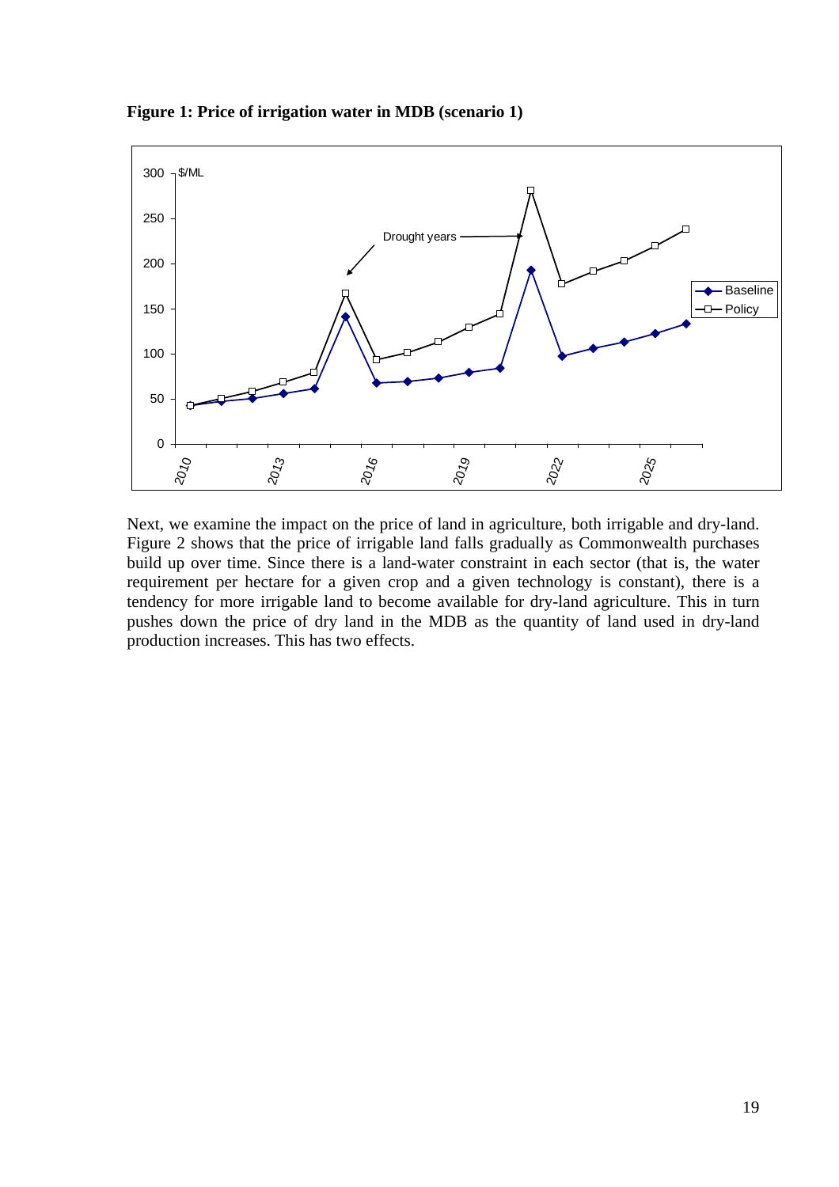**Figure 1: Price of irrigation water in MDB (scenario 1)**

Next, we examine the impact on the price of land in agriculture, both irrigable and dry-land. Figure 2 shows that the price of irrigable land falls gradually as Commonwealth purchases build up over time. Since there is a land-water constraint in each sector (that is, the water requirement per hectare for a given crop and a given technology is constant), there is a tendency for more irrigable land to become available for dry-land agriculture. This in turn pushes down the price of dry land in the MDB as the quantity of land used in dry-land production increases. This has two effects.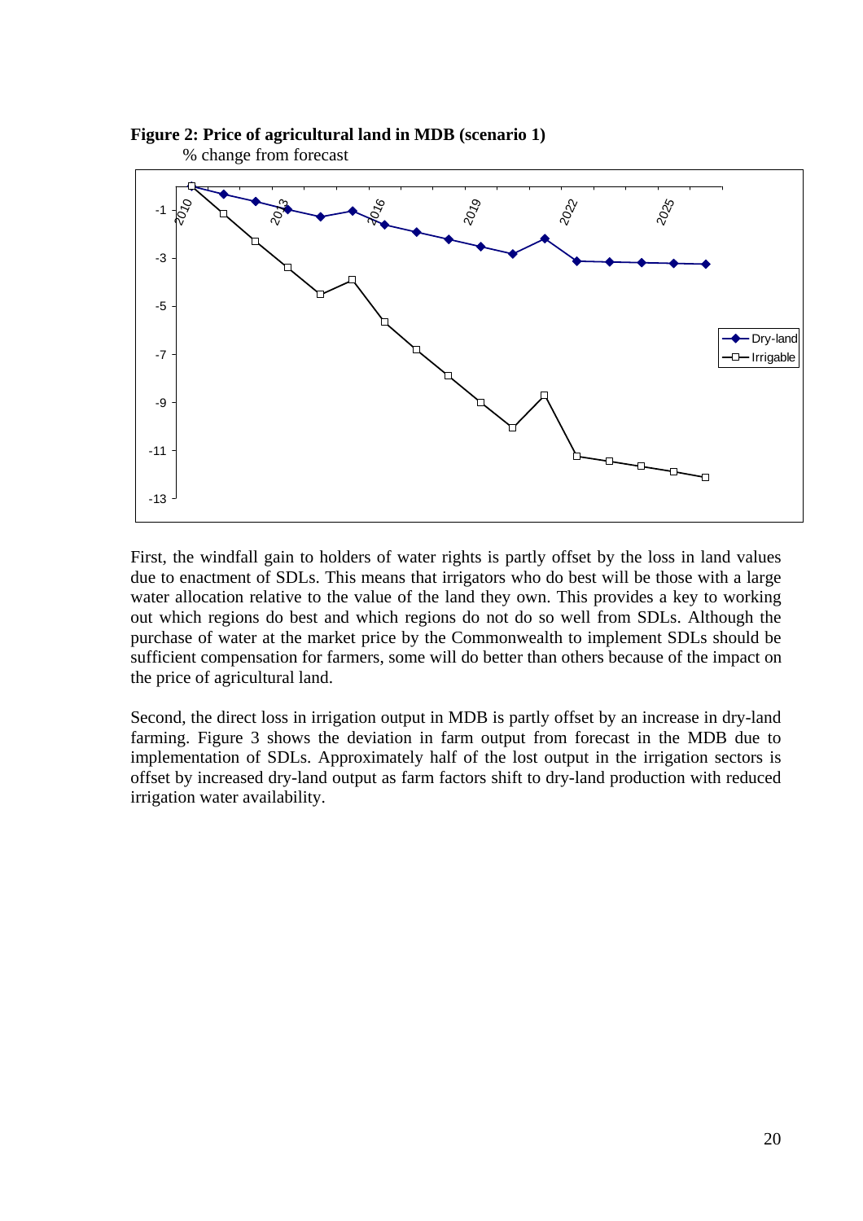**Figure 2: Price of agricultural land in MDB (scenario 1)**

% change from forecast

First, the windfall gain to holders of water rights is partly offset by the loss in land values due to enactment of SDLs. This means that irrigators who do best will be those with a large water allocation relative to the value of the land they own. This provides a key to working out which regions do best and which regions do not do so well from SDLs. Although the purchase of water at the market price by the Commonwealth to implement SDLs should be sufficient compensation for farmers, some will do better than others because of the impact on the price of agricultural land.

Second, the direct loss in irrigation output in MDB is partly offset by an increase in dry-land farming. Figure 3 shows the deviation in farm output from forecast in the MDB due to implementation of SDLs. Approximately half of the lost output in the irrigation sectors is offset by increased dry-land output as farm factors shift to dry-land production with reduced irrigation water availability.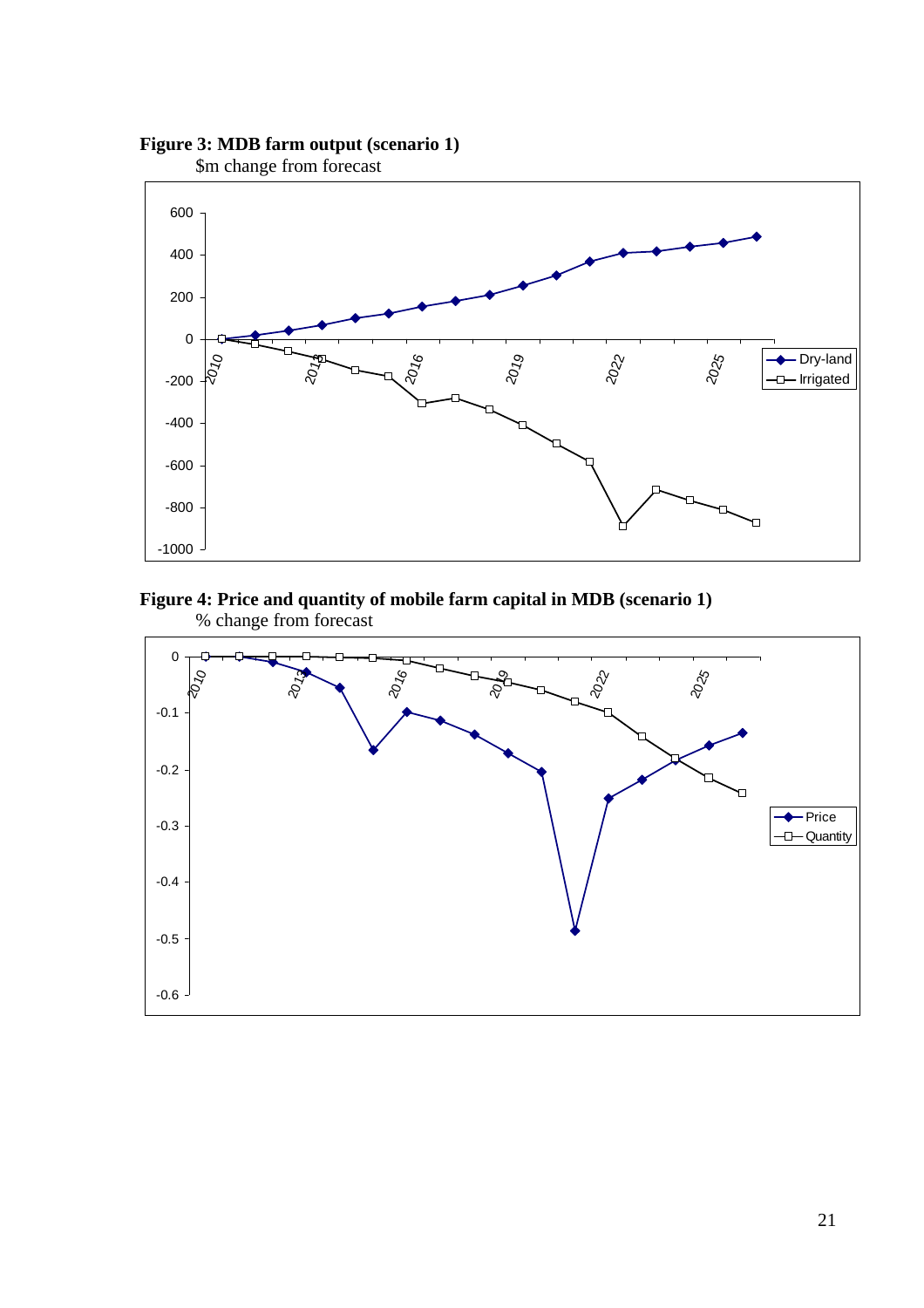**Figure 3: MDB farm output (scenario 1)**

$m change from forecast

**Figure 4: Price and quantity of mobile farm capital in MDB (scenario 1)**

% change from forecast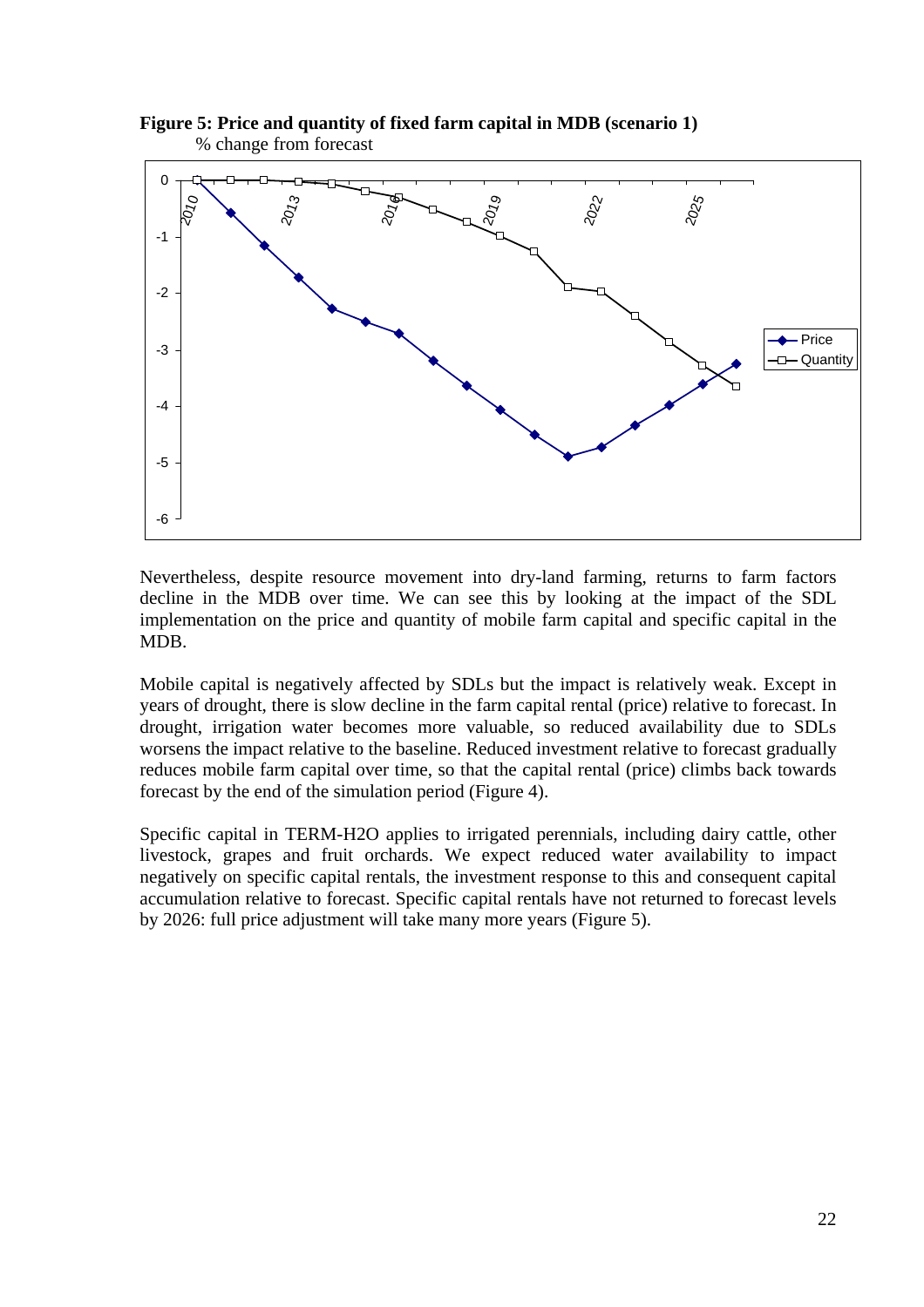**Figure 5: Price and quantity of fixed farm capital in MDB (scenario 1)**

% change from forecast

Nevertheless, despite resource movement into dry-land farming, returns to farm factors decline in the MDB over time. We can see this by looking at the impact of the SDL implementation on the price and quantity of mobile farm capital and specific capital in the MDB.

Mobile capital is negatively affected by SDLs but the impact is relatively weak. Except in years of drought, there is slow decline in the farm capital rental (price) relative to forecast. In drought, irrigation water becomes more valuable, so reduced availability due to SDLs worsens the impact relative to the baseline. Reduced investment relative to forecast gradually reduces mobile farm capital over time, so that the capital rental (price) climbs back towards forecast by the end of the simulation period (Figure 4).

Specific capital in TERM-H2O applies to irrigated perennials, including dairy cattle, other livestock, grapes and fruit orchards. We expect reduced water availability to impact negatively on specific capital rentals, the investment response to this and consequent capital accumulation relative to forecast. Specific capital rentals have not returned to forecast levels by 2026: full price adjustment will take many more years (Figure 5).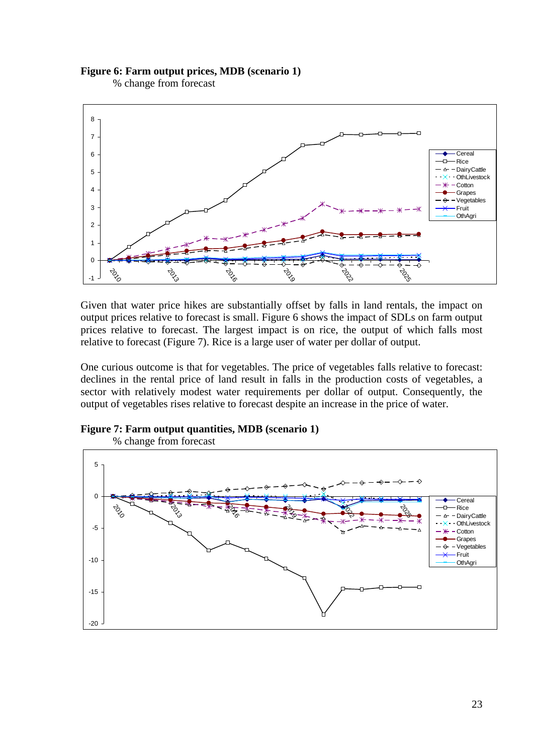**Figure 6: Farm output prices, MDB (scenario 1)**

% change from forecast

Given that water price hikes are substantially offset by falls in land rentals, the impact on output prices relative to forecast is small. Figure 6 shows the impact of SDLs on farm output prices relative to forecast. The largest impact is on rice, the output of which falls most relative to forecast (Figure 7). Rice is a large user of water per dollar of output.

One curious outcome is that for vegetables. The price of vegetables falls relative to forecast: declines in the rental price of land result in falls in the production costs of vegetables, a sector with relatively modest water requirements per dollar of output. Consequently, the output of vegetables rises relative to forecast despite an increase in the price of water.

**Figure 7: Farm output quantities, MDB (scenario 1)**

% change from forecast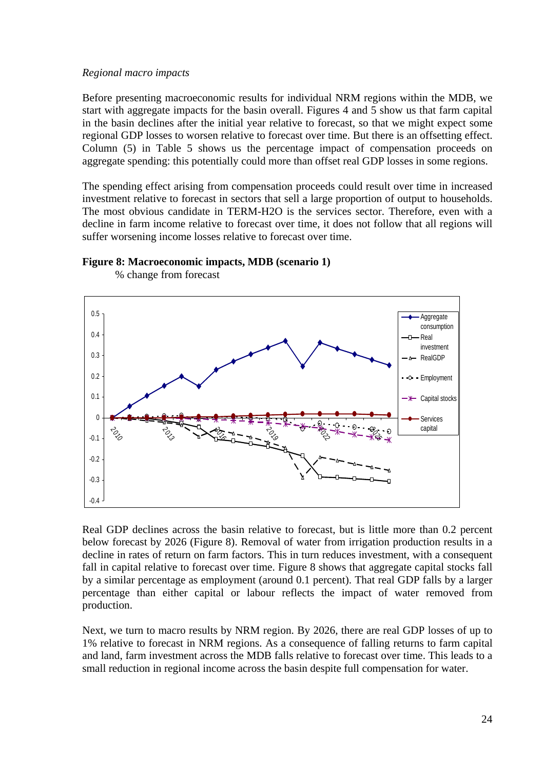*Regional macro impacts*

Before presenting macroeconomic results for individual NRM regions within the MDB, we start with aggregate impacts for the basin overall. Figures 4 and 5 show us that farm capital in the basin declines after the initial year relative to forecast, so that we might expect some regional GDP losses to worsen relative to forecast over time. But there is an offsetting effect. Column (5) in Table 5 shows us the percentage impact of compensation proceeds on aggregate spending: this potentially could more than offset real GDP losses in some regions.

The spending effect arising from compensation proceeds could result over time in increased investment relative to forecast in sectors that sell a large proportion of output to households. The most obvious candidate in TERM-H2O is the services sector. Therefore, even with a decline in farm income relative to forecast over time, it does not follow that all regions will suffer worsening income losses relative to forecast over time.

**Figure 8: Macroeconomic impacts, MDB (scenario 1)**

% change from forecast

Real GDP declines across the basin relative to forecast, but is little more than 0.2 percent below forecast by 2026 (Figure 8). Removal of water from irrigation production results in a decline in rates of return on farm factors. This in turn reduces investment, with a consequent fall in capital relative to forecast over time. Figure 8 shows that aggregate capital stocks fall by a similar percentage as employment (around 0.1 percent). That real GDP falls by a larger percentage than either capital or labour reflects the impact of water removed from production.

Next, we turn to macro results by NRM region. By 2026, there are real GDP losses of up to 1% relative to forecast in NRM regions. As a consequence of falling returns to farm capital and land, farm investment across the MDB falls relative to forecast over time. This leads to a small reduction in regional income across the basin despite full compensation for water.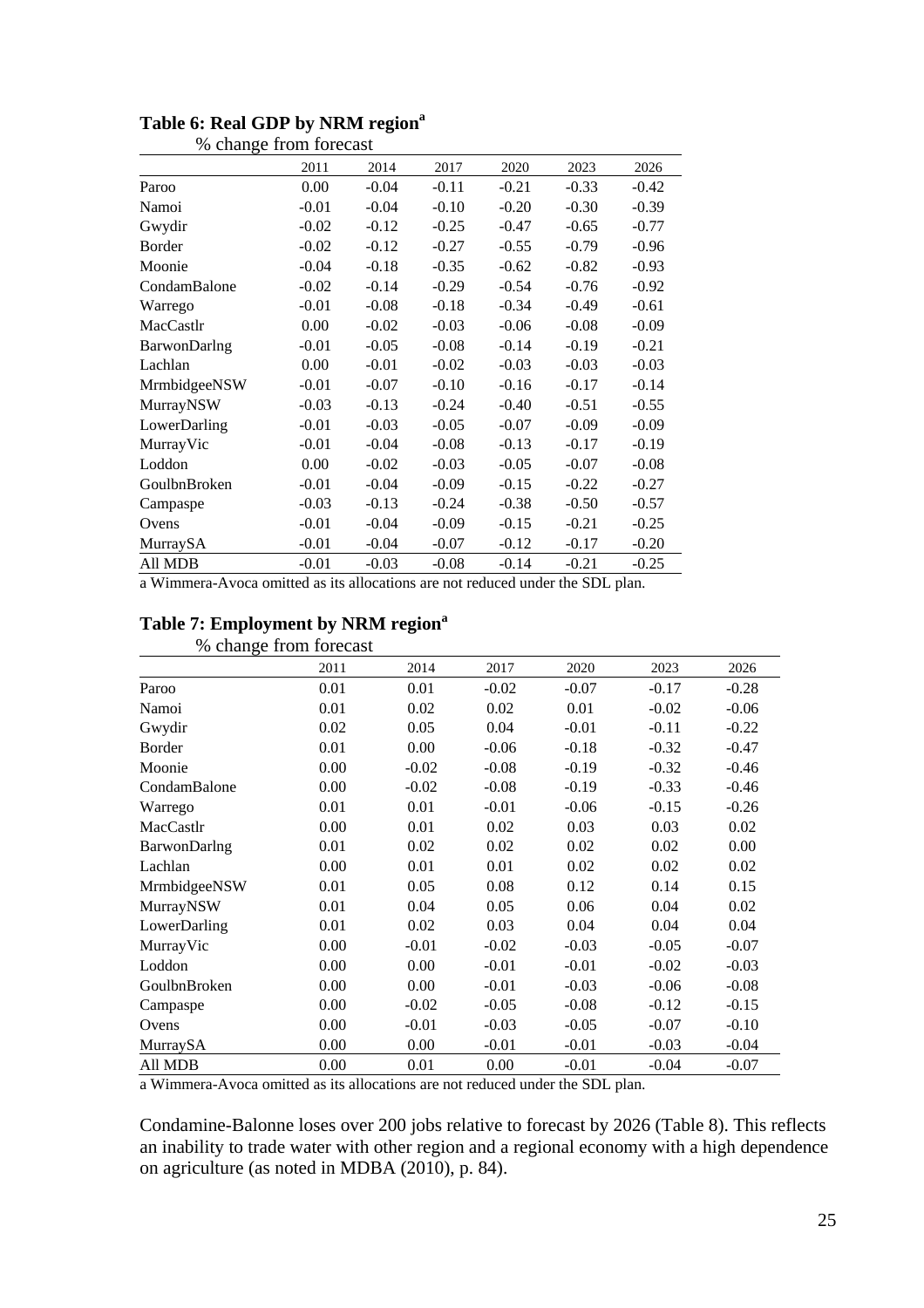**Table 6: Real GDP by NRM region[a]**

% change from forecast

| | 2011 | 2014 | 2017 | 2020 | 2023 | 2026 |
|---|---|---|---|---|---|---|
| Paroo | 0.00 | -0.04 | -0.11 | -0.21 | -0.33 | -0.42 |
| Namoi | -0.01 | -0.04 | -0.10 | -0.20 | -0.30 | -0.39 |
| Gwydir | -0.02 | -0.12 | -0.25 | -0.47 | -0.65 | -0.77 |
| Border | -0.02 | -0.12 | -0.27 | -0.55 | -0.79 | -0.96 |
| Moonie | -0.04 | -0.18 | -0.35 | -0.62 | -0.82 | -0.93 |
| CondamBalone | -0.02 | -0.14 | -0.29 | -0.54 | -0.76 | -0.92 |
| Warrego | -0.01 | -0.08 | -0.18 | -0.34 | -0.49 | -0.61 |
| MacCastlr | 0.00 | -0.02 | -0.03 | -0.06 | -0.08 | -0.09 |
| BarwonDarlng | -0.01 | -0.05 | -0.08 | -0.14 | -0.19 | -0.21 |
| Lachlan | 0.00 | -0.01 | -0.02 | -0.03 | -0.03 | -0.03 |
| MrmbidgeeNSW | -0.01 | -0.07 | -0.10 | -0.16 | -0.17 | -0.14 |
| MurrayNSW | -0.03 | -0.13 | -0.24 | -0.40 | -0.51 | -0.55 |
| LowerDarling | -0.01 | -0.03 | -0.05 | -0.07 | -0.09 | -0.09 |
| MurrayVic | -0.01 | -0.04 | -0.08 | -0.13 | -0.17 | -0.19 |
| Loddon | 0.00 | -0.02 | -0.03 | -0.05 | -0.07 | -0.08 |
| GoulbnBroken | -0.01 | -0.04 | -0.09 | -0.15 | -0.22 | -0.27 |
| Campaspe | -0.03 | -0.13 | -0.24 | -0.38 | -0.50 | -0.57 |
| Ovens | -0.01 | -0.04 | -0.09 | -0.15 | -0.21 | -0.25 |
| MurraySA | -0.01 | -0.04 | -0.07 | -0.12 | -0.17 | -0.20 |
| All MDB | -0.01 | -0.03 | -0.08 | -0.14 | -0.21 | -0.25 |

a Wimmera-Avoca omitted as its allocations are not reduced under the SDL plan.

**Table 7: Employment by NRM region[a]**

% change from forecast

| | 2011 | 2014 | 2017 | 2020 | 2023 | 2026 |
|---|---|---|---|---|---|---|
| Paroo | 0.01 | 0.01 | -0.02 | -0.07 | -0.17 | -0.28 |
| Namoi | 0.01 | 0.02 | 0.02 | 0.01 | -0.02 | -0.06 |
| Gwydir | 0.02 | 0.05 | 0.04 | -0.01 | -0.11 | -0.22 |
| Border | 0.01 | 0.00 | -0.06 | -0.18 | -0.32 | -0.47 |
| Moonie | 0.00 | -0.02 | -0.08 | -0.19 | -0.32 | -0.46 |
| CondamBalone | 0.00 | -0.02 | -0.08 | -0.19 | -0.33 | -0.46 |
| Warrego | 0.01 | 0.01 | -0.01 | -0.06 | -0.15 | -0.26 |
| MacCastlr | 0.00 | 0.01 | 0.02 | 0.03 | 0.03 | 0.02 |
| BarwonDarlng | 0.01 | 0.02 | 0.02 | 0.02 | 0.02 | 0.00 |
| Lachlan | 0.00 | 0.01 | 0.01 | 0.02 | 0.02 | 0.02 |
| MrmbidgeeNSW | 0.01 | 0.05 | 0.08 | 0.12 | 0.14 | 0.15 |
| MurrayNSW | 0.01 | 0.04 | 0.05 | 0.06 | 0.04 | 0.02 |
| LowerDarling | 0.01 | 0.02 | 0.03 | 0.04 | 0.04 | 0.04 |
| MurrayVic | 0.00 | -0.01 | -0.02 | -0.03 | -0.05 | -0.07 |
| Loddon | 0.00 | 0.00 | -0.01 | -0.01 | -0.02 | -0.03 |
| GoulbnBroken | 0.00 | 0.00 | -0.01 | -0.03 | -0.06 | -0.08 |
| Campaspe | 0.00 | -0.02 | -0.05 | -0.08 | -0.12 | -0.15 |
| Ovens | 0.00 | -0.01 | -0.03 | -0.05 | -0.07 | -0.10 |
| MurraySA | 0.00 | 0.00 | -0.01 | -0.01 | -0.03 | -0.04 |
| All MDB | 0.00 | 0.01 | 0.00 | -0.01 | -0.04 | -0.07 |

a Wimmera-Avoca omitted as its allocations are not reduced under the SDL plan.

Condamine-Balonne loses over 200 jobs relative to forecast by 2026 (Table 8). This reflects an inability to trade water with other region and a regional economy with a high dependence on agriculture (as noted in MDBA (2010), p. 84).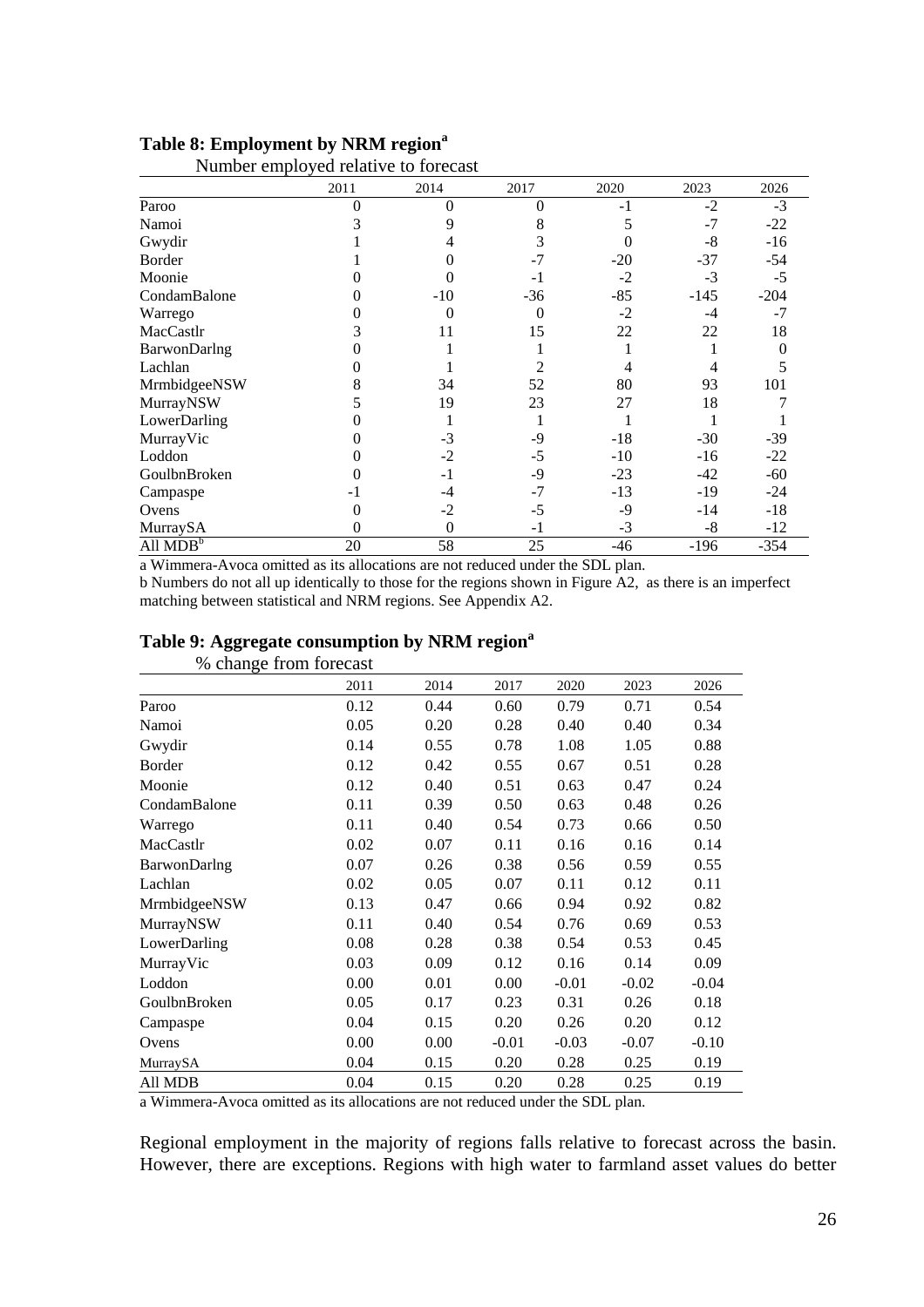**Table 8: Employment by NRM region[a]**

Number employed relative to forecast

| | 2011 | 2014 | 2017 | 2020 | 2023 | 2026 |
|---|---|---|---|---|---|---|
| Paroo | 0 | 0 | 0 | -1 | -2 | -3 |
| Namoi | 3 | 9 | 8 | 5 | -7 | -22 |
| Gwydir | 1 | 4 | 3 | 0 | -8 | -16 |
| Border | 1 | 0 | -7 | -20 | -37 | -54 |
| Moonie | 0 | 0 | -1 | -2 | -3 | -5 |
| CondamBalone | 0 | -10 | -36 | -85 | -145 | -204 |
| Warrego | 0 | 0 | 0 | -2 | -4 | -7 |
| MacCastlr | 3 | 11 | 15 | 22 | 22 | 18 |
| BarwonDarlng | 0 | 1 | 1 | 1 | 1 | 0 |
| Lachlan | 0 | 1 | 2 | 4 | 4 | 5 |
| MrmbidgeeNSW | 8 | 34 | 52 | 80 | 93 | 101 |
| MurrayNSW | 5 | 19 | 23 | 27 | 18 | 7 |
| LowerDarling | 0 | 1 | 1 | 1 | 1 | 1 |
| MurrayVic | 0 | -3 | -9 | -18 | -30 | -39 |
| Loddon | 0 | -2 | -5 | -10 | -16 | -22 |
| GoulbnBroken | 0 | -1 | -9 | -23 | -42 | -60 |
| Campaspe | -1 | -4 | -7 | -13 | -19 | -24 |
| Ovens | 0 | -2 | -5 | -9 | -14 | -18 |
| MurraySA | 0 | 0 | -1 | -3 | -8 | -12 |
| All MDB[b] | 20 | 58 | 25 | -46 | -196 | -354 |

a Wimmera-Avoca omitted as its allocations are not reduced under the SDL plan.
b Numbers do not all up identically to those for the regions shown in Figure A2, as there is an imperfect matching between statistical and NRM regions. See Appendix A2.

**Table 9: Aggregate consumption by NRM region[a]**

% change from forecast

| | 2011 | 2014 | 2017 | 2020 | 2023 | 2026 |
|---|---|---|---|---|---|---|
| Paroo | 0.12 | 0.44 | 0.60 | 0.79 | 0.71 | 0.54 |
| Namoi | 0.05 | 0.20 | 0.28 | 0.40 | 0.40 | 0.34 |
| Gwydir | 0.14 | 0.55 | 0.78 | 1.08 | 1.05 | 0.88 |
| Border | 0.12 | 0.42 | 0.55 | 0.67 | 0.51 | 0.28 |
| Moonie | 0.12 | 0.40 | 0.51 | 0.63 | 0.47 | 0.24 |
| CondamBalone | 0.11 | 0.39 | 0.50 | 0.63 | 0.48 | 0.26 |
| Warrego | 0.11 | 0.40 | 0.54 | 0.73 | 0.66 | 0.50 |
| MacCastlr | 0.02 | 0.07 | 0.11 | 0.16 | 0.16 | 0.14 |
| BarwonDarlng | 0.07 | 0.26 | 0.38 | 0.56 | 0.59 | 0.55 |
| Lachlan | 0.02 | 0.05 | 0.07 | 0.11 | 0.12 | 0.11 |
| MrmbidgeeNSW | 0.13 | 0.47 | 0.66 | 0.94 | 0.92 | 0.82 |
| MurrayNSW | 0.11 | 0.40 | 0.54 | 0.76 | 0.69 | 0.53 |
| LowerDarling | 0.08 | 0.28 | 0.38 | 0.54 | 0.53 | 0.45 |
| MurrayVic | 0.03 | 0.09 | 0.12 | 0.16 | 0.14 | 0.09 |
| Loddon | 0.00 | 0.01 | 0.00 | -0.01 | -0.02 | -0.04 |
| GoulbnBroken | 0.05 | 0.17 | 0.23 | 0.31 | 0.26 | 0.18 |
| Campaspe | 0.04 | 0.15 | 0.20 | 0.26 | 0.20 | 0.12 |
| Ovens | 0.00 | 0.00 | -0.01 | -0.03 | -0.07 | -0.10 |
| MurraySA | 0.04 | 0.15 | 0.20 | 0.28 | 0.25 | 0.19 |
| All MDB | 0.04 | 0.15 | 0.20 | 0.28 | 0.25 | 0.19 |

a Wimmera-Avoca omitted as its allocations are not reduced under the SDL plan.

Regional employment in the majority of regions falls relative to forecast across the basin. However, there are exceptions. Regions with high water to farmland asset values do better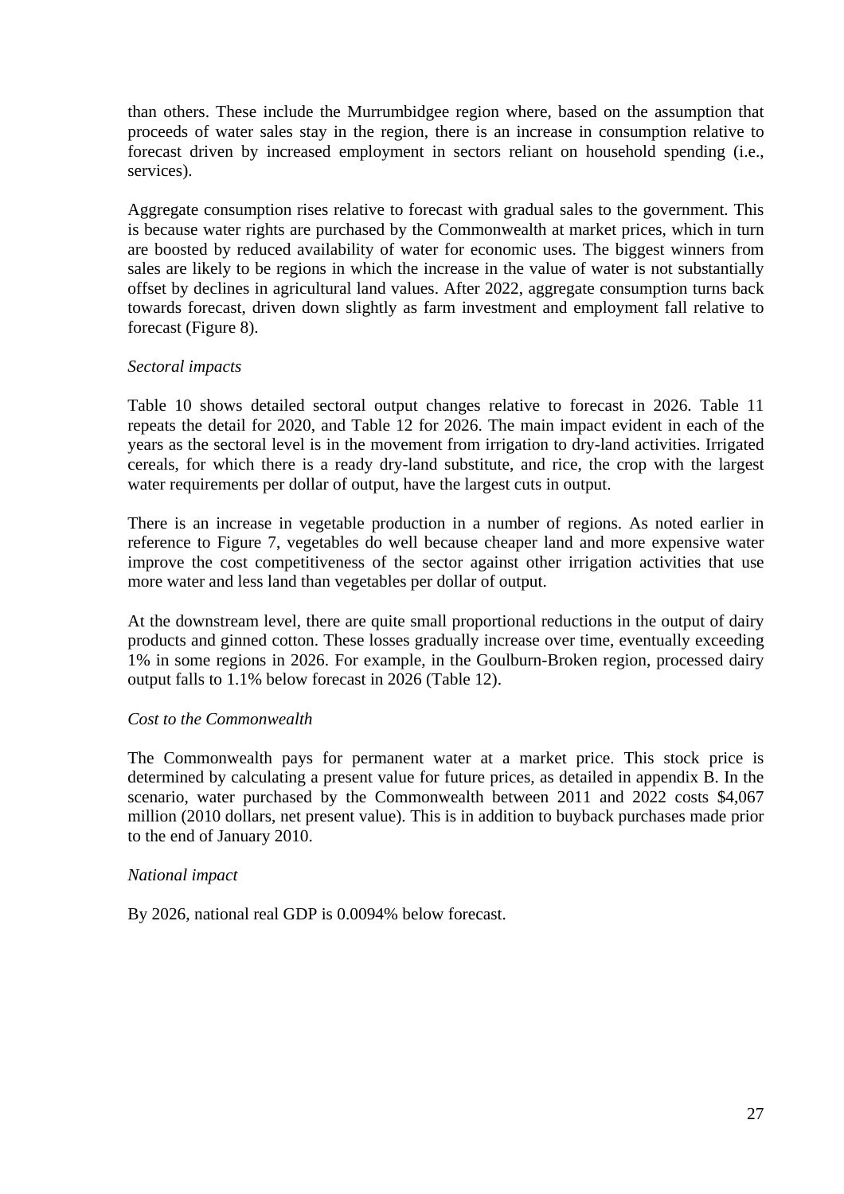than others. These include the Murrumbidgee region where, based on the assumption that proceeds of water sales stay in the region, there is an increase in consumption relative to forecast driven by increased employment in sectors reliant on household spending (i.e., services).

Aggregate consumption rises relative to forecast with gradual sales to the government. This is because water rights are purchased by the Commonwealth at market prices, which in turn are boosted by reduced availability of water for economic uses. The biggest winners from sales are likely to be regions in which the increase in the value of water is not substantially offset by declines in agricultural land values. After 2022, aggregate consumption turns back towards forecast, driven down slightly as farm investment and employment fall relative to forecast (Figure 8).

*Sectoral impacts*

Table 10 shows detailed sectoral output changes relative to forecast in 2026. Table 11 repeats the detail for 2020, and Table 12 for 2026. The main impact evident in each of the years as the sectoral level is in the movement from irrigation to dry-land activities. Irrigated cereals, for which there is a ready dry-land substitute, and rice, the crop with the largest water requirements per dollar of output, have the largest cuts in output.

There is an increase in vegetable production in a number of regions. As noted earlier in reference to Figure 7, vegetables do well because cheaper land and more expensive water improve the cost competitiveness of the sector against other irrigation activities that use more water and less land than vegetables per dollar of output.

At the downstream level, there are quite small proportional reductions in the output of dairy products and ginned cotton. These losses gradually increase over time, eventually exceeding 1% in some regions in 2026. For example, in the Goulburn-Broken region, processed dairy output falls to 1.1% below forecast in 2026 (Table 12).

*Cost to the Commonwealth*

The Commonwealth pays for permanent water at a market price. This stock price is determined by calculating a present value for future prices, as detailed in appendix B. In the scenario, water purchased by the Commonwealth between 2011 and 2022 costs $4,067 million (2010 dollars, net present value). This is in addition to buyback purchases made prior to the end of January 2010.

*National impact*

By 2026, national real GDP is 0.0094% below forecast.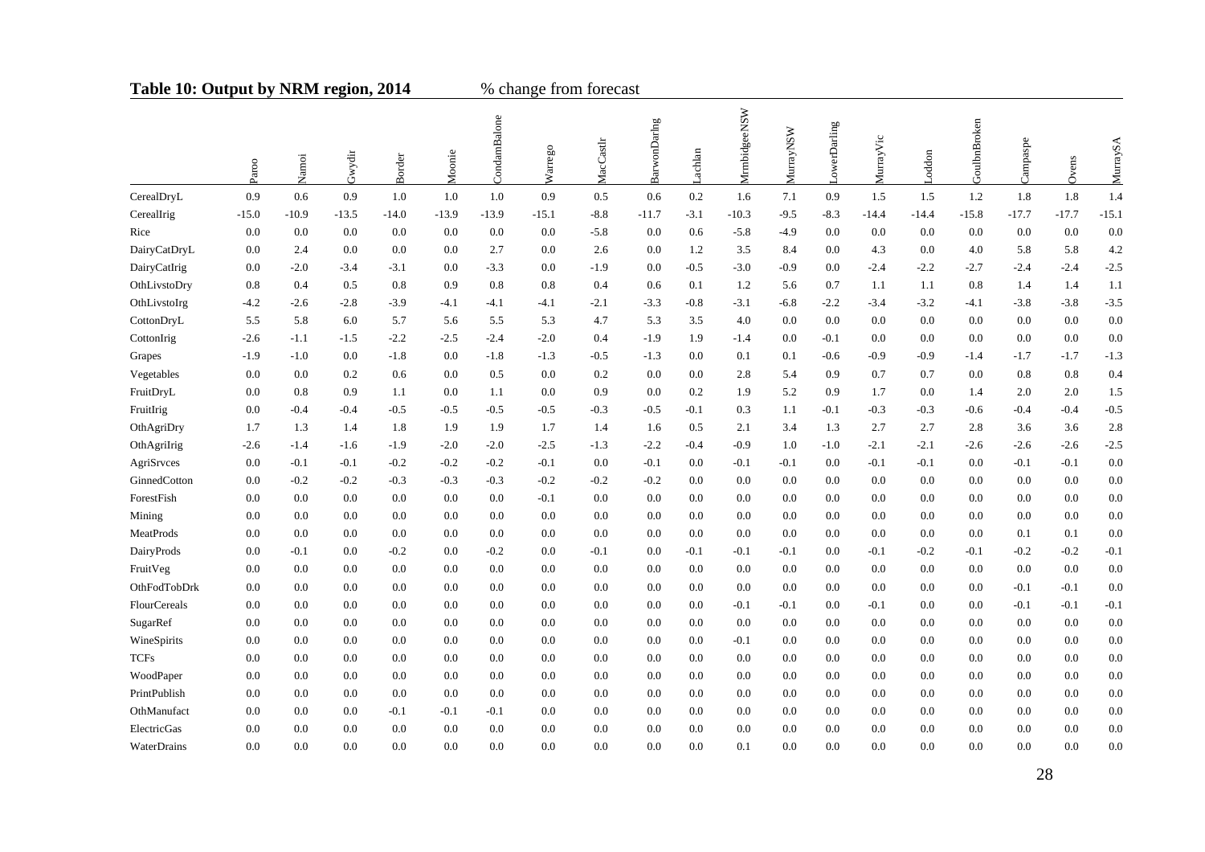**Table 10: Output by NRM region, 2014** % change from forecast

| | Paroo | Namoi | Gwydir | Border | Moonie | CondamBalone | Warrego | MacCastlr | BarwonDarlng | Lachlan | MrmbidgeeNSW | MurrayNSW | LowerDarling | MurrayVic | Loddon | GoulbnBroken | Campaspe | Ovens | MurraySA |
|---|---|---|---|---|---|---|---|---|---|---|---|---|---|---|---|---|---|---|---|
| CerealDryL | 0.9 | 0.6 | 0.9 | 1.0 | 1.0 | 1.0 | 0.9 | 0.5 | 0.6 | 0.2 | 1.6 | 7.1 | 0.9 | 1.5 | 1.5 | 1.2 | 1.8 | 1.8 | 1.4 |
| CerealIrig | -15.0 | -10.9 | -13.5 | -14.0 | -13.9 | -13.9 | -15.1 | -8.8 | -11.7 | -3.1 | -10.3 | -9.5 | -8.3 | -14.4 | -14.4 | -15.8 | -17.7 | -17.7 | -15.1 |
| Rice | 0.0 | 0.0 | 0.0 | 0.0 | 0.0 | 0.0 | 0.0 | -5.8 | 0.0 | 0.6 | -5.8 | -4.9 | 0.0 | 0.0 | 0.0 | 0.0 | 0.0 | 0.0 | 0.0 |
| DairyCatDryL | 0.0 | 2.4 | 0.0 | 0.0 | 0.0 | 2.7 | 0.0 | 2.6 | 0.0 | 1.2 | 3.5 | 8.4 | 0.0 | 4.3 | 0.0 | 4.0 | 5.8 | 5.8 | 4.2 |
| DairyCatIrig | 0.0 | -2.0 | -3.4 | -3.1 | 0.0 | -3.3 | 0.0 | -1.9 | 0.0 | -0.5 | -3.0 | -0.9 | 0.0 | -2.4 | -2.2 | -2.7 | -2.4 | -2.4 | -2.5 |
| OthLivstoDry | 0.8 | 0.4 | 0.5 | 0.8 | 0.9 | 0.8 | 0.8 | 0.4 | 0.6 | 0.1 | 1.2 | 5.6 | 0.7 | 1.1 | 1.1 | 0.8 | 1.4 | 1.4 | 1.1 |
| OthLivstoIrg | -4.2 | -2.6 | -2.8 | -3.9 | -4.1 | -4.1 | -4.1 | -2.1 | -3.3 | -0.8 | -3.1 | -6.8 | -2.2 | -3.4 | -3.2 | -4.1 | -3.8 | -3.8 | -3.5 |
| CottonDryL | 5.5 | 5.8 | 6.0 | 5.7 | 5.6 | 5.5 | 5.3 | 4.7 | 5.3 | 3.5 | 4.0 | 0.0 | 0.0 | 0.0 | 0.0 | 0.0 | 0.0 | 0.0 | 0.0 |
| CottonIrig | -2.6 | -1.1 | -1.5 | -2.2 | -2.5 | -2.4 | -2.0 | 0.4 | -1.9 | 1.9 | -1.4 | 0.0 | -0.1 | 0.0 | 0.0 | 0.0 | 0.0 | 0.0 | 0.0 |
| Grapes | -1.9 | -1.0 | 0.0 | -1.8 | 0.0 | -1.8 | -1.3 | -0.5 | -1.3 | 0.0 | 0.1 | 0.1 | -0.6 | -0.9 | -0.9 | -1.4 | -1.7 | -1.7 | -1.3 |
| Vegetables | 0.0 | 0.0 | 0.2 | 0.6 | 0.0 | 0.5 | 0.0 | 0.2 | 0.0 | 0.0 | 2.8 | 5.4 | 0.9 | 0.7 | 0.7 | 0.0 | 0.8 | 0.8 | 0.4 |
| FruitDryL | 0.0 | 0.8 | 0.9 | 1.1 | 0.0 | 1.1 | 0.0 | 0.9 | 0.0 | 0.2 | 1.9 | 5.2 | 0.9 | 1.7 | 0.0 | 1.4 | 2.0 | 2.0 | 1.5 |
| FruitIrig | 0.0 | -0.4 | -0.4 | -0.5 | -0.5 | -0.5 | -0.5 | -0.3 | -0.5 | -0.1 | 0.3 | 1.1 | -0.1 | -0.3 | -0.3 | -0.6 | -0.4 | -0.4 | -0.5 |
| OthAgriDry | 1.7 | 1.3 | 1.4 | 1.8 | 1.9 | 1.9 | 1.7 | 1.4 | 1.6 | 0.5 | 2.1 | 3.4 | 1.3 | 2.7 | 2.7 | 2.8 | 3.6 | 3.6 | 2.8 |
| OthAgriIrig | -2.6 | -1.4 | -1.6 | -1.9 | -2.0 | -2.0 | -2.5 | -1.3 | -2.2 | -0.4 | -0.9 | 1.0 | -1.0 | -2.1 | -2.1 | -2.6 | -2.6 | -2.6 | -2.5 |
| AgriSrvces | 0.0 | -0.1 | -0.1 | -0.2 | -0.2 | -0.2 | -0.1 | 0.0 | -0.1 | 0.0 | -0.1 | -0.1 | 0.0 | -0.1 | -0.1 | 0.0 | -0.1 | -0.1 | 0.0 |
| GinnedCotton | 0.0 | -0.2 | -0.2 | -0.3 | -0.3 | -0.3 | -0.2 | -0.2 | -0.2 | 0.0 | 0.0 | 0.0 | 0.0 | 0.0 | 0.0 | 0.0 | 0.0 | 0.0 | 0.0 |
| ForestFish | 0.0 | 0.0 | 0.0 | 0.0 | 0.0 | 0.0 | -0.1 | 0.0 | 0.0 | 0.0 | 0.0 | 0.0 | 0.0 | 0.0 | 0.0 | 0.0 | 0.0 | 0.0 | 0.0 |
| Mining | 0.0 | 0.0 | 0.0 | 0.0 | 0.0 | 0.0 | 0.0 | 0.0 | 0.0 | 0.0 | 0.0 | 0.0 | 0.0 | 0.0 | 0.0 | 0.0 | 0.0 | 0.0 | 0.0 |
| MeatProds | 0.0 | 0.0 | 0.0 | 0.0 | 0.0 | 0.0 | 0.0 | 0.0 | 0.0 | 0.0 | 0.0 | 0.0 | 0.0 | 0.0 | 0.0 | 0.0 | 0.1 | 0.1 | 0.0 |
| DairyProds | 0.0 | -0.1 | 0.0 | -0.2 | 0.0 | -0.2 | 0.0 | -0.1 | 0.0 | -0.1 | -0.1 | -0.1 | 0.0 | -0.1 | -0.2 | -0.1 | -0.2 | -0.2 | -0.1 |
| FruitVeg | 0.0 | 0.0 | 0.0 | 0.0 | 0.0 | 0.0 | 0.0 | 0.0 | 0.0 | 0.0 | 0.0 | 0.0 | 0.0 | 0.0 | 0.0 | 0.0 | 0.0 | 0.0 | 0.0 |
| OthFodTobDrk | 0.0 | 0.0 | 0.0 | 0.0 | 0.0 | 0.0 | 0.0 | 0.0 | 0.0 | 0.0 | 0.0 | 0.0 | 0.0 | 0.0 | 0.0 | 0.0 | -0.1 | -0.1 | 0.0 |
| FlourCereals | 0.0 | 0.0 | 0.0 | 0.0 | 0.0 | 0.0 | 0.0 | 0.0 | 0.0 | 0.0 | -0.1 | -0.1 | 0.0 | -0.1 | 0.0 | 0.0 | -0.1 | -0.1 | -0.1 |
| SugarRef | 0.0 | 0.0 | 0.0 | 0.0 | 0.0 | 0.0 | 0.0 | 0.0 | 0.0 | 0.0 | 0.0 | 0.0 | 0.0 | 0.0 | 0.0 | 0.0 | 0.0 | 0.0 | 0.0 |
| WineSpirits | 0.0 | 0.0 | 0.0 | 0.0 | 0.0 | 0.0 | 0.0 | 0.0 | 0.0 | 0.0 | -0.1 | 0.0 | 0.0 | 0.0 | 0.0 | 0.0 | 0.0 | 0.0 | 0.0 |
| TCFs | 0.0 | 0.0 | 0.0 | 0.0 | 0.0 | 0.0 | 0.0 | 0.0 | 0.0 | 0.0 | 0.0 | 0.0 | 0.0 | 0.0 | 0.0 | 0.0 | 0.0 | 0.0 | 0.0 |
| WoodPaper | 0.0 | 0.0 | 0.0 | 0.0 | 0.0 | 0.0 | 0.0 | 0.0 | 0.0 | 0.0 | 0.0 | 0.0 | 0.0 | 0.0 | 0.0 | 0.0 | 0.0 | 0.0 | 0.0 |
| PrintPublish | 0.0 | 0.0 | 0.0 | 0.0 | 0.0 | 0.0 | 0.0 | 0.0 | 0.0 | 0.0 | 0.0 | 0.0 | 0.0 | 0.0 | 0.0 | 0.0 | 0.0 | 0.0 | 0.0 |
| OthManufact | 0.0 | 0.0 | 0.0 | -0.1 | -0.1 | -0.1 | 0.0 | 0.0 | 0.0 | 0.0 | 0.0 | 0.0 | 0.0 | 0.0 | 0.0 | 0.0 | 0.0 | 0.0 | 0.0 |
| ElectricGas | 0.0 | 0.0 | 0.0 | 0.0 | 0.0 | 0.0 | 0.0 | 0.0 | 0.0 | 0.0 | 0.0 | 0.0 | 0.0 | 0.0 | 0.0 | 0.0 | 0.0 | 0.0 | 0.0 |
| WaterDrains | 0.0 | 0.0 | 0.0 | 0.0 | 0.0 | 0.0 | 0.0 | 0.0 | 0.0 | 0.0 | 0.1 | 0.0 | 0.0 | 0.0 | 0.0 | 0.0 | 0.0 | 0.0 | 0.0 |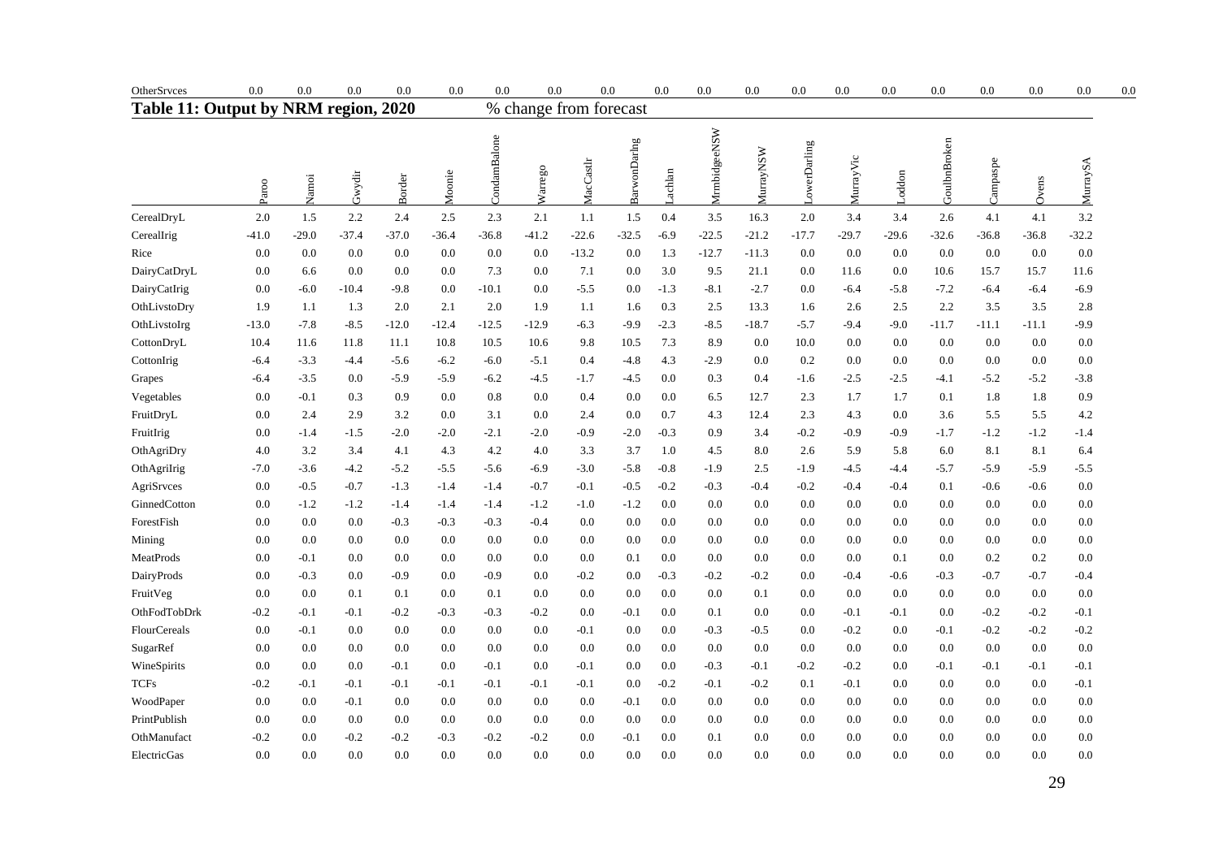| OtherSrvces | 0.0 | 0.0 | 0.0 | 0.0 | 0.0 | 0.0 | 0.0 | 0.0 | 0.0 | 0.0 | 0.0 | 0.0 | 0.0 | 0.0 | 0.0 | 0.0 | 0.0 | 0.0 | 0.0 |
|---|---|---|---|---|---|---|---|---|---|---|---|---|---|---|---|---|---|---|---|

## Table 11: Output by NRM region, 2020

% change from forecast

| | Paroo | Namoi | Gwydir | Border | Moonie | CondamBalone | Warrego | MacCastlr | BarwonDarlng | Lachlan | MrmbidgeeNSW | MurrayNSW | LowerDarling | MurrayVic | Loddon | GoulbnBroken | Campaspe | Ovens | MurraySA |
|---|---|---|---|---|---|---|---|---|---|---|---|---|---|---|---|---|---|---|---|
| CerealDryL | 2.0 | 1.5 | 2.2 | 2.4 | 2.5 | 2.3 | 2.1 | 1.1 | 1.5 | 0.4 | 3.5 | 16.3 | 2.0 | 3.4 | 3.4 | 2.6 | 4.1 | 4.1 | 3.2 |
| CerealIrig | -41.0 | -29.0 | -37.4 | -37.0 | -36.4 | -36.8 | -41.2 | -22.6 | -32.5 | -6.9 | -22.5 | -21.2 | -17.7 | -29.7 | -29.6 | -32.6 | -36.8 | -36.8 | -32.2 |
| Rice | 0.0 | 0.0 | 0.0 | 0.0 | 0.0 | 0.0 | 0.0 | -13.2 | 0.0 | 1.3 | -12.7 | -11.3 | 0.0 | 0.0 | 0.0 | 0.0 | 0.0 | 0.0 | 0.0 |
| DairyCatDryL | 0.0 | 6.6 | 0.0 | 0.0 | 0.0 | 7.3 | 0.0 | 7.1 | 0.0 | 3.0 | 9.5 | 21.1 | 0.0 | 11.6 | 0.0 | 10.6 | 15.7 | 15.7 | 11.6 |
| DairyCatIrig | 0.0 | -6.0 | -10.4 | -9.8 | 0.0 | -10.1 | 0.0 | -5.5 | 0.0 | -1.3 | -8.1 | -2.7 | 0.0 | -6.4 | -5.8 | -7.2 | -6.4 | -6.4 | -6.9 |
| OthLivstoDry | 1.9 | 1.1 | 1.3 | 2.0 | 2.1 | 2.0 | 1.9 | 1.1 | 1.6 | 0.3 | 2.5 | 13.3 | 1.6 | 2.6 | 2.5 | 2.2 | 3.5 | 3.5 | 2.8 |
| OthLivstoIrg | -13.0 | -7.8 | -8.5 | -12.0 | -12.4 | -12.5 | -12.9 | -6.3 | -9.9 | -2.3 | -8.5 | -18.7 | -5.7 | -9.4 | -9.0 | -11.7 | -11.1 | -11.1 | -9.9 |
| CottonDryL | 10.4 | 11.6 | 11.8 | 11.1 | 10.8 | 10.5 | 10.6 | 9.8 | 10.5 | 7.3 | 8.9 | 0.0 | 10.0 | 0.0 | 0.0 | 0.0 | 0.0 | 0.0 | 0.0 |
| CottonIrig | -6.4 | -3.3 | -4.4 | -5.6 | -6.2 | -6.0 | -5.1 | 0.4 | -4.8 | 4.3 | -2.9 | 0.0 | 0.2 | 0.0 | 0.0 | 0.0 | 0.0 | 0.0 | 0.0 |
| Grapes | -6.4 | -3.5 | 0.0 | -5.9 | -5.9 | -6.2 | -4.5 | -1.7 | -4.5 | 0.0 | 0.3 | 0.4 | -1.6 | -2.5 | -2.5 | -4.1 | -5.2 | -5.2 | -3.8 |
| Vegetables | 0.0 | -0.1 | 0.3 | 0.9 | 0.0 | 0.8 | 0.0 | 0.4 | 0.0 | 0.0 | 6.5 | 12.7 | 2.3 | 1.7 | 1.7 | 0.1 | 1.8 | 1.8 | 0.9 |
| FruitDryL | 0.0 | 2.4 | 2.9 | 3.2 | 0.0 | 3.1 | 0.0 | 2.4 | 0.0 | 0.7 | 4.3 | 12.4 | 2.3 | 4.3 | 0.0 | 3.6 | 5.5 | 5.5 | 4.2 |
| FruitIrig | 0.0 | -1.4 | -1.5 | -2.0 | -2.0 | -2.1 | -2.0 | -0.9 | -2.0 | -0.3 | 0.9 | 3.4 | -0.2 | -0.9 | -0.9 | -1.7 | -1.2 | -1.2 | -1.4 |
| OthAgriDry | 4.0 | 3.2 | 3.4 | 4.1 | 4.3 | 4.2 | 4.0 | 3.3 | 3.7 | 1.0 | 4.5 | 8.0 | 2.6 | 5.9 | 5.8 | 6.0 | 8.1 | 8.1 | 6.4 |
| OthAgriIrig | -7.0 | -3.6 | -4.2 | -5.2 | -5.5 | -5.6 | -6.9 | -3.0 | -5.8 | -0.8 | -1.9 | 2.5 | -1.9 | -4.5 | -4.4 | -5.7 | -5.9 | -5.9 | -5.5 |
| AgriSrvces | 0.0 | -0.5 | -0.7 | -1.3 | -1.4 | -1.4 | -0.7 | -0.1 | -0.5 | -0.2 | -0.3 | -0.4 | -0.2 | -0.4 | -0.4 | 0.1 | -0.6 | -0.6 | 0.0 |
| GinnedCotton | 0.0 | -1.2 | -1.2 | -1.4 | -1.4 | -1.4 | -1.2 | -1.0 | -1.2 | 0.0 | 0.0 | 0.0 | 0.0 | 0.0 | 0.0 | 0.0 | 0.0 | 0.0 | 0.0 |
| ForestFish | 0.0 | 0.0 | 0.0 | -0.3 | -0.3 | -0.3 | -0.4 | 0.0 | 0.0 | 0.0 | 0.0 | 0.0 | 0.0 | 0.0 | 0.0 | 0.0 | 0.0 | 0.0 | 0.0 |
| Mining | 0.0 | 0.0 | 0.0 | 0.0 | 0.0 | 0.0 | 0.0 | 0.0 | 0.0 | 0.0 | 0.0 | 0.0 | 0.0 | 0.0 | 0.0 | 0.0 | 0.0 | 0.0 | 0.0 |
| MeatProds | 0.0 | -0.1 | 0.0 | 0.0 | 0.0 | 0.0 | 0.0 | 0.0 | 0.1 | 0.0 | 0.0 | 0.0 | 0.0 | 0.0 | 0.1 | 0.0 | 0.2 | 0.2 | 0.0 |
| DairyProds | 0.0 | -0.3 | 0.0 | -0.9 | 0.0 | -0.9 | 0.0 | -0.2 | 0.0 | -0.3 | -0.2 | -0.2 | 0.0 | -0.4 | -0.6 | -0.3 | -0.7 | -0.7 | -0.4 |
| FruitVeg | 0.0 | 0.0 | 0.1 | 0.1 | 0.0 | 0.1 | 0.0 | 0.0 | 0.0 | 0.0 | 0.0 | 0.1 | 0.0 | 0.0 | 0.0 | 0.0 | 0.0 | 0.0 | 0.0 |
| OthFodTobDrk | -0.2 | -0.1 | -0.1 | -0.2 | -0.3 | -0.3 | -0.2 | 0.0 | -0.1 | 0.0 | 0.1 | 0.0 | 0.0 | -0.1 | -0.1 | 0.0 | -0.2 | -0.2 | -0.1 |
| FlourCereals | 0.0 | -0.1 | 0.0 | 0.0 | 0.0 | 0.0 | 0.0 | -0.1 | 0.0 | 0.0 | -0.3 | -0.5 | 0.0 | -0.2 | 0.0 | -0.1 | -0.2 | -0.2 | -0.2 |
| SugarRef | 0.0 | 0.0 | 0.0 | 0.0 | 0.0 | 0.0 | 0.0 | 0.0 | 0.0 | 0.0 | 0.0 | 0.0 | 0.0 | 0.0 | 0.0 | 0.0 | 0.0 | 0.0 | 0.0 |
| WineSpirits | 0.0 | 0.0 | 0.0 | -0.1 | 0.0 | -0.1 | 0.0 | -0.1 | 0.0 | 0.0 | -0.3 | -0.1 | -0.2 | -0.2 | 0.0 | -0.1 | -0.1 | -0.1 | -0.1 |
| TCFs | -0.2 | -0.1 | -0.1 | -0.1 | -0.1 | -0.1 | -0.1 | -0.1 | 0.0 | -0.2 | -0.1 | -0.2 | 0.1 | -0.1 | 0.0 | 0.0 | 0.0 | 0.0 | -0.1 |
| WoodPaper | 0.0 | 0.0 | -0.1 | 0.0 | 0.0 | 0.0 | 0.0 | 0.0 | -0.1 | 0.0 | 0.0 | 0.0 | 0.0 | 0.0 | 0.0 | 0.0 | 0.0 | 0.0 | 0.0 |
| PrintPublish | 0.0 | 0.0 | 0.0 | 0.0 | 0.0 | 0.0 | 0.0 | 0.0 | 0.0 | 0.0 | 0.0 | 0.0 | 0.0 | 0.0 | 0.0 | 0.0 | 0.0 | 0.0 | 0.0 |
| OthManufact | -0.2 | 0.0 | -0.2 | -0.2 | -0.3 | -0.2 | -0.2 | 0.0 | -0.1 | 0.0 | 0.1 | 0.0 | 0.0 | 0.0 | 0.0 | 0.0 | 0.0 | 0.0 | 0.0 |
| ElectricGas | 0.0 | 0.0 | 0.0 | 0.0 | 0.0 | 0.0 | 0.0 | 0.0 | 0.0 | 0.0 | 0.0 | 0.0 | 0.0 | 0.0 | 0.0 | 0.0 | 0.0 | 0.0 | 0.0 |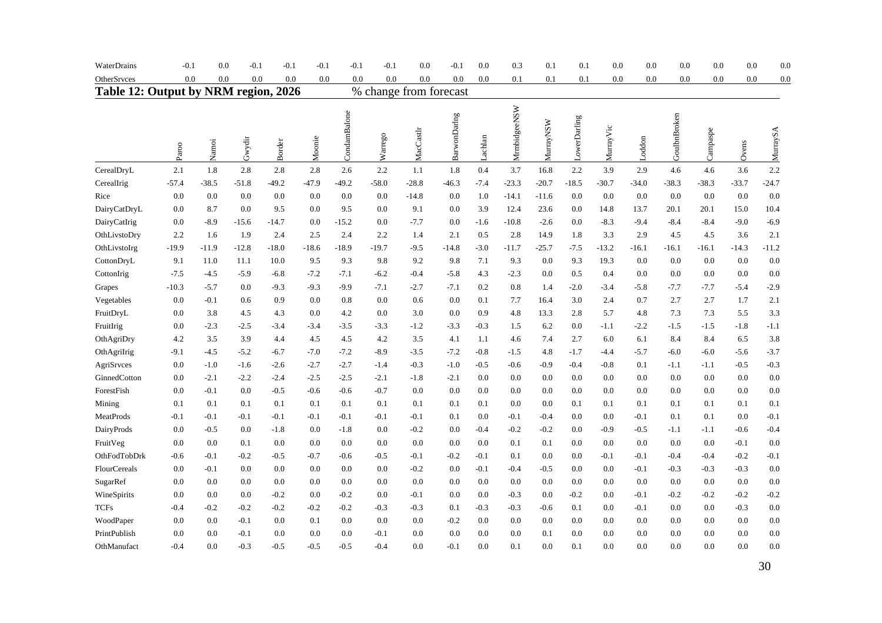| WaterDrains | -0.1 | 0.0 | -0.1 | -0.1 | -0.1 | -0.1 | -0.1 | 0.0 | -0.1 | 0.0 | 0.3 | 0.1 | 0.1 | 0.0 | 0.0 | 0.0 | 0.0 | 0.0 | 0.0 |
|---|---|---|---|---|---|---|---|---|---|---|---|---|---|---|---|---|---|---|---|
| OtherSrvces | 0.0 | 0.0 | 0.0 | 0.0 | 0.0 | 0.0 | 0.0 | 0.0 | 0.0 | 0.0 | 0.1 | 0.1 | 0.1 | 0.0 | 0.0 | 0.0 | 0.0 | 0.0 | 0.0 |

**Table 12: Output by NRM region, 2026** — % change from forecast

| | Paroo | Namoi | Gwydir | Border | Moonie | CondamBalone | Warrego | MacCastlr | BarwonDarlng | Lachlan | MrmbidgeeNSW | MurrayNSW | LowerDarling | MurrayVic | Loddon | GoulbnBroken | Campaspe | Ovens | MurraySA |
|---|---|---|---|---|---|---|---|---|---|---|---|---|---|---|---|---|---|---|---|
| CerealDryL | 2.1 | 1.8 | 2.8 | 2.8 | 2.8 | 2.6 | 2.2 | 1.1 | 1.8 | 0.4 | 3.7 | 16.8 | 2.2 | 3.9 | 2.9 | 4.6 | 4.6 | 3.6 | 2.2 |
| CerealIrig | -57.4 | -38.5 | -51.8 | -49.2 | -47.9 | -49.2 | -58.0 | -28.8 | -46.3 | -7.4 | -23.3 | -20.7 | -18.5 | -30.7 | -34.0 | -38.3 | -38.3 | -33.7 | -24.7 |
| Rice | 0.0 | 0.0 | 0.0 | 0.0 | 0.0 | 0.0 | 0.0 | -14.8 | 0.0 | 1.0 | -14.1 | -11.6 | 0.0 | 0.0 | 0.0 | 0.0 | 0.0 | 0.0 | 0.0 |
| DairyCatDryL | 0.0 | 8.7 | 0.0 | 9.5 | 0.0 | 9.5 | 0.0 | 9.1 | 0.0 | 3.9 | 12.4 | 23.6 | 0.0 | 14.8 | 13.7 | 20.1 | 20.1 | 15.0 | 10.4 |
| DairyCatIrig | 0.0 | -8.9 | -15.6 | -14.7 | 0.0 | -15.2 | 0.0 | -7.7 | 0.0 | -1.6 | -10.8 | -2.6 | 0.0 | -8.3 | -9.4 | -8.4 | -8.4 | -9.0 | -6.9 |
| OthLivstoDry | 2.2 | 1.6 | 1.9 | 2.4 | 2.5 | 2.4 | 2.2 | 1.4 | 2.1 | 0.5 | 2.8 | 14.9 | 1.8 | 3.3 | 2.9 | 4.5 | 4.5 | 3.6 | 2.1 |
| OthLivstoIrg | -19.9 | -11.9 | -12.8 | -18.0 | -18.6 | -18.9 | -19.7 | -9.5 | -14.8 | -3.0 | -11.7 | -25.7 | -7.5 | -13.2 | -16.1 | -16.1 | -16.1 | -14.3 | -11.2 |
| CottonDryL | 9.1 | 11.0 | 11.1 | 10.0 | 9.5 | 9.3 | 9.8 | 9.2 | 9.8 | 7.1 | 9.3 | 0.0 | 9.3 | 19.3 | 0.0 | 0.0 | 0.0 | 0.0 | 0.0 |
| CottonIrig | -7.5 | -4.5 | -5.9 | -6.8 | -7.2 | -7.1 | -6.2 | -0.4 | -5.8 | 4.3 | -2.3 | 0.0 | 0.5 | 0.4 | 0.0 | 0.0 | 0.0 | 0.0 | 0.0 |
| Grapes | -10.3 | -5.7 | 0.0 | -9.3 | -9.3 | -9.9 | -7.1 | -2.7 | -7.1 | 0.2 | 0.8 | 1.4 | -2.0 | -3.4 | -5.8 | -7.7 | -7.7 | -5.4 | -2.9 |
| Vegetables | 0.0 | -0.1 | 0.6 | 0.9 | 0.0 | 0.8 | 0.0 | 0.6 | 0.0 | 0.1 | 7.7 | 16.4 | 3.0 | 2.4 | 0.7 | 2.7 | 2.7 | 1.7 | 2.1 |
| FruitDryL | 0.0 | 3.8 | 4.5 | 4.3 | 0.0 | 4.2 | 0.0 | 3.0 | 0.0 | 0.9 | 4.8 | 13.3 | 2.8 | 5.7 | 4.8 | 7.3 | 7.3 | 5.5 | 3.3 |
| FruitIrig | 0.0 | -2.3 | -2.5 | -3.4 | -3.4 | -3.5 | -3.3 | -1.2 | -3.3 | -0.3 | 1.5 | 6.2 | 0.0 | -1.1 | -2.2 | -1.5 | -1.5 | -1.8 | -1.1 |
| OthAgriDry | 4.2 | 3.5 | 3.9 | 4.4 | 4.5 | 4.5 | 4.2 | 3.5 | 4.1 | 1.1 | 4.6 | 7.4 | 2.7 | 6.0 | 6.1 | 8.4 | 8.4 | 6.5 | 3.8 |
| OthAgriIrig | -9.1 | -4.5 | -5.2 | -6.7 | -7.0 | -7.2 | -8.9 | -3.5 | -7.2 | -0.8 | -1.5 | 4.8 | -1.7 | -4.4 | -5.7 | -6.0 | -6.0 | -5.6 | -3.7 |
| AgriSrvces | 0.0 | -1.0 | -1.6 | -2.6 | -2.7 | -2.7 | -1.4 | -0.3 | -1.0 | -0.5 | -0.6 | -0.9 | -0.4 | -0.8 | 0.1 | -1.1 | -1.1 | -0.5 | -0.3 |
| GinnedCotton | 0.0 | -2.1 | -2.2 | -2.4 | -2.5 | -2.5 | -2.1 | -1.8 | -2.1 | 0.0 | 0.0 | 0.0 | 0.0 | 0.0 | 0.0 | 0.0 | 0.0 | 0.0 | 0.0 |
| ForestFish | 0.0 | -0.1 | 0.0 | -0.5 | -0.6 | -0.6 | -0.7 | 0.0 | 0.0 | 0.0 | 0.0 | 0.0 | 0.0 | 0.0 | 0.0 | 0.0 | 0.0 | 0.0 | 0.0 |
| Mining | 0.1 | 0.1 | 0.1 | 0.1 | 0.1 | 0.1 | 0.1 | 0.1 | 0.1 | 0.1 | 0.0 | 0.0 | 0.1 | 0.1 | 0.1 | 0.1 | 0.1 | 0.1 | 0.1 |
| MeatProds | -0.1 | -0.1 | -0.1 | -0.1 | -0.1 | -0.1 | -0.1 | -0.1 | 0.1 | 0.0 | -0.1 | -0.4 | 0.0 | 0.0 | -0.1 | 0.1 | 0.1 | 0.0 | -0.1 |
| DairyProds | 0.0 | -0.5 | 0.0 | -1.8 | 0.0 | -1.8 | 0.0 | -0.2 | 0.0 | -0.4 | -0.2 | -0.2 | 0.0 | -0.9 | -0.5 | -1.1 | -1.1 | -0.6 | -0.4 |
| FruitVeg | 0.0 | 0.0 | 0.1 | 0.0 | 0.0 | 0.0 | 0.0 | 0.0 | 0.0 | 0.0 | 0.1 | 0.1 | 0.0 | 0.0 | 0.0 | 0.0 | 0.0 | -0.1 | 0.0 |
| OthFodTobDrk | -0.6 | -0.1 | -0.2 | -0.5 | -0.7 | -0.6 | -0.5 | -0.1 | -0.2 | -0.1 | 0.1 | 0.0 | 0.0 | -0.1 | -0.1 | -0.4 | -0.4 | -0.2 | -0.1 |
| FlourCereals | 0.0 | -0.1 | 0.0 | 0.0 | 0.0 | 0.0 | 0.0 | -0.2 | 0.0 | -0.1 | -0.4 | -0.5 | 0.0 | 0.0 | -0.1 | -0.3 | -0.3 | -0.3 | 0.0 |
| SugarRef | 0.0 | 0.0 | 0.0 | 0.0 | 0.0 | 0.0 | 0.0 | 0.0 | 0.0 | 0.0 | 0.0 | 0.0 | 0.0 | 0.0 | 0.0 | 0.0 | 0.0 | 0.0 | 0.0 |
| WineSpirits | 0.0 | 0.0 | 0.0 | -0.2 | 0.0 | -0.2 | 0.0 | -0.1 | 0.0 | 0.0 | -0.3 | 0.0 | -0.2 | 0.0 | -0.1 | -0.2 | -0.2 | -0.2 | -0.2 |
| TCFs | -0.4 | -0.2 | -0.2 | -0.2 | -0.2 | -0.2 | -0.3 | -0.3 | 0.1 | -0.3 | -0.3 | -0.6 | 0.1 | 0.0 | -0.1 | 0.0 | 0.0 | -0.3 | 0.0 |
| WoodPaper | 0.0 | 0.0 | -0.1 | 0.0 | 0.1 | 0.0 | 0.0 | 0.0 | -0.2 | 0.0 | 0.0 | 0.0 | 0.0 | 0.0 | 0.0 | 0.0 | 0.0 | 0.0 | 0.0 |
| PrintPublish | 0.0 | 0.0 | -0.1 | 0.0 | 0.0 | 0.0 | -0.1 | 0.0 | 0.0 | 0.0 | 0.0 | 0.1 | 0.0 | 0.0 | 0.0 | 0.0 | 0.0 | 0.0 | 0.0 |
| OthManufact | -0.4 | 0.0 | -0.3 | -0.5 | -0.5 | -0.5 | -0.4 | 0.0 | -0.1 | 0.0 | 0.1 | 0.0 | 0.1 | 0.0 | 0.0 | 0.0 | 0.0 | 0.0 | 0.0 |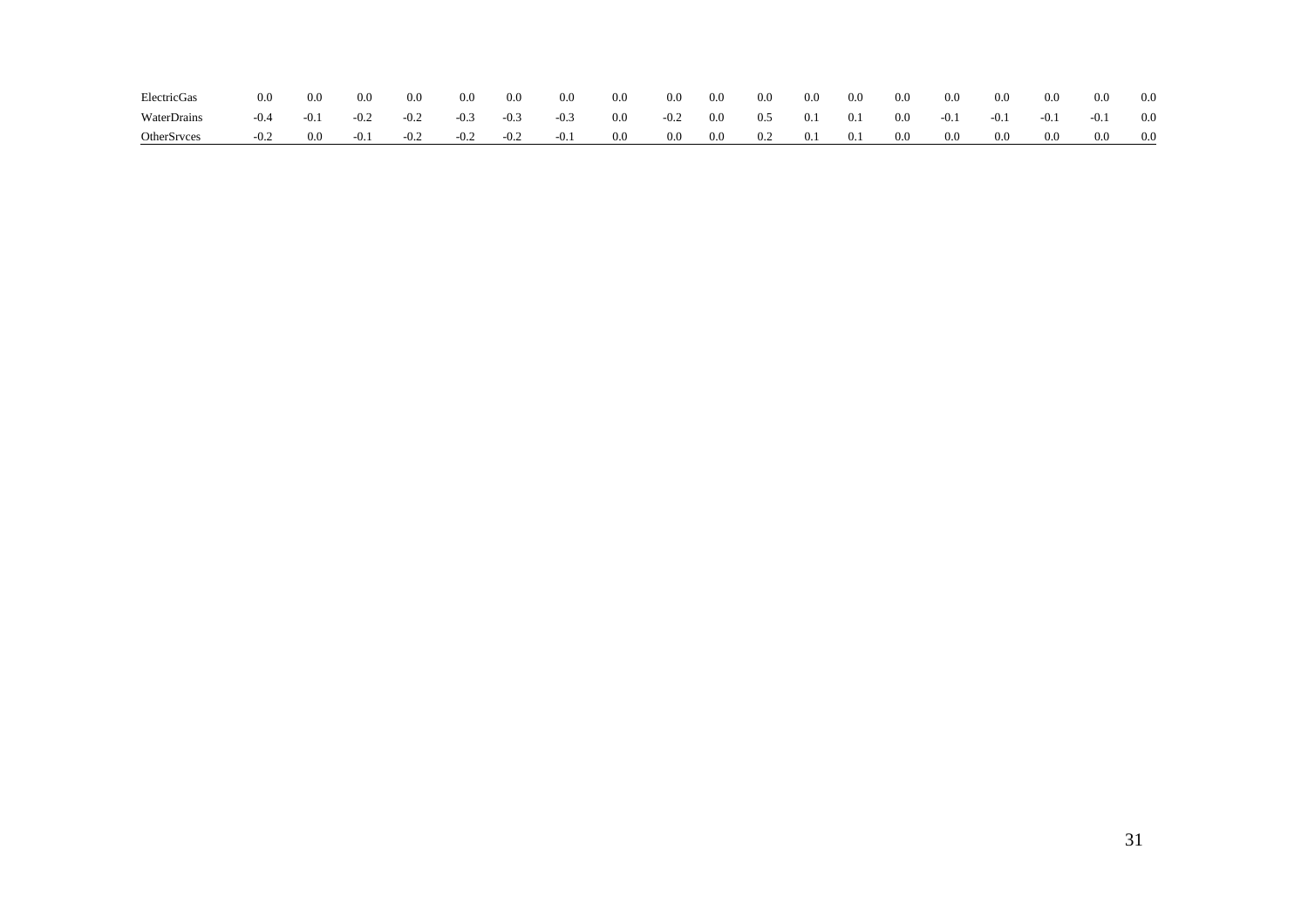| | | | | | | | | | | | | | | | | | | | |
|---|---|---|---|---|---|---|---|---|---|---|---|---|---|---|---|---|---|---|---|
| ElectricGas | 0.0 | 0.0 | 0.0 | 0.0 | 0.0 | 0.0 | 0.0 | 0.0 | 0.0 | 0.0 | 0.0 | 0.0 | 0.0 | 0.0 | 0.0 | 0.0 | 0.0 | 0.0 | 0.0 |
| WaterDrains | -0.4 | -0.1 | -0.2 | -0.2 | -0.3 | -0.3 | -0.3 | 0.0 | -0.2 | 0.0 | 0.5 | 0.1 | 0.1 | 0.0 | -0.1 | -0.1 | -0.1 | -0.1 | 0.0 |
| OtherSrvces | -0.2 | 0.0 | -0.1 | -0.2 | -0.2 | -0.2 | -0.1 | 0.0 | 0.0 | 0.0 | 0.2 | 0.1 | 0.1 | 0.0 | 0.0 | 0.0 | 0.0 | 0.0 | 0.0 |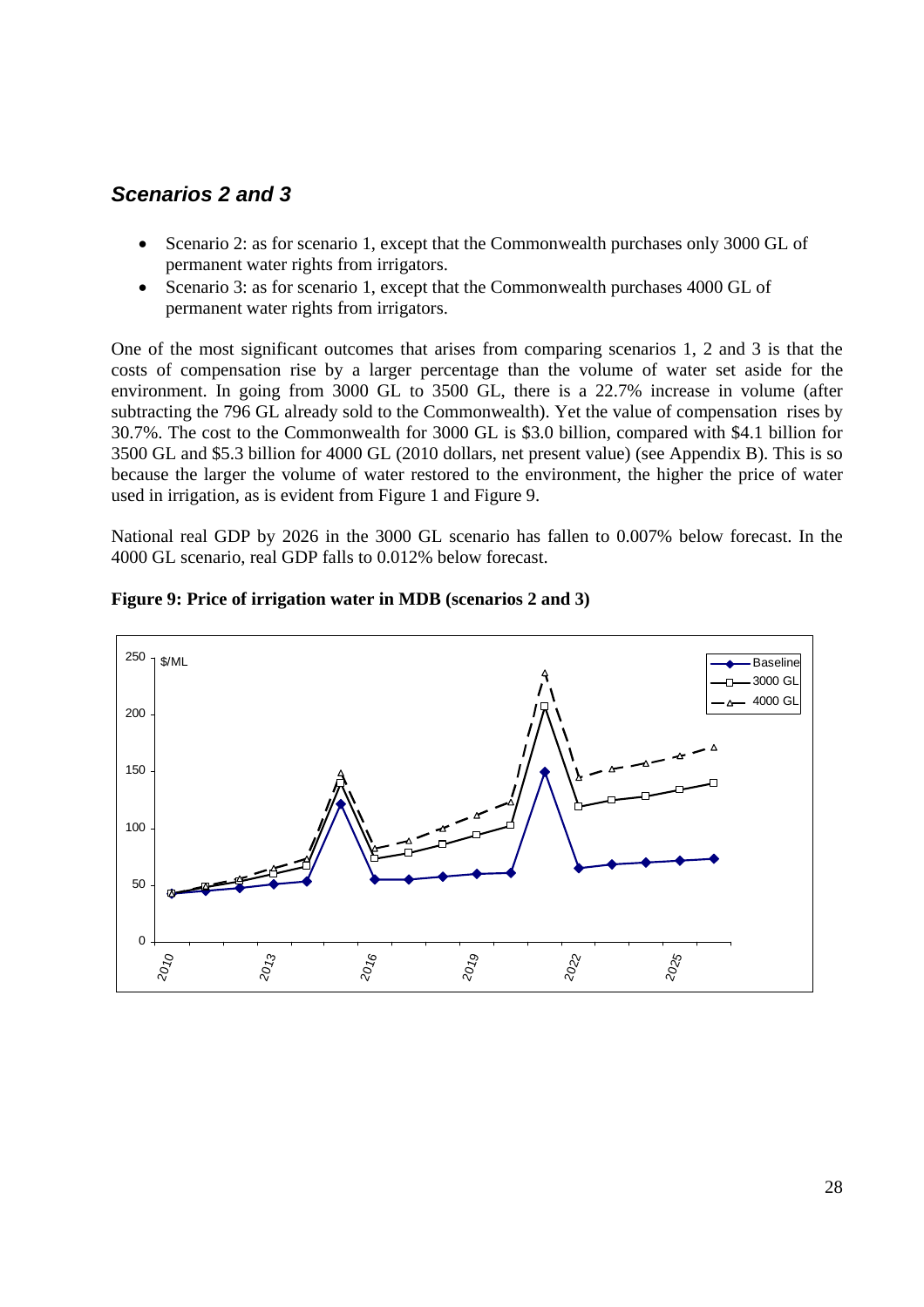## *Scenarios 2 and 3*

- Scenario 2: as for scenario 1, except that the Commonwealth purchases only 3000 GL of permanent water rights from irrigators.
- Scenario 3: as for scenario 1, except that the Commonwealth purchases 4000 GL of permanent water rights from irrigators.

One of the most significant outcomes that arises from comparing scenarios 1, 2 and 3 is that the costs of compensation rise by a larger percentage than the volume of water set aside for the environment. In going from 3000 GL to 3500 GL, there is a 22.7% increase in volume (after subtracting the 796 GL already sold to the Commonwealth). Yet the value of compensation rises by 30.7%. The cost to the Commonwealth for 3000 GL is \$3.0 billion, compared with \$4.1 billion for 3500 GL and \$5.3 billion for 4000 GL (2010 dollars, net present value) (see Appendix B). This is so because the larger the volume of water restored to the environment, the higher the price of water used in irrigation, as is evident from Figure 1 and Figure 9.

National real GDP by 2026 in the 3000 GL scenario has fallen to 0.007% below forecast. In the 4000 GL scenario, real GDP falls to 0.012% below forecast.

**Figure 9: Price of irrigation water in MDB (scenarios 2 and 3)**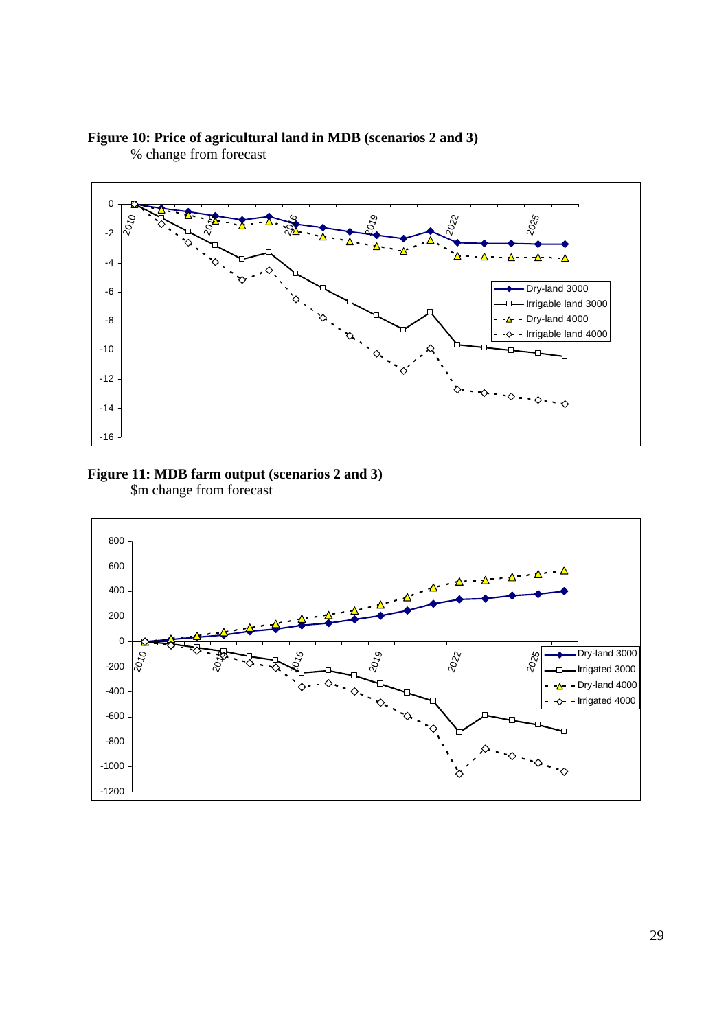**Figure 10: Price of agricultural land in MDB (scenarios 2 and 3)**
% change from forecast

**Figure 11: MDB farm output (scenarios 2 and 3)**
$m change from forecast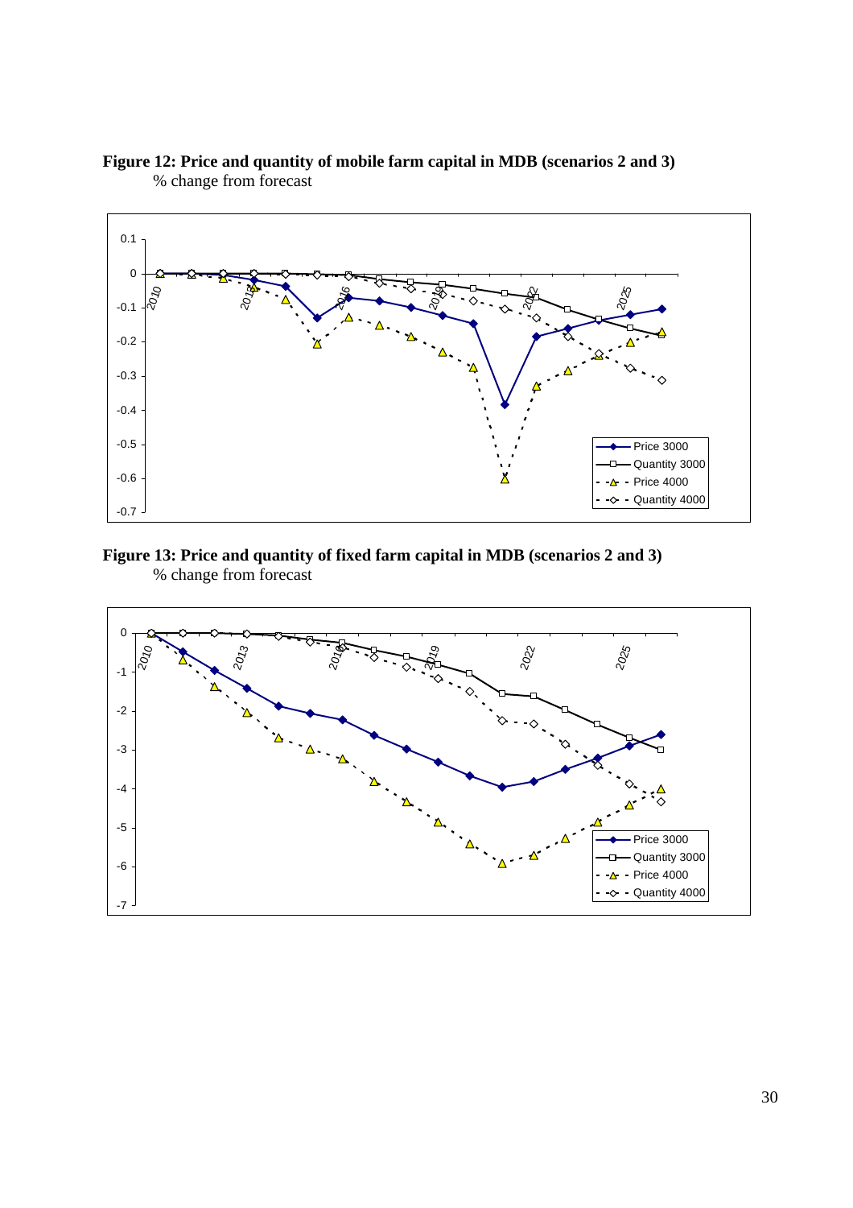**Figure 12: Price and quantity of mobile farm capital in MDB (scenarios 2 and 3)**
% change from forecast

**Figure 13: Price and quantity of fixed farm capital in MDB (scenarios 2 and 3)**
% change from forecast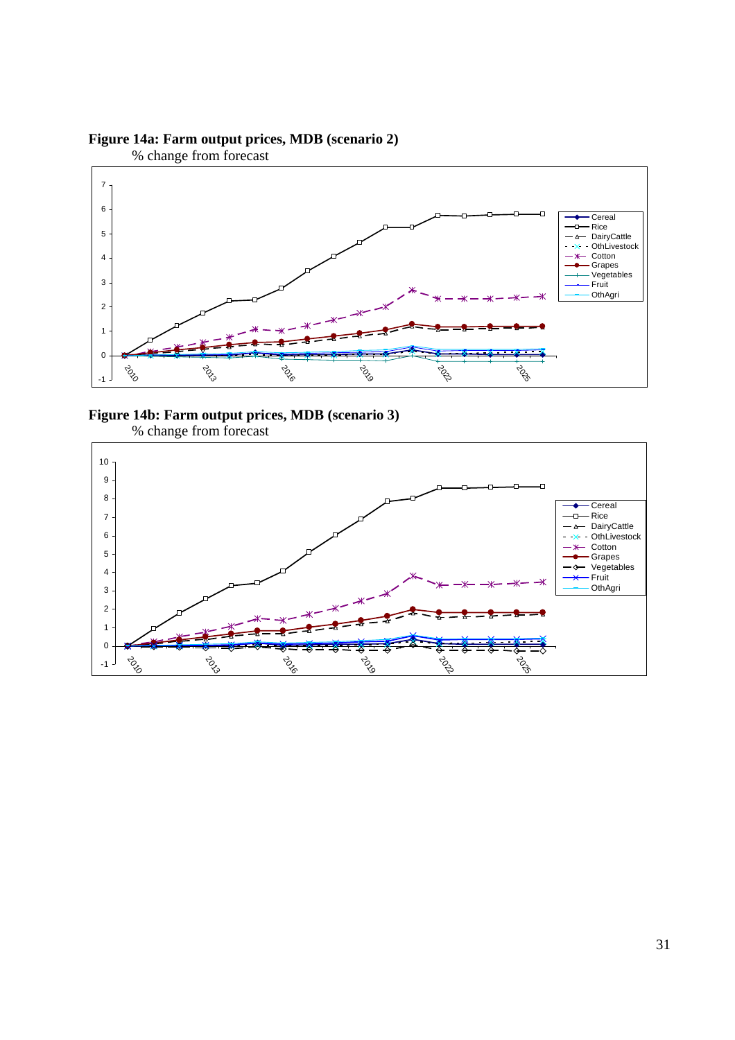**Figure 14a: Farm output prices, MDB (scenario 2)**

% change from forecast

**Figure 14b: Farm output prices, MDB (scenario 3)**

% change from forecast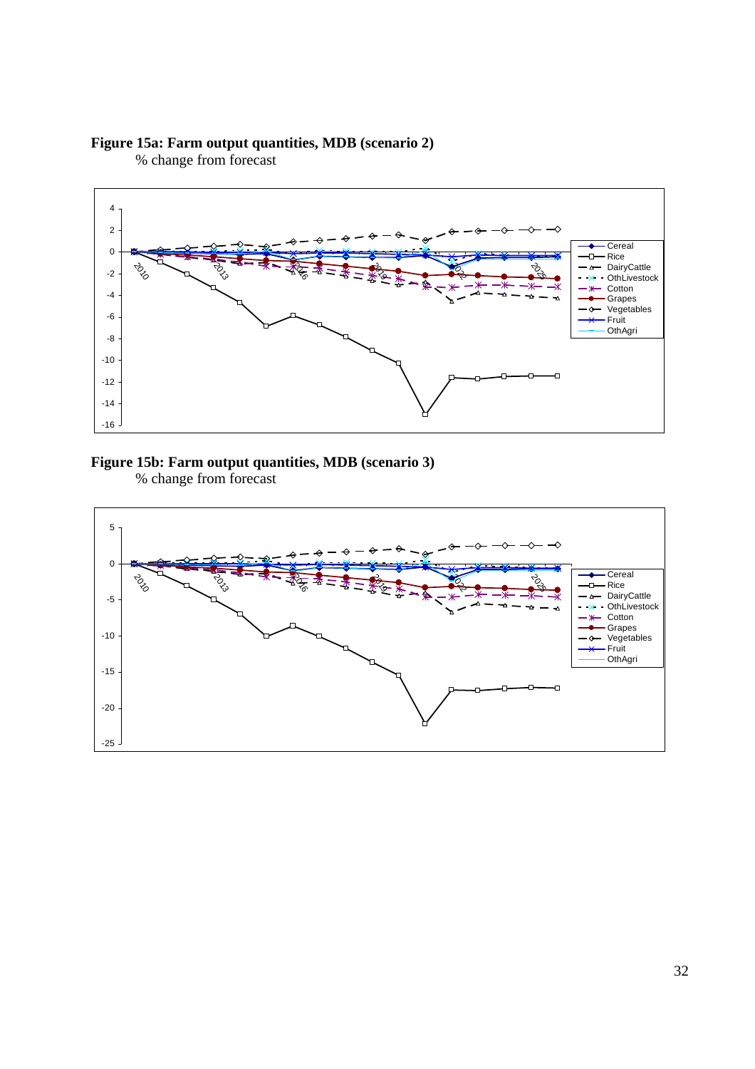**Figure 15a: Farm output quantities, MDB (scenario 2)**

% change from forecast

**Figure 15b: Farm output quantities, MDB (scenario 3)**

% change from forecast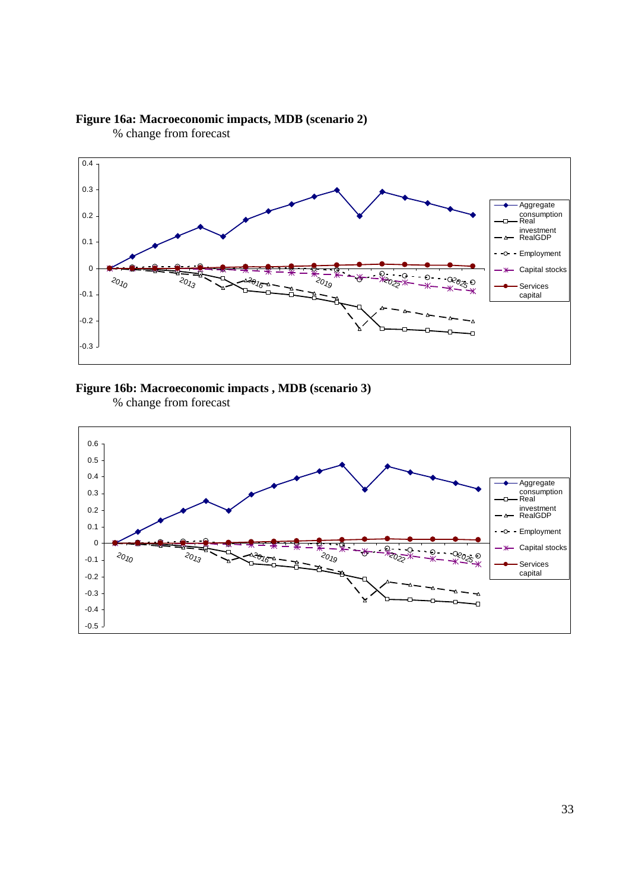**Figure 16a: Macroeconomic impacts, MDB (scenario 2)**
% change from forecast

**Figure 16b: Macroeconomic impacts , MDB (scenario 3)**
% change from forecast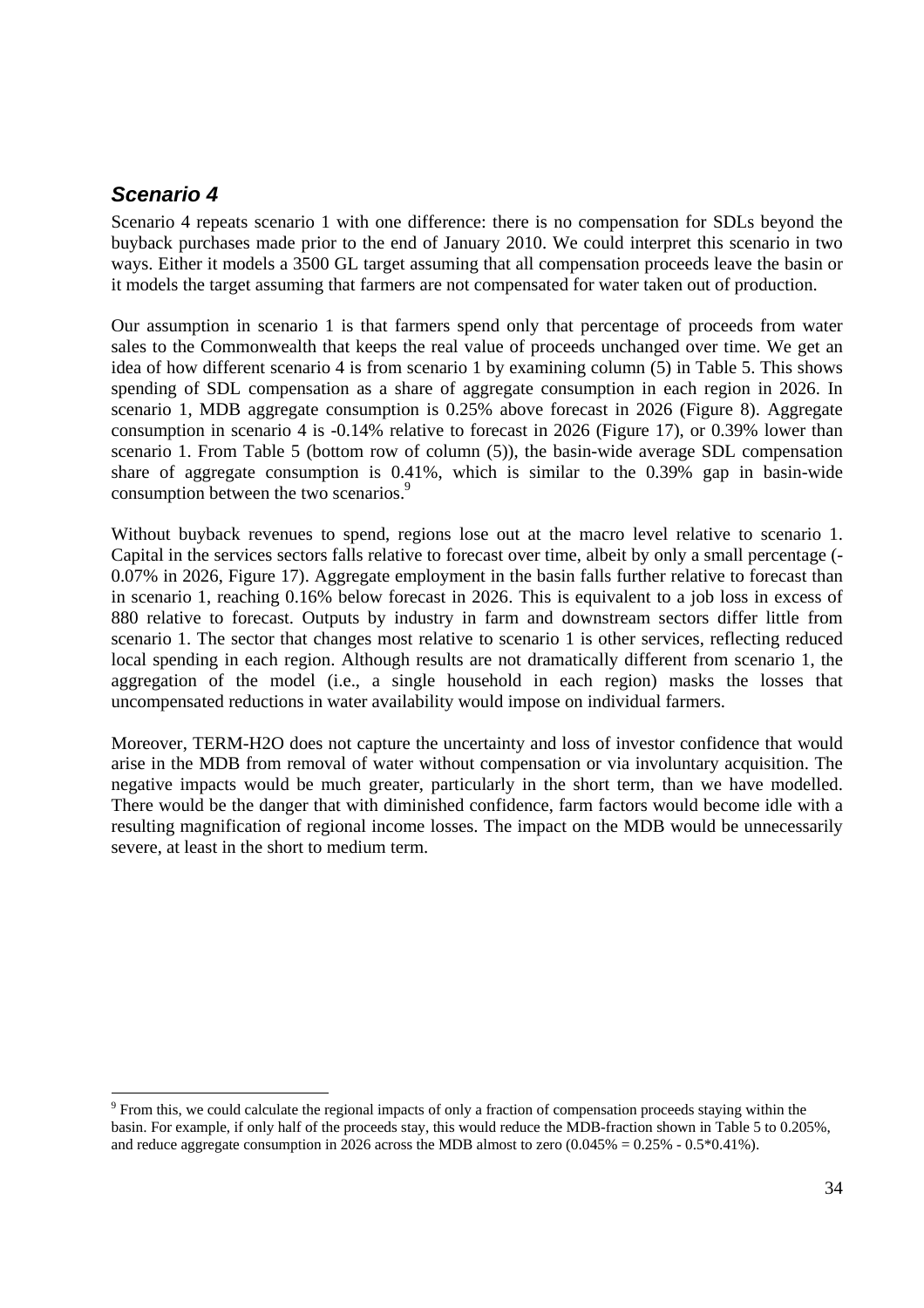### *Scenario 4*

Scenario 4 repeats scenario 1 with one difference: there is no compensation for SDLs beyond the buyback purchases made prior to the end of January 2010. We could interpret this scenario in two ways. Either it models a 3500 GL target assuming that all compensation proceeds leave the basin or it models the target assuming that farmers are not compensated for water taken out of production.

Our assumption in scenario 1 is that farmers spend only that percentage of proceeds from water sales to the Commonwealth that keeps the real value of proceeds unchanged over time. We get an idea of how different scenario 4 is from scenario 1 by examining column (5) in Table 5. This shows spending of SDL compensation as a share of aggregate consumption in each region in 2026. In scenario 1, MDB aggregate consumption is 0.25% above forecast in 2026 (Figure 8). Aggregate consumption in scenario 4 is -0.14% relative to forecast in 2026 (Figure 17), or 0.39% lower than scenario 1. From Table 5 (bottom row of column (5)), the basin-wide average SDL compensation share of aggregate consumption is 0.41%, which is similar to the 0.39% gap in basin-wide consumption between the two scenarios.[9]

Without buyback revenues to spend, regions lose out at the macro level relative to scenario 1. Capital in the services sectors falls relative to forecast over time, albeit by only a small percentage (-0.07% in 2026, Figure 17). Aggregate employment in the basin falls further relative to forecast than in scenario 1, reaching 0.16% below forecast in 2026. This is equivalent to a job loss in excess of 880 relative to forecast. Outputs by industry in farm and downstream sectors differ little from scenario 1. The sector that changes most relative to scenario 1 is other services, reflecting reduced local spending in each region. Although results are not dramatically different from scenario 1, the aggregation of the model (i.e., a single household in each region) masks the losses that uncompensated reductions in water availability would impose on individual farmers.

Moreover, TERM-H2O does not capture the uncertainty and loss of investor confidence that would arise in the MDB from removal of water without compensation or via involuntary acquisition. The negative impacts would be much greater, particularly in the short term, than we have modelled. There would be the danger that with diminished confidence, farm factors would become idle with a resulting magnification of regional income losses. The impact on the MDB would be unnecessarily severe, at least in the short to medium term.

---

[9] From this, we could calculate the regional impacts of only a fraction of compensation proceeds staying within the basin. For example, if only half of the proceeds stay, this would reduce the MDB-fraction shown in Table 5 to 0.205%, and reduce aggregate consumption in 2026 across the MDB almost to zero (0.045% = 0.25% - 0.5*0.41%).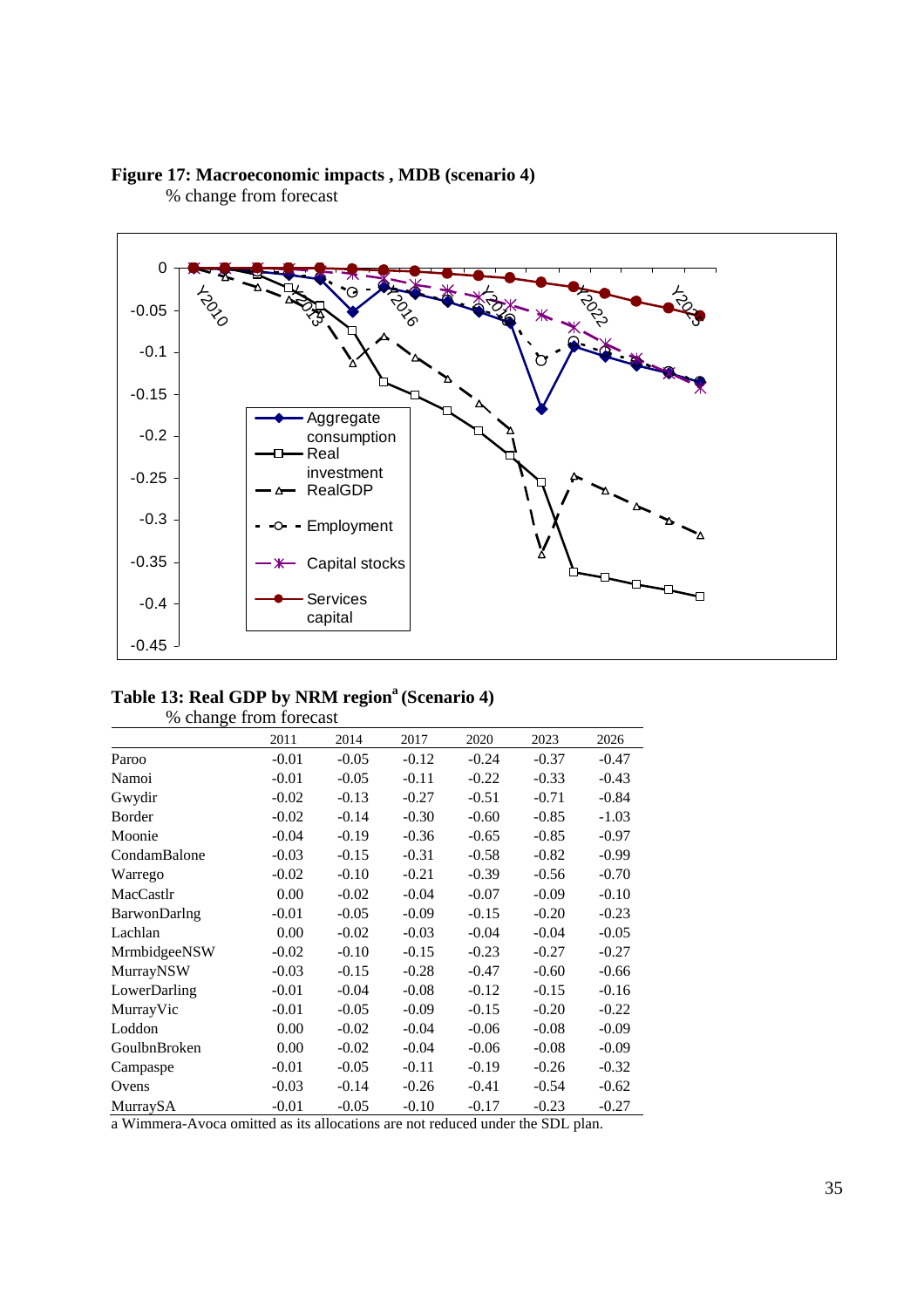**Figure 17: Macroeconomic impacts , MDB (scenario 4)**

% change from forecast

**Table 13: Real GDP by NRM region[a] (Scenario 4)**

% change from forecast

| | 2011 | 2014 | 2017 | 2020 | 2023 | 2026 |
|---|---|---|---|---|---|---|
| Paroo | -0.01 | -0.05 | -0.12 | -0.24 | -0.37 | -0.47 |
| Namoi | -0.01 | -0.05 | -0.11 | -0.22 | -0.33 | -0.43 |
| Gwydir | -0.02 | -0.13 | -0.27 | -0.51 | -0.71 | -0.84 |
| Border | -0.02 | -0.14 | -0.30 | -0.60 | -0.85 | -1.03 |
| Moonie | -0.04 | -0.19 | -0.36 | -0.65 | -0.85 | -0.97 |
| CondamBalone | -0.03 | -0.15 | -0.31 | -0.58 | -0.82 | -0.99 |
| Warrego | -0.02 | -0.10 | -0.21 | -0.39 | -0.56 | -0.70 |
| MacCastlr | 0.00 | -0.02 | -0.04 | -0.07 | -0.09 | -0.10 |
| BarwonDarlng | -0.01 | -0.05 | -0.09 | -0.15 | -0.20 | -0.23 |
| Lachlan | 0.00 | -0.02 | -0.03 | -0.04 | -0.04 | -0.05 |
| MrmbidgeeNSW | -0.02 | -0.10 | -0.15 | -0.23 | -0.27 | -0.27 |
| MurrayNSW | -0.03 | -0.15 | -0.28 | -0.47 | -0.60 | -0.66 |
| LowerDarling | -0.01 | -0.04 | -0.08 | -0.12 | -0.15 | -0.16 |
| MurrayVic | -0.01 | -0.05 | -0.09 | -0.15 | -0.20 | -0.22 |
| Loddon | 0.00 | -0.02 | -0.04 | -0.06 | -0.08 | -0.09 |
| GoulbnBroken | 0.00 | -0.02 | -0.04 | -0.06 | -0.08 | -0.09 |
| Campaspe | -0.01 | -0.05 | -0.11 | -0.19 | -0.26 | -0.32 |
| Ovens | -0.03 | -0.14 | -0.26 | -0.41 | -0.54 | -0.62 |
| MurraySA | -0.01 | -0.05 | -0.10 | -0.17 | -0.23 | -0.27 |

a Wimmera-Avoca omitted as its allocations are not reduced under the SDL plan.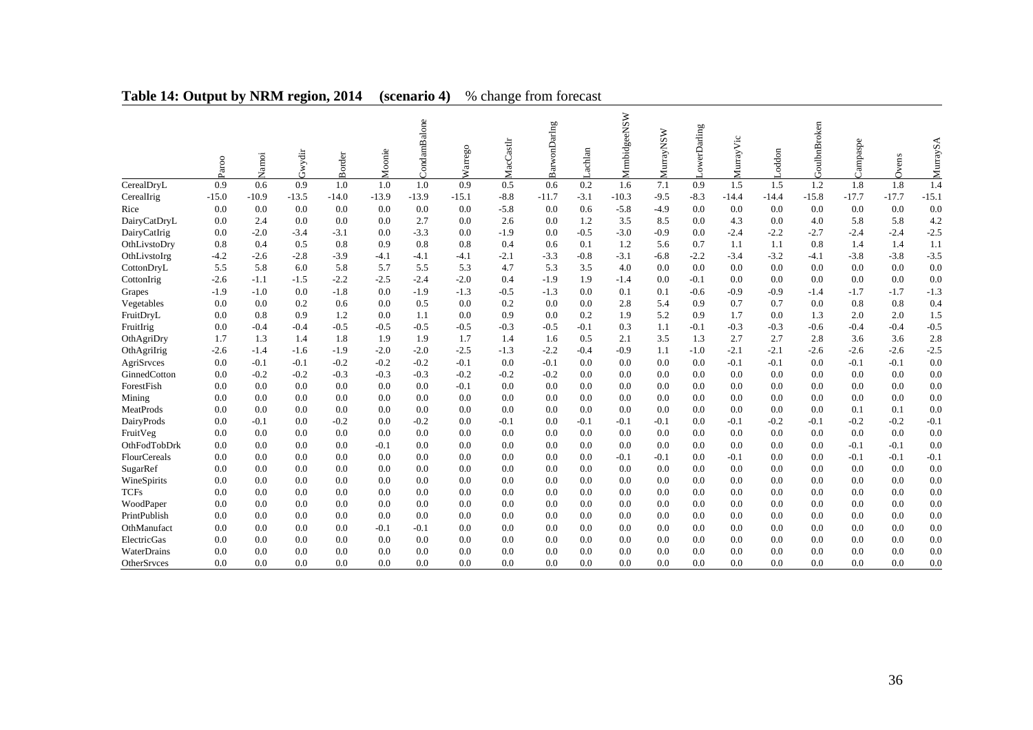**Table 14: Output by NRM region, 2014 (scenario 4)** % change from forecast

| | Paroo | Namoi | Gwydir | Border | Moonie | CondamBalone | Warrego | MacCastlr | BarwonDarlng | Lachlan | MrmbidgeeNSW | MurrayNSW | LowerDarling | MurrayVic | Loddon | GoulbnBroken | Campaspe | Ovens | MurraySA |
|---|---|---|---|---|---|---|---|---|---|---|---|---|---|---|---|---|---|---|---|
| CerealDryL | 0.9 | 0.6 | 0.9 | 1.0 | 1.0 | 1.0 | 0.9 | 0.5 | 0.6 | 0.2 | 1.6 | 7.1 | 0.9 | 1.5 | 1.5 | 1.2 | 1.8 | 1.8 | 1.4 |
| CerealIrig | -15.0 | -10.9 | -13.5 | -14.0 | -13.9 | -13.9 | -15.1 | -8.8 | -11.7 | -3.1 | -10.3 | -9.5 | -8.3 | -14.4 | -14.4 | -15.8 | -17.7 | -17.7 | -15.1 |
| Rice | 0.0 | 0.0 | 0.0 | 0.0 | 0.0 | 0.0 | 0.0 | -5.8 | 0.0 | 0.6 | -5.8 | -4.9 | 0.0 | 0.0 | 0.0 | 0.0 | 0.0 | 0.0 | 0.0 |
| DairyCatDryL | 0.0 | 2.4 | 0.0 | 0.0 | 0.0 | 2.7 | 0.0 | 2.6 | 0.0 | 1.2 | 3.5 | 8.5 | 0.0 | 4.3 | 0.0 | 4.0 | 5.8 | 5.8 | 4.2 |
| DairyCatIrig | 0.0 | -2.0 | -3.4 | -3.1 | 0.0 | -3.3 | 0.0 | -1.9 | 0.0 | -0.5 | -3.0 | -0.9 | 0.0 | -2.4 | -2.2 | -2.7 | -2.4 | -2.4 | -2.5 |
| OthLivstoDry | 0.8 | 0.4 | 0.5 | 0.8 | 0.9 | 0.8 | 0.8 | 0.4 | 0.6 | 0.1 | 1.2 | 5.6 | 0.7 | 1.1 | 1.1 | 0.8 | 1.4 | 1.4 | 1.1 |
| OthLivstoIrg | -4.2 | -2.6 | -2.8 | -3.9 | -4.1 | -4.1 | -4.1 | -2.1 | -3.3 | -0.8 | -3.1 | -6.8 | -2.2 | -3.4 | -3.2 | -4.1 | -3.8 | -3.8 | -3.5 |
| CottonDryL | 5.5 | 5.8 | 6.0 | 5.8 | 5.7 | 5.5 | 5.3 | 4.7 | 5.3 | 3.5 | 4.0 | 0.0 | 0.0 | 0.0 | 0.0 | 0.0 | 0.0 | 0.0 | 0.0 |
| CottonIrig | -2.6 | -1.1 | -1.5 | -2.2 | -2.5 | -2.4 | -2.0 | 0.4 | -1.9 | 1.9 | -1.4 | 0.0 | -0.1 | 0.0 | 0.0 | 0.0 | 0.0 | 0.0 | 0.0 |
| Grapes | -1.9 | -1.0 | 0.0 | -1.8 | 0.0 | -1.9 | -1.3 | -0.5 | -1.3 | 0.0 | 0.1 | 0.1 | -0.6 | -0.9 | -0.9 | -1.4 | -1.7 | -1.7 | -1.3 |
| Vegetables | 0.0 | 0.0 | 0.2 | 0.6 | 0.0 | 0.5 | 0.0 | 0.2 | 0.0 | 0.0 | 2.8 | 5.4 | 0.9 | 0.7 | 0.7 | 0.0 | 0.8 | 0.8 | 0.4 |
| FruitDryL | 0.0 | 0.8 | 0.9 | 1.2 | 0.0 | 1.1 | 0.0 | 0.9 | 0.0 | 0.2 | 1.9 | 5.2 | 0.9 | 1.7 | 0.0 | 1.3 | 2.0 | 2.0 | 1.5 |
| FruitIrig | 0.0 | -0.4 | -0.4 | -0.5 | -0.5 | -0.5 | -0.5 | -0.3 | -0.5 | -0.1 | 0.3 | 1.1 | -0.1 | -0.3 | -0.3 | -0.6 | -0.4 | -0.4 | -0.5 |
| OthAgriDry | 1.7 | 1.3 | 1.4 | 1.8 | 1.9 | 1.9 | 1.7 | 1.4 | 1.6 | 0.5 | 2.1 | 3.5 | 1.3 | 2.7 | 2.7 | 2.8 | 3.6 | 3.6 | 2.8 |
| OthAgriIrig | -2.6 | -1.4 | -1.6 | -1.9 | -2.0 | -2.0 | -2.5 | -1.3 | -2.2 | -0.4 | -0.9 | 1.1 | -1.0 | -2.1 | -2.1 | -2.6 | -2.6 | -2.6 | -2.5 |
| AgriSrvces | 0.0 | -0.1 | -0.1 | -0.2 | -0.2 | -0.2 | -0.1 | 0.0 | -0.1 | 0.0 | 0.0 | 0.0 | 0.0 | -0.1 | -0.1 | 0.0 | -0.1 | -0.1 | 0.0 |
| GinnedCotton | 0.0 | -0.2 | -0.2 | -0.3 | -0.3 | -0.3 | -0.2 | -0.2 | -0.2 | 0.0 | 0.0 | 0.0 | 0.0 | 0.0 | 0.0 | 0.0 | 0.0 | 0.0 | 0.0 |
| ForestFish | 0.0 | 0.0 | 0.0 | 0.0 | 0.0 | 0.0 | -0.1 | 0.0 | 0.0 | 0.0 | 0.0 | 0.0 | 0.0 | 0.0 | 0.0 | 0.0 | 0.0 | 0.0 | 0.0 |
| Mining | 0.0 | 0.0 | 0.0 | 0.0 | 0.0 | 0.0 | 0.0 | 0.0 | 0.0 | 0.0 | 0.0 | 0.0 | 0.0 | 0.0 | 0.0 | 0.0 | 0.0 | 0.0 | 0.0 |
| MeatProds | 0.0 | 0.0 | 0.0 | 0.0 | 0.0 | 0.0 | 0.0 | 0.0 | 0.0 | 0.0 | 0.0 | 0.0 | 0.0 | 0.0 | 0.0 | 0.0 | 0.1 | 0.1 | 0.0 |
| DairyProds | 0.0 | -0.1 | 0.0 | -0.2 | 0.0 | -0.2 | 0.0 | -0.1 | 0.0 | -0.1 | -0.1 | -0.1 | 0.0 | -0.1 | -0.2 | -0.1 | -0.2 | -0.2 | -0.1 |
| FruitVeg | 0.0 | 0.0 | 0.0 | 0.0 | 0.0 | 0.0 | 0.0 | 0.0 | 0.0 | 0.0 | 0.0 | 0.0 | 0.0 | 0.0 | 0.0 | 0.0 | 0.0 | 0.0 | 0.0 |
| OthFodTobDrk | 0.0 | 0.0 | 0.0 | 0.0 | -0.1 | 0.0 | 0.0 | 0.0 | 0.0 | 0.0 | 0.0 | 0.0 | 0.0 | 0.0 | 0.0 | 0.0 | -0.1 | -0.1 | 0.0 |
| FlourCereals | 0.0 | 0.0 | 0.0 | 0.0 | 0.0 | 0.0 | 0.0 | 0.0 | 0.0 | 0.0 | -0.1 | -0.1 | 0.0 | -0.1 | 0.0 | 0.0 | -0.1 | -0.1 | -0.1 |
| SugarRef | 0.0 | 0.0 | 0.0 | 0.0 | 0.0 | 0.0 | 0.0 | 0.0 | 0.0 | 0.0 | 0.0 | 0.0 | 0.0 | 0.0 | 0.0 | 0.0 | 0.0 | 0.0 | 0.0 |
| WineSpirits | 0.0 | 0.0 | 0.0 | 0.0 | 0.0 | 0.0 | 0.0 | 0.0 | 0.0 | 0.0 | 0.0 | 0.0 | 0.0 | 0.0 | 0.0 | 0.0 | 0.0 | 0.0 | 0.0 |
| TCFs | 0.0 | 0.0 | 0.0 | 0.0 | 0.0 | 0.0 | 0.0 | 0.0 | 0.0 | 0.0 | 0.0 | 0.0 | 0.0 | 0.0 | 0.0 | 0.0 | 0.0 | 0.0 | 0.0 |
| WoodPaper | 0.0 | 0.0 | 0.0 | 0.0 | 0.0 | 0.0 | 0.0 | 0.0 | 0.0 | 0.0 | 0.0 | 0.0 | 0.0 | 0.0 | 0.0 | 0.0 | 0.0 | 0.0 | 0.0 |
| PrintPublish | 0.0 | 0.0 | 0.0 | 0.0 | 0.0 | 0.0 | 0.0 | 0.0 | 0.0 | 0.0 | 0.0 | 0.0 | 0.0 | 0.0 | 0.0 | 0.0 | 0.0 | 0.0 | 0.0 |
| OthManufact | 0.0 | 0.0 | 0.0 | 0.0 | -0.1 | -0.1 | 0.0 | 0.0 | 0.0 | 0.0 | 0.0 | 0.0 | 0.0 | 0.0 | 0.0 | 0.0 | 0.0 | 0.0 | 0.0 |
| ElectricGas | 0.0 | 0.0 | 0.0 | 0.0 | 0.0 | 0.0 | 0.0 | 0.0 | 0.0 | 0.0 | 0.0 | 0.0 | 0.0 | 0.0 | 0.0 | 0.0 | 0.0 | 0.0 | 0.0 |
| WaterDrains | 0.0 | 0.0 | 0.0 | 0.0 | 0.0 | 0.0 | 0.0 | 0.0 | 0.0 | 0.0 | 0.0 | 0.0 | 0.0 | 0.0 | 0.0 | 0.0 | 0.0 | 0.0 | 0.0 |
| OtherSrvces | 0.0 | 0.0 | 0.0 | 0.0 | 0.0 | 0.0 | 0.0 | 0.0 | 0.0 | 0.0 | 0.0 | 0.0 | 0.0 | 0.0 | 0.0 | 0.0 | 0.0 | 0.0 | 0.0 |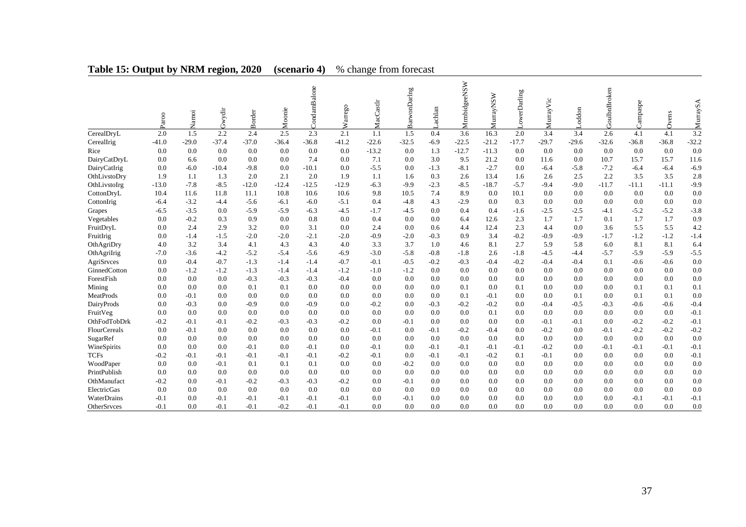## Table 15: Output by NRM region, 2020 (scenario 4) % change from forecast

| | Paroo | Namoi | Gwydir | Border | Moonie | CondamBalone | Warrego | MacCastlr | BarwonDarlng | Lachlan | MrmbidgeeNSW | MurrayNSW | LowerDarling | MurrayVic | Loddon | GoulbnBroken | Campaspe | Ovens | MurraySA |
|---|---|---|---|---|---|---|---|---|---|---|---|---|---|---|---|---|---|---|---|
| CerealDryL | 2.0 | 1.5 | 2.2 | 2.4 | 2.5 | 2.3 | 2.1 | 1.1 | 1.5 | 0.4 | 3.6 | 16.3 | 2.0 | 3.4 | 3.4 | 2.6 | 4.1 | 4.1 | 3.2 |
| CerealIrig | -41.0 | -29.0 | -37.4 | -37.0 | -36.4 | -36.8 | -41.2 | -22.6 | -32.5 | -6.9 | -22.5 | -21.2 | -17.7 | -29.7 | -29.6 | -32.6 | -36.8 | -36.8 | -32.2 |
| Rice | 0.0 | 0.0 | 0.0 | 0.0 | 0.0 | 0.0 | 0.0 | -13.2 | 0.0 | 1.3 | -12.7 | -11.3 | 0.0 | 0.0 | 0.0 | 0.0 | 0.0 | 0.0 | 0.0 |
| DairyCatDryL | 0.0 | 6.6 | 0.0 | 0.0 | 0.0 | 7.4 | 0.0 | 7.1 | 0.0 | 3.0 | 9.5 | 21.2 | 0.0 | 11.6 | 0.0 | 10.7 | 15.7 | 15.7 | 11.6 |
| DairyCatIrig | 0.0 | -6.0 | -10.4 | -9.8 | 0.0 | -10.1 | 0.0 | -5.5 | 0.0 | -1.3 | -8.1 | -2.7 | 0.0 | -6.4 | -5.8 | -7.2 | -6.4 | -6.4 | -6.9 |
| OthLivstoDry | 1.9 | 1.1 | 1.3 | 2.0 | 2.1 | 2.0 | 1.9 | 1.1 | 1.6 | 0.3 | 2.6 | 13.4 | 1.6 | 2.6 | 2.5 | 2.2 | 3.5 | 3.5 | 2.8 |
| OthLivstoIrg | -13.0 | -7.8 | -8.5 | -12.0 | -12.4 | -12.5 | -12.9 | -6.3 | -9.9 | -2.3 | -8.5 | -18.7 | -5.7 | -9.4 | -9.0 | -11.7 | -11.1 | -11.1 | -9.9 |
| CottonDryL | 10.4 | 11.6 | 11.8 | 11.1 | 10.8 | 10.6 | 10.6 | 9.8 | 10.5 | 7.4 | 8.9 | 0.0 | 10.1 | 0.0 | 0.0 | 0.0 | 0.0 | 0.0 | 0.0 |
| CottonIrig | -6.4 | -3.2 | -4.4 | -5.6 | -6.1 | -6.0 | -5.1 | 0.4 | -4.8 | 4.3 | -2.9 | 0.0 | 0.3 | 0.0 | 0.0 | 0.0 | 0.0 | 0.0 | 0.0 |
| Grapes | -6.5 | -3.5 | 0.0 | -5.9 | -5.9 | -6.3 | -4.5 | -1.7 | -4.5 | 0.0 | 0.4 | 0.4 | -1.6 | -2.5 | -2.5 | -4.1 | -5.2 | -5.2 | -3.8 |
| Vegetables | 0.0 | -0.2 | 0.3 | 0.9 | 0.0 | 0.8 | 0.0 | 0.4 | 0.0 | 0.0 | 6.4 | 12.6 | 2.3 | 1.7 | 1.7 | 0.1 | 1.7 | 1.7 | 0.9 |
| FruitDryL | 0.0 | 2.4 | 2.9 | 3.2 | 0.0 | 3.1 | 0.0 | 2.4 | 0.0 | 0.6 | 4.4 | 12.4 | 2.3 | 4.4 | 0.0 | 3.6 | 5.5 | 5.5 | 4.2 |
| FruitIrig | 0.0 | -1.4 | -1.5 | -2.0 | -2.0 | -2.1 | -2.0 | -0.9 | -2.0 | -0.3 | 0.9 | 3.4 | -0.2 | -0.9 | -0.9 | -1.7 | -1.2 | -1.2 | -1.4 |
| OthAgriDry | 4.0 | 3.2 | 3.4 | 4.1 | 4.3 | 4.3 | 4.0 | 3.3 | 3.7 | 1.0 | 4.6 | 8.1 | 2.7 | 5.9 | 5.8 | 6.0 | 8.1 | 8.1 | 6.4 |
| OthAgriIrig | -7.0 | -3.6 | -4.2 | -5.2 | -5.4 | -5.6 | -6.9 | -3.0 | -5.8 | -0.8 | -1.8 | 2.6 | -1.8 | -4.5 | -4.4 | -5.7 | -5.9 | -5.9 | -5.5 |
| AgriSrvces | 0.0 | -0.4 | -0.7 | -1.3 | -1.4 | -1.4 | -0.7 | -0.1 | -0.5 | -0.2 | -0.3 | -0.4 | -0.2 | -0.4 | -0.4 | 0.1 | -0.6 | -0.6 | 0.0 |
| GinnedCotton | 0.0 | -1.2 | -1.2 | -1.3 | -1.4 | -1.4 | -1.2 | -1.0 | -1.2 | 0.0 | 0.0 | 0.0 | 0.0 | 0.0 | 0.0 | 0.0 | 0.0 | 0.0 | 0.0 |
| ForestFish | 0.0 | 0.0 | 0.0 | -0.3 | -0.3 | -0.3 | -0.4 | 0.0 | 0.0 | 0.0 | 0.0 | 0.0 | 0.0 | 0.0 | 0.0 | 0.0 | 0.0 | 0.0 | 0.0 |
| Mining | 0.0 | 0.0 | 0.0 | 0.1 | 0.1 | 0.0 | 0.0 | 0.0 | 0.0 | 0.0 | 0.1 | 0.0 | 0.1 | 0.0 | 0.0 | 0.0 | 0.1 | 0.1 | 0.1 |
| MeatProds | 0.0 | -0.1 | 0.0 | 0.0 | 0.0 | 0.0 | 0.0 | 0.0 | 0.0 | 0.0 | 0.1 | -0.1 | 0.0 | 0.0 | 0.1 | 0.0 | 0.1 | 0.1 | 0.0 |
| DairyProds | 0.0 | -0.3 | 0.0 | -0.9 | 0.0 | -0.9 | 0.0 | -0.2 | 0.0 | -0.3 | -0.2 | -0.2 | 0.0 | -0.4 | -0.5 | -0.3 | -0.6 | -0.6 | -0.4 |
| FruitVeg | 0.0 | 0.0 | 0.0 | 0.0 | 0.0 | 0.0 | 0.0 | 0.0 | 0.0 | 0.0 | 0.0 | 0.1 | 0.0 | 0.0 | 0.0 | 0.0 | 0.0 | 0.0 | -0.1 |
| OthFodTobDrk | -0.2 | -0.1 | -0.1 | -0.2 | -0.3 | -0.3 | -0.2 | 0.0 | -0.1 | 0.0 | 0.0 | 0.0 | 0.0 | -0.1 | -0.1 | 0.0 | -0.2 | -0.2 | -0.1 |
| FlourCereals | 0.0 | -0.1 | 0.0 | 0.0 | 0.0 | 0.0 | 0.0 | -0.1 | 0.0 | -0.1 | -0.2 | -0.4 | 0.0 | -0.2 | 0.0 | -0.1 | -0.2 | -0.2 | -0.2 |
| SugarRef | 0.0 | 0.0 | 0.0 | 0.0 | 0.0 | 0.0 | 0.0 | 0.0 | 0.0 | 0.0 | 0.0 | 0.0 | 0.0 | 0.0 | 0.0 | 0.0 | 0.0 | 0.0 | 0.0 |
| WineSpirits | 0.0 | 0.0 | 0.0 | -0.1 | 0.0 | -0.1 | 0.0 | -0.1 | 0.0 | -0.1 | -0.1 | -0.1 | -0.1 | -0.2 | 0.0 | -0.1 | -0.1 | -0.1 | -0.1 |
| TCFs | -0.2 | -0.1 | -0.1 | -0.1 | -0.1 | -0.1 | -0.2 | -0.1 | 0.0 | -0.1 | -0.1 | -0.2 | 0.1 | -0.1 | 0.0 | 0.0 | 0.0 | 0.0 | -0.1 |
| WoodPaper | 0.0 | 0.0 | -0.1 | 0.1 | 0.1 | 0.1 | 0.0 | 0.0 | -0.2 | 0.0 | 0.0 | 0.0 | 0.0 | 0.0 | 0.0 | 0.0 | 0.0 | 0.0 | 0.0 |
| PrintPublish | 0.0 | 0.0 | 0.0 | 0.0 | 0.0 | 0.0 | 0.0 | 0.0 | 0.0 | 0.0 | 0.0 | 0.0 | 0.0 | 0.0 | 0.0 | 0.0 | 0.0 | 0.0 | 0.0 |
| OthManufact | -0.2 | 0.0 | -0.1 | -0.2 | -0.3 | -0.3 | -0.2 | 0.0 | -0.1 | 0.0 | 0.0 | 0.0 | 0.0 | 0.0 | 0.0 | 0.0 | 0.0 | 0.0 | 0.0 |
| ElectricGas | 0.0 | 0.0 | 0.0 | 0.0 | 0.0 | 0.0 | 0.0 | 0.0 | 0.0 | 0.0 | 0.0 | 0.0 | 0.0 | 0.0 | 0.0 | 0.0 | 0.0 | 0.0 | 0.0 |
| WaterDrains | -0.1 | 0.0 | -0.1 | -0.1 | -0.1 | -0.1 | -0.1 | 0.0 | -0.1 | 0.0 | 0.0 | 0.0 | 0.0 | 0.0 | 0.0 | 0.0 | -0.1 | -0.1 | -0.1 |
| OtherSrvces | -0.1 | 0.0 | -0.1 | -0.1 | -0.2 | -0.1 | -0.1 | 0.0 | 0.0 | 0.0 | 0.0 | 0.0 | 0.0 | 0.0 | 0.0 | 0.0 | 0.0 | 0.0 | 0.0 |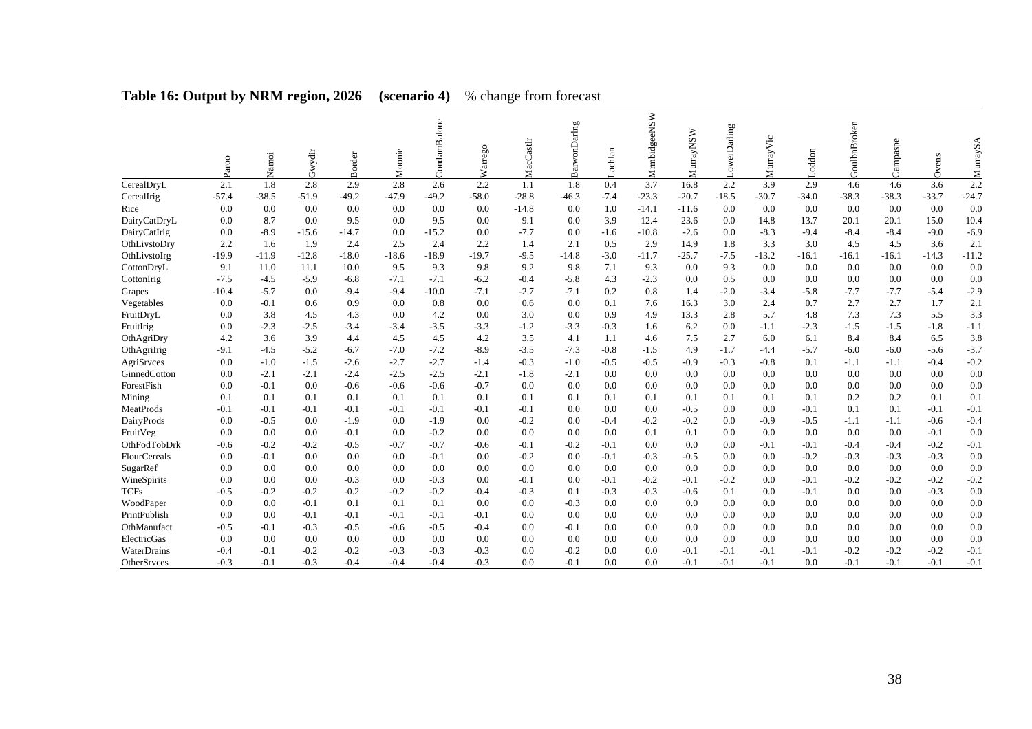**Table 16: Output by NRM region, 2026 (scenario 4)** % change from forecast

| | Paroo | Namoi | Gwydir | Border | Moonie | CondamBalone | Warrego | MacCastlr | BarwonDarlng | Lachlan | MrmbidgeeNSW | MurrayNSW | LowerDarling | MurrayVic | Loddon | GoulbnBroken | Campaspe | Ovens | MurraySA |
|---|---|---|---|---|---|---|---|---|---|---|---|---|---|---|---|---|---|---|---|
| CerealDryL | 2.1 | 1.8 | 2.8 | 2.9 | 2.8 | 2.6 | 2.2 | 1.1 | 1.8 | 0.4 | 3.7 | 16.8 | 2.2 | 3.9 | 2.9 | 4.6 | 4.6 | 3.6 | 2.2 |
| CerealIrig | -57.4 | -38.5 | -51.9 | -49.2 | -47.9 | -49.2 | -58.0 | -28.8 | -46.3 | -7.4 | -23.3 | -20.7 | -18.5 | -30.7 | -34.0 | -38.3 | -38.3 | -33.7 | -24.7 |
| Rice | 0.0 | 0.0 | 0.0 | 0.0 | 0.0 | 0.0 | 0.0 | -14.8 | 0.0 | 1.0 | -14.1 | -11.6 | 0.0 | 0.0 | 0.0 | 0.0 | 0.0 | 0.0 | 0.0 |
| DairyCatDryL | 0.0 | 8.7 | 0.0 | 9.5 | 0.0 | 9.5 | 0.0 | 9.1 | 0.0 | 3.9 | 12.4 | 23.6 | 0.0 | 14.8 | 13.7 | 20.1 | 20.1 | 15.0 | 10.4 |
| DairyCatIrig | 0.0 | -8.9 | -15.6 | -14.7 | 0.0 | -15.2 | 0.0 | -7.7 | 0.0 | -1.6 | -10.8 | -2.6 | 0.0 | -8.3 | -9.4 | -8.4 | -8.4 | -9.0 | -6.9 |
| OthLivstoDry | 2.2 | 1.6 | 1.9 | 2.4 | 2.5 | 2.4 | 2.2 | 1.4 | 2.1 | 0.5 | 2.9 | 14.9 | 1.8 | 3.3 | 3.0 | 4.5 | 4.5 | 3.6 | 2.1 |
| OthLivstoIrg | -19.9 | -11.9 | -12.8 | -18.0 | -18.6 | -18.9 | -19.7 | -9.5 | -14.8 | -3.0 | -11.7 | -25.7 | -7.5 | -13.2 | -16.1 | -16.1 | -16.1 | -14.3 | -11.2 |
| CottonDryL | 9.1 | 11.0 | 11.1 | 10.0 | 9.5 | 9.3 | 9.8 | 9.2 | 9.8 | 7.1 | 9.3 | 0.0 | 9.3 | 0.0 | 0.0 | 0.0 | 0.0 | 0.0 | 0.0 |
| CottonIrig | -7.5 | -4.5 | -5.9 | -6.8 | -7.1 | -7.1 | -6.2 | -0.4 | -5.8 | 4.3 | -2.3 | 0.0 | 0.5 | 0.0 | 0.0 | 0.0 | 0.0 | 0.0 | 0.0 |
| Grapes | -10.4 | -5.7 | 0.0 | -9.4 | -9.4 | -10.0 | -7.1 | -2.7 | -7.1 | 0.2 | 0.8 | 1.4 | -2.0 | -3.4 | -5.8 | -7.7 | -7.7 | -5.4 | -2.9 |
| Vegetables | 0.0 | -0.1 | 0.6 | 0.9 | 0.0 | 0.8 | 0.0 | 0.6 | 0.0 | 0.1 | 7.6 | 16.3 | 3.0 | 2.4 | 0.7 | 2.7 | 2.7 | 1.7 | 2.1 |
| FruitDryL | 0.0 | 3.8 | 4.5 | 4.3 | 0.0 | 4.2 | 0.0 | 3.0 | 0.0 | 0.9 | 4.9 | 13.3 | 2.8 | 5.7 | 4.8 | 7.3 | 7.3 | 5.5 | 3.3 |
| FruitIrig | 0.0 | -2.3 | -2.5 | -3.4 | -3.4 | -3.5 | -3.3 | -1.2 | -3.3 | -0.3 | 1.6 | 6.2 | 0.0 | -1.1 | -2.3 | -1.5 | -1.5 | -1.8 | -1.1 |
| OthAgriDry | 4.2 | 3.6 | 3.9 | 4.4 | 4.5 | 4.5 | 4.2 | 3.5 | 4.1 | 1.1 | 4.6 | 7.5 | 2.7 | 6.0 | 6.1 | 8.4 | 8.4 | 6.5 | 3.8 |
| OthAgriIrig | -9.1 | -4.5 | -5.2 | -6.7 | -7.0 | -7.2 | -8.9 | -3.5 | -7.3 | -0.8 | -1.5 | 4.9 | -1.7 | -4.4 | -5.7 | -6.0 | -6.0 | -5.6 | -3.7 |
| AgriSrvces | 0.0 | -1.0 | -1.5 | -2.6 | -2.7 | -2.7 | -1.4 | -0.3 | -1.0 | -0.5 | -0.5 | -0.9 | -0.3 | -0.8 | 0.1 | -1.1 | -1.1 | -0.4 | -0.2 |
| GinnedCotton | 0.0 | -2.1 | -2.1 | -2.4 | -2.5 | -2.5 | -2.1 | -1.8 | -2.1 | 0.0 | 0.0 | 0.0 | 0.0 | 0.0 | 0.0 | 0.0 | 0.0 | 0.0 | 0.0 |
| ForestFish | 0.0 | -0.1 | 0.0 | -0.6 | -0.6 | -0.6 | -0.7 | 0.0 | 0.0 | 0.0 | 0.0 | 0.0 | 0.0 | 0.0 | 0.0 | 0.0 | 0.0 | 0.0 | 0.0 |
| Mining | 0.1 | 0.1 | 0.1 | 0.1 | 0.1 | 0.1 | 0.1 | 0.1 | 0.1 | 0.1 | 0.1 | 0.1 | 0.1 | 0.1 | 0.1 | 0.2 | 0.2 | 0.1 | 0.1 |
| MeatProds | -0.1 | -0.1 | -0.1 | -0.1 | -0.1 | -0.1 | -0.1 | -0.1 | 0.0 | 0.0 | 0.0 | -0.5 | 0.0 | 0.0 | -0.1 | 0.1 | 0.1 | -0.1 | -0.1 |
| DairyProds | 0.0 | -0.5 | 0.0 | -1.9 | 0.0 | -1.9 | 0.0 | -0.2 | 0.0 | -0.4 | -0.2 | -0.2 | 0.0 | -0.9 | -0.5 | -1.1 | -1.1 | -0.6 | -0.4 |
| FruitVeg | 0.0 | 0.0 | 0.0 | -0.1 | 0.0 | -0.2 | 0.0 | 0.0 | 0.0 | 0.0 | 0.1 | 0.1 | 0.0 | 0.0 | 0.0 | 0.0 | 0.0 | -0.1 | 0.0 |
| OthFodTobDrk | -0.6 | -0.2 | -0.2 | -0.5 | -0.7 | -0.7 | -0.6 | -0.1 | -0.2 | -0.1 | 0.0 | 0.0 | 0.0 | -0.1 | -0.1 | -0.4 | -0.4 | -0.2 | -0.1 |
| FlourCereals | 0.0 | -0.1 | 0.0 | 0.0 | 0.0 | -0.1 | 0.0 | -0.2 | 0.0 | -0.1 | -0.3 | -0.5 | 0.0 | 0.0 | -0.2 | -0.3 | -0.3 | -0.3 | 0.0 |
| SugarRef | 0.0 | 0.0 | 0.0 | 0.0 | 0.0 | 0.0 | 0.0 | 0.0 | 0.0 | 0.0 | 0.0 | 0.0 | 0.0 | 0.0 | 0.0 | 0.0 | 0.0 | 0.0 | 0.0 |
| WineSpirits | 0.0 | 0.0 | 0.0 | -0.3 | 0.0 | -0.3 | 0.0 | -0.1 | 0.0 | -0.1 | -0.2 | -0.1 | -0.2 | 0.0 | -0.1 | -0.2 | -0.2 | -0.2 | -0.2 |
| TCFs | -0.5 | -0.2 | -0.2 | -0.2 | -0.2 | -0.2 | -0.4 | -0.3 | 0.1 | -0.3 | -0.3 | -0.6 | 0.1 | 0.0 | -0.1 | 0.0 | 0.0 | -0.3 | 0.0 |
| WoodPaper | 0.0 | 0.0 | -0.1 | 0.1 | 0.1 | 0.1 | 0.0 | 0.0 | -0.3 | 0.0 | 0.0 | 0.0 | 0.0 | 0.0 | 0.0 | 0.0 | 0.0 | 0.0 | 0.0 |
| PrintPublish | 0.0 | 0.0 | -0.1 | -0.1 | -0.1 | -0.1 | -0.1 | 0.0 | 0.0 | 0.0 | 0.0 | 0.0 | 0.0 | 0.0 | 0.0 | 0.0 | 0.0 | 0.0 | 0.0 |
| OthManufact | -0.5 | -0.1 | -0.3 | -0.5 | -0.6 | -0.5 | -0.4 | 0.0 | -0.1 | 0.0 | 0.0 | 0.0 | 0.0 | 0.0 | 0.0 | 0.0 | 0.0 | 0.0 | 0.0 |
| ElectricGas | 0.0 | 0.0 | 0.0 | 0.0 | 0.0 | 0.0 | 0.0 | 0.0 | 0.0 | 0.0 | 0.0 | 0.0 | 0.0 | 0.0 | 0.0 | 0.0 | 0.0 | 0.0 | 0.0 |
| WaterDrains | -0.4 | -0.1 | -0.2 | -0.2 | -0.3 | -0.3 | -0.3 | 0.0 | -0.2 | 0.0 | 0.0 | -0.1 | -0.1 | -0.1 | -0.1 | -0.2 | -0.2 | -0.2 | -0.1 |
| OtherSrvces | -0.3 | -0.1 | -0.3 | -0.4 | -0.4 | -0.4 | -0.3 | 0.0 | -0.1 | 0.0 | 0.0 | -0.1 | -0.1 | -0.1 | 0.0 | -0.1 | -0.1 | -0.1 | -0.1 |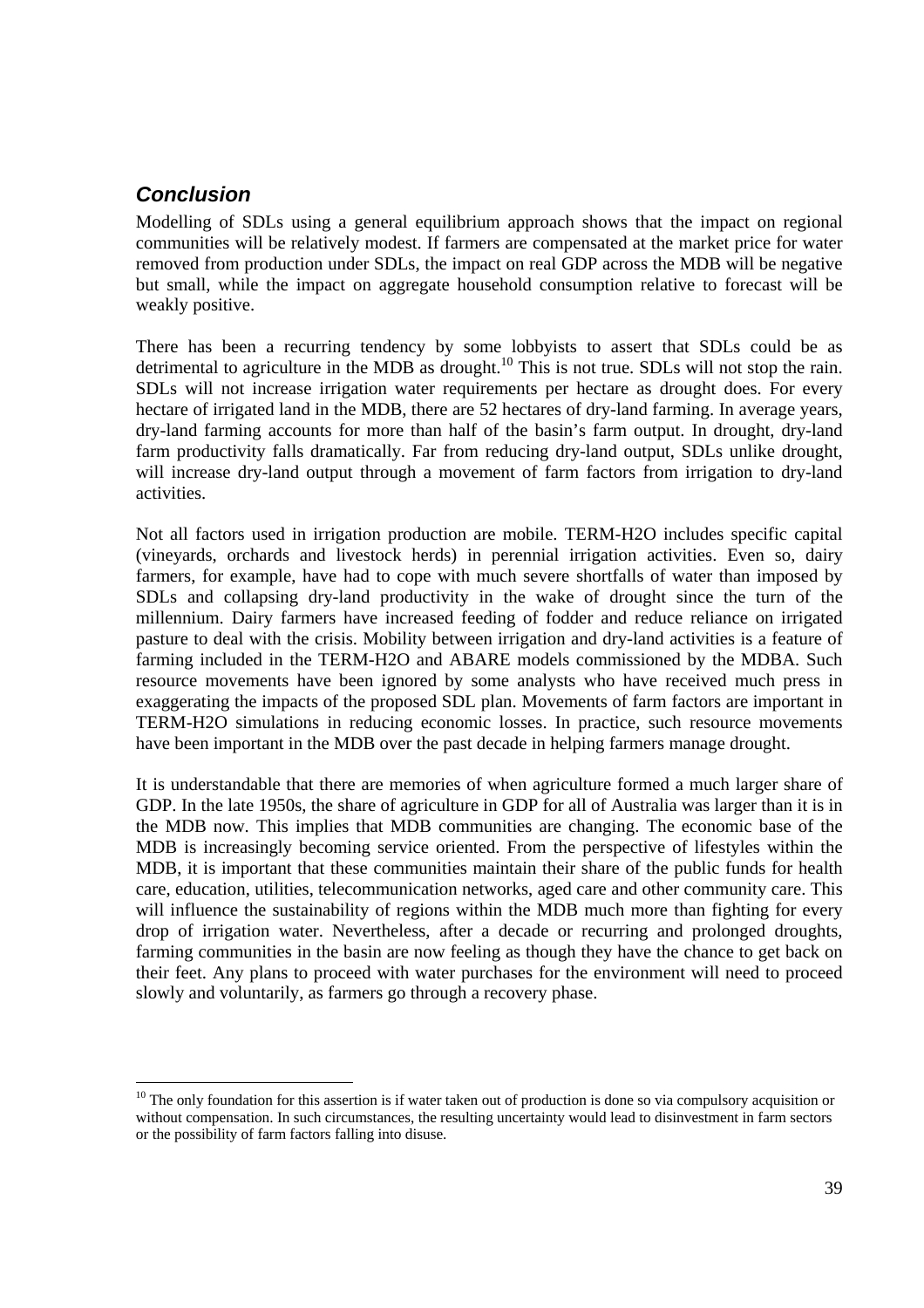## *Conclusion*

Modelling of SDLs using a general equilibrium approach shows that the impact on regional communities will be relatively modest. If farmers are compensated at the market price for water removed from production under SDLs, the impact on real GDP across the MDB will be negative but small, while the impact on aggregate household consumption relative to forecast will be weakly positive.

There has been a recurring tendency by some lobbyists to assert that SDLs could be as detrimental to agriculture in the MDB as drought.[10] This is not true. SDLs will not stop the rain. SDLs will not increase irrigation water requirements per hectare as drought does. For every hectare of irrigated land in the MDB, there are 52 hectares of dry-land farming. In average years, dry-land farming accounts for more than half of the basin's farm output. In drought, dry-land farm productivity falls dramatically. Far from reducing dry-land output, SDLs unlike drought, will increase dry-land output through a movement of farm factors from irrigation to dry-land activities.

Not all factors used in irrigation production are mobile. TERM-H2O includes specific capital (vineyards, orchards and livestock herds) in perennial irrigation activities. Even so, dairy farmers, for example, have had to cope with much severe shortfalls of water than imposed by SDLs and collapsing dry-land productivity in the wake of drought since the turn of the millennium. Dairy farmers have increased feeding of fodder and reduce reliance on irrigated pasture to deal with the crisis. Mobility between irrigation and dry-land activities is a feature of farming included in the TERM-H2O and ABARE models commissioned by the MDBA. Such resource movements have been ignored by some analysts who have received much press in exaggerating the impacts of the proposed SDL plan. Movements of farm factors are important in TERM-H2O simulations in reducing economic losses. In practice, such resource movements have been important in the MDB over the past decade in helping farmers manage drought.

It is understandable that there are memories of when agriculture formed a much larger share of GDP. In the late 1950s, the share of agriculture in GDP for all of Australia was larger than it is in the MDB now. This implies that MDB communities are changing. The economic base of the MDB is increasingly becoming service oriented. From the perspective of lifestyles within the MDB, it is important that these communities maintain their share of the public funds for health care, education, utilities, telecommunication networks, aged care and other community care. This will influence the sustainability of regions within the MDB much more than fighting for every drop of irrigation water. Nevertheless, after a decade or recurring and prolonged droughts, farming communities in the basin are now feeling as though they have the chance to get back on their feet. Any plans to proceed with water purchases for the environment will need to proceed slowly and voluntarily, as farmers go through a recovery phase.

---

[10] The only foundation for this assertion is if water taken out of production is done so via compulsory acquisition or without compensation. In such circumstances, the resulting uncertainty would lead to disinvestment in farm sectors or the possibility of farm factors falling into disuse.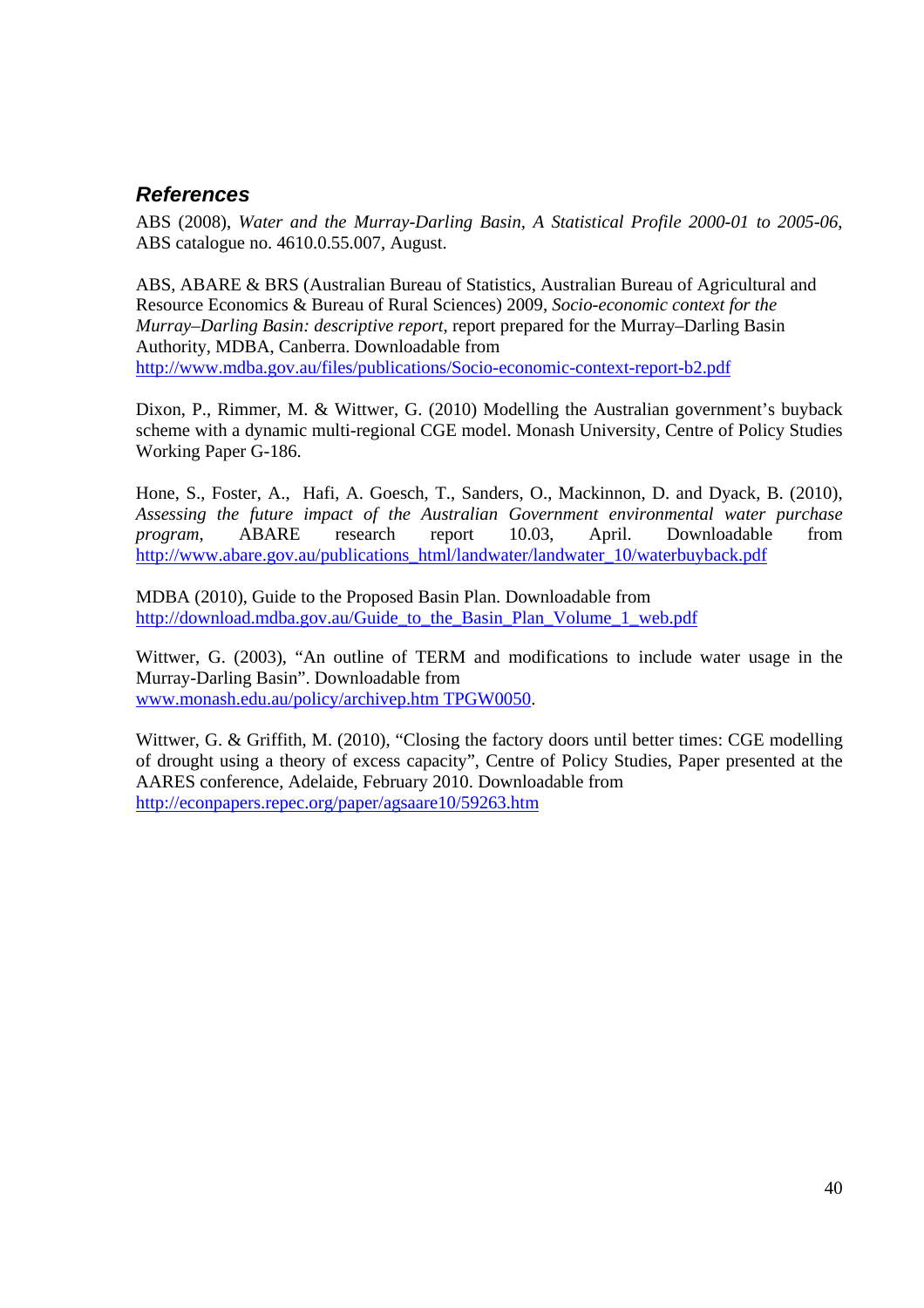### *References*

ABS (2008), *Water and the Murray-Darling Basin, A Statistical Profile 2000-01 to 2005-06*, ABS catalogue no. 4610.0.55.007, August.

ABS, ABARE & BRS (Australian Bureau of Statistics, Australian Bureau of Agricultural and Resource Economics & Bureau of Rural Sciences) 2009, *Socio-economic context for the Murray–Darling Basin: descriptive report*, report prepared for the Murray–Darling Basin Authority, MDBA, Canberra. Downloadable from http://www.mdba.gov.au/files/publications/Socio-economic-context-report-b2.pdf

Dixon, P., Rimmer, M. & Wittwer, G. (2010) Modelling the Australian government's buyback scheme with a dynamic multi-regional CGE model. Monash University, Centre of Policy Studies Working Paper G-186.

Hone, S., Foster, A., Hafi, A. Goesch, T., Sanders, O., Mackinnon, D. and Dyack, B. (2010), *Assessing the future impact of the Australian Government environmental water purchase program*, ABARE research report 10.03, April. Downloadable from http://www.abare.gov.au/publications_html/landwater/landwater_10/waterbuyback.pdf

MDBA (2010), Guide to the Proposed Basin Plan. Downloadable from http://download.mdba.gov.au/Guide_to_the_Basin_Plan_Volume_1_web.pdf

Wittwer, G. (2003), "An outline of TERM and modifications to include water usage in the Murray-Darling Basin". Downloadable from www.monash.edu.au/policy/archivep.htm TPGW0050.

Wittwer, G. & Griffith, M. (2010), "Closing the factory doors until better times: CGE modelling of drought using a theory of excess capacity", Centre of Policy Studies, Paper presented at the AARES conference, Adelaide, February 2010. Downloadable from http://econpapers.repec.org/paper/agsaare10/59263.htm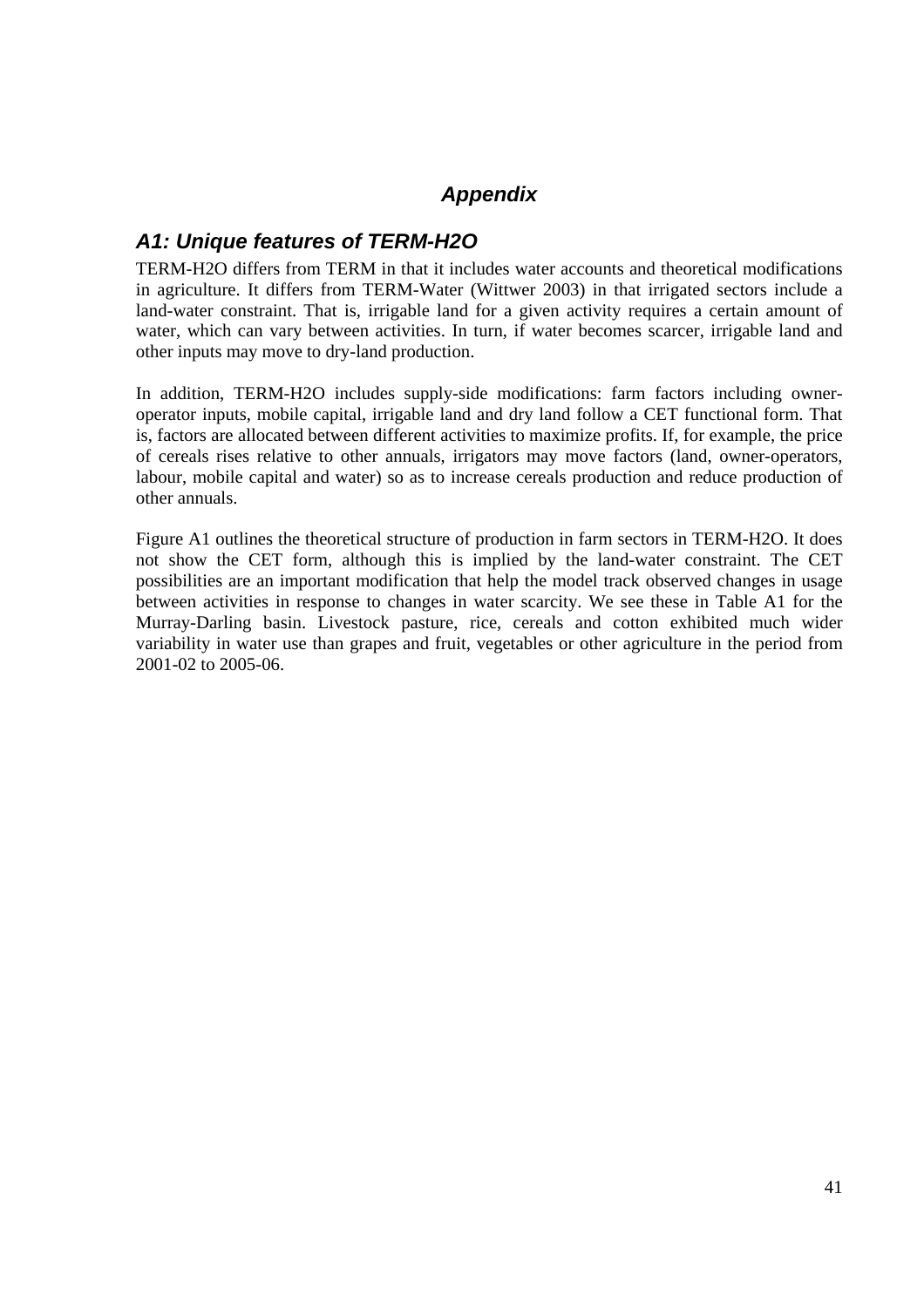# *Appendix*

## *A1: Unique features of TERM-H2O*

TERM-H2O differs from TERM in that it includes water accounts and theoretical modifications in agriculture. It differs from TERM-Water (Wittwer 2003) in that irrigated sectors include a land-water constraint. That is, irrigable land for a given activity requires a certain amount of water, which can vary between activities. In turn, if water becomes scarcer, irrigable land and other inputs may move to dry-land production.

In addition, TERM-H2O includes supply-side modifications: farm factors including owner-operator inputs, mobile capital, irrigable land and dry land follow a CET functional form. That is, factors are allocated between different activities to maximize profits. If, for example, the price of cereals rises relative to other annuals, irrigators may move factors (land, owner-operators, labour, mobile capital and water) so as to increase cereals production and reduce production of other annuals.

Figure A1 outlines the theoretical structure of production in farm sectors in TERM-H2O. It does not show the CET form, although this is implied by the land-water constraint. The CET possibilities are an important modification that help the model track observed changes in usage between activities in response to changes in water scarcity. We see these in Table A1 for the Murray-Darling basin. Livestock pasture, rice, cereals and cotton exhibited much wider variability in water use than grapes and fruit, vegetables or other agriculture in the period from 2001-02 to 2005-06.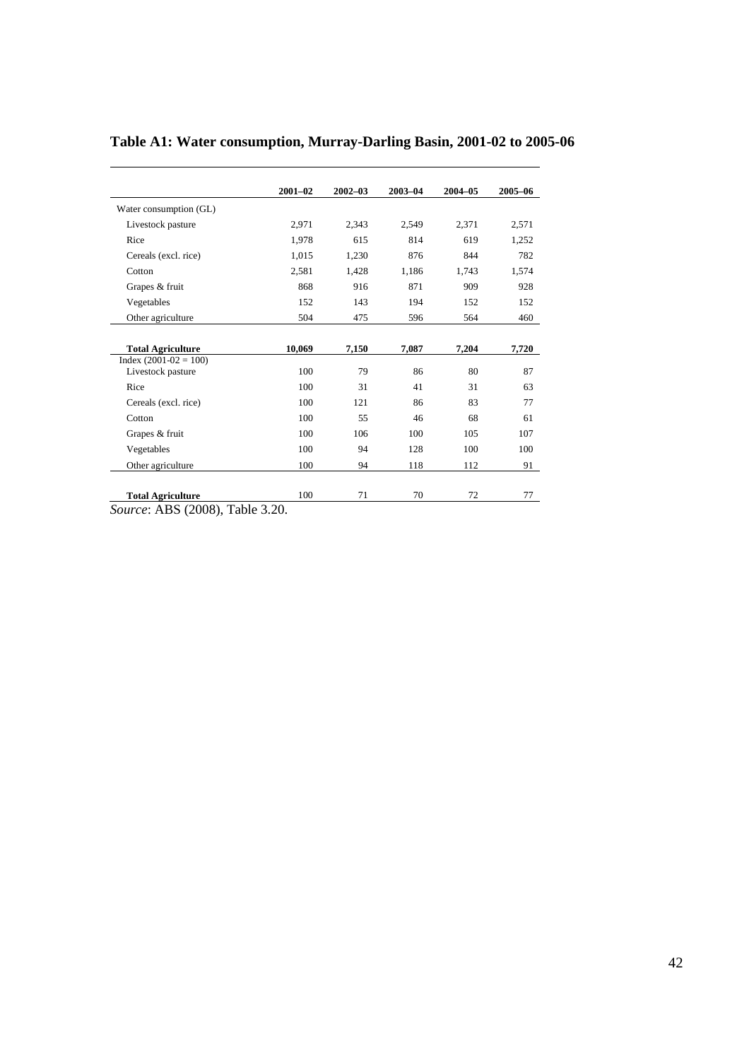## Table A1: Water consumption, Murray-Darling Basin, 2001-02 to 2005-06

| | 2001–02 | 2002–03 | 2003–04 | 2004–05 | 2005–06 |
|---|---|---|---|---|---|
| Water consumption (GL) | | | | | |
| Livestock pasture | 2,971 | 2,343 | 2,549 | 2,371 | 2,571 |
| Rice | 1,978 | 615 | 814 | 619 | 1,252 |
| Cereals (excl. rice) | 1,015 | 1,230 | 876 | 844 | 782 |
| Cotton | 2,581 | 1,428 | 1,186 | 1,743 | 1,574 |
| Grapes & fruit | 868 | 916 | 871 | 909 | 928 |
| Vegetables | 152 | 143 | 194 | 152 | 152 |
| Other agriculture | 504 | 475 | 596 | 564 | 460 |
| **Total Agriculture** | **10,069** | **7,150** | **7,087** | **7,204** | **7,720** |
| Index (2001-02 = 100) | | | | | |
| Livestock pasture | 100 | 79 | 86 | 80 | 87 |
| Rice | 100 | 31 | 41 | 31 | 63 |
| Cereals (excl. rice) | 100 | 121 | 86 | 83 | 77 |
| Cotton | 100 | 55 | 46 | 68 | 61 |
| Grapes & fruit | 100 | 106 | 100 | 105 | 107 |
| Vegetables | 100 | 94 | 128 | 100 | 100 |
| Other agriculture | 100 | 94 | 118 | 112 | 91 |
| **Total Agriculture** | 100 | 71 | 70 | 72 | 77 |

*Source*: ABS (2008), Table 3.20.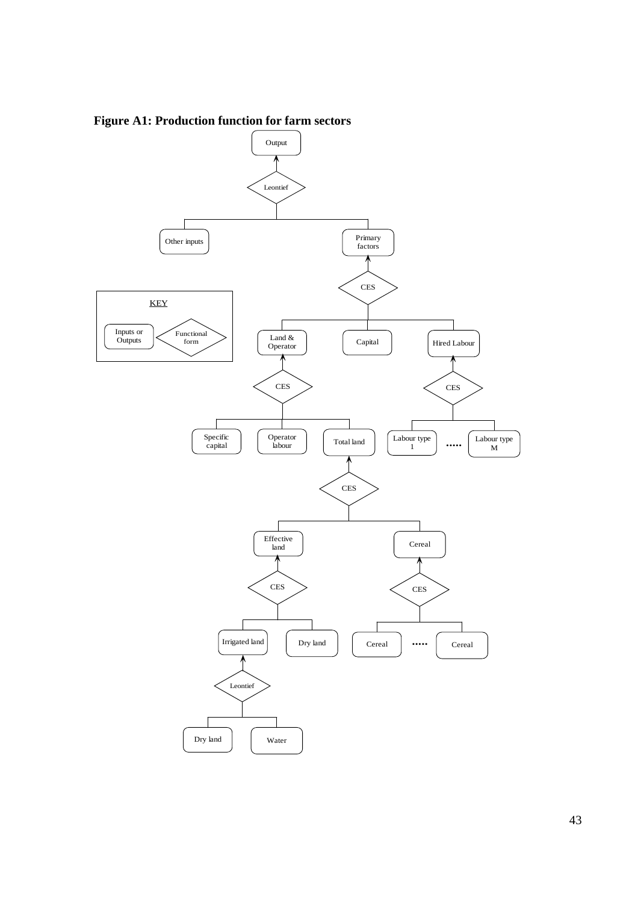**Figure A1: Production function for farm sectors**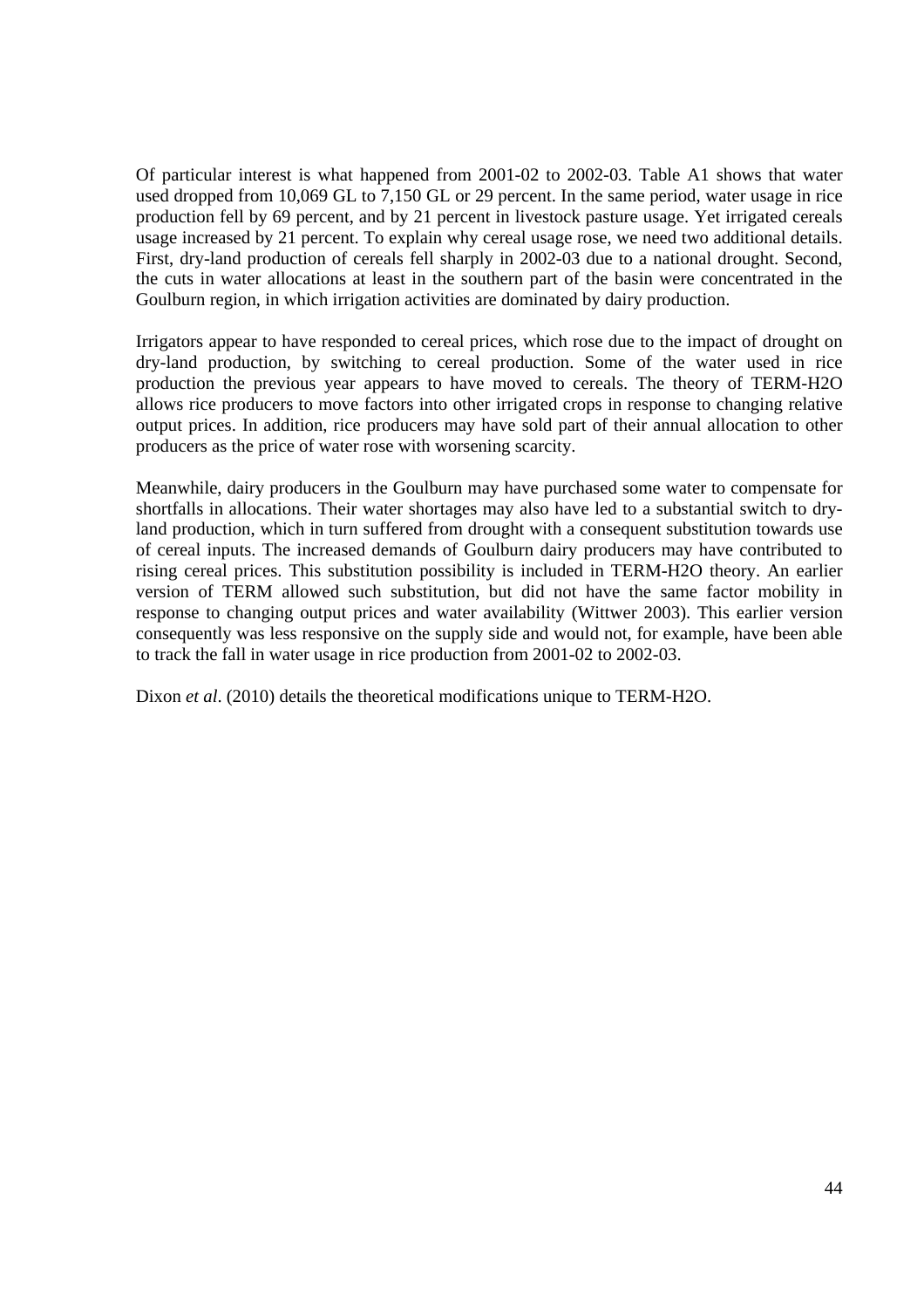Of particular interest is what happened from 2001-02 to 2002-03. Table A1 shows that water used dropped from 10,069 GL to 7,150 GL or 29 percent. In the same period, water usage in rice production fell by 69 percent, and by 21 percent in livestock pasture usage. Yet irrigated cereals usage increased by 21 percent. To explain why cereal usage rose, we need two additional details. First, dry-land production of cereals fell sharply in 2002-03 due to a national drought. Second, the cuts in water allocations at least in the southern part of the basin were concentrated in the Goulburn region, in which irrigation activities are dominated by dairy production.

Irrigators appear to have responded to cereal prices, which rose due to the impact of drought on dry-land production, by switching to cereal production. Some of the water used in rice production the previous year appears to have moved to cereals. The theory of TERM-H2O allows rice producers to move factors into other irrigated crops in response to changing relative output prices. In addition, rice producers may have sold part of their annual allocation to other producers as the price of water rose with worsening scarcity.

Meanwhile, dairy producers in the Goulburn may have purchased some water to compensate for shortfalls in allocations. Their water shortages may also have led to a substantial switch to dry-land production, which in turn suffered from drought with a consequent substitution towards use of cereal inputs. The increased demands of Goulburn dairy producers may have contributed to rising cereal prices. This substitution possibility is included in TERM-H2O theory. An earlier version of TERM allowed such substitution, but did not have the same factor mobility in response to changing output prices and water availability (Wittwer 2003). This earlier version consequently was less responsive on the supply side and would not, for example, have been able to track the fall in water usage in rice production from 2001-02 to 2002-03.

Dixon *et al*. (2010) details the theoretical modifications unique to TERM-H2O.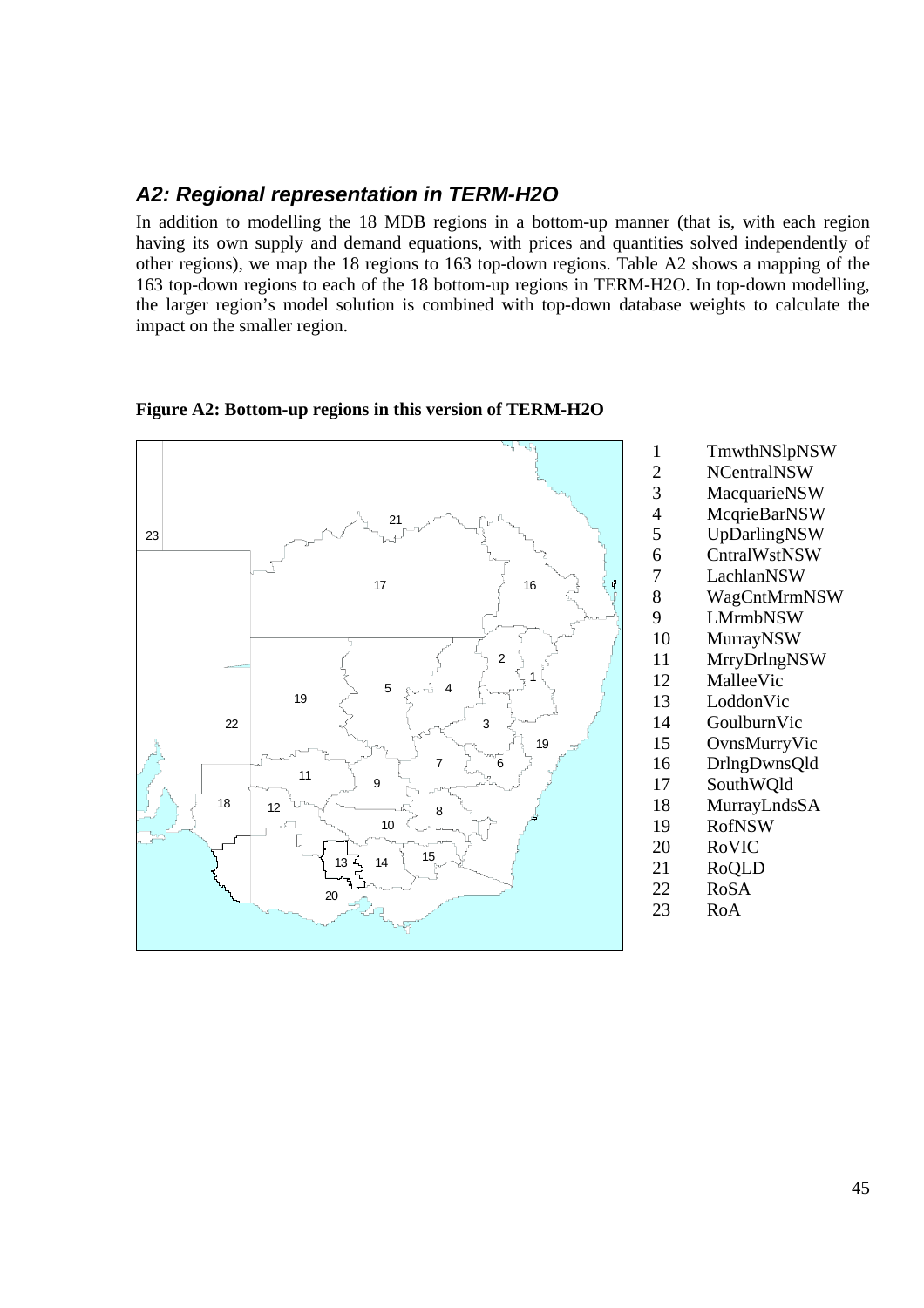## *A2: Regional representation in TERM-H2O*

In addition to modelling the 18 MDB regions in a bottom-up manner (that is, with each region having its own supply and demand equations, with prices and quantities solved independently of other regions), we map the 18 regions to 163 top-down regions. Table A2 shows a mapping of the 163 top-down regions to each of the 18 bottom-up regions in TERM-H2O. In top-down modelling, the larger region's model solution is combined with top-down database weights to calculate the impact on the smaller region.

**Figure A2: Bottom-up regions in this version of TERM-H2O**

| | |
|---|---|
| 1 | TmwthNSlpNSW |
| 2 | NCentralNSW |
| 3 | MacquarieNSW |
| 4 | McqrieBarNSW |
| 5 | UpDarlingNSW |
| 6 | CntralWstNSW |
| 7 | LachlanNSW |
| 8 | WagCntMrmNSW |
| 9 | LMrmbNSW |
| 10 | MurrayNSW |
| 11 | MrryDrlngNSW |
| 12 | MalleeVic |
| 13 | LoddonVic |
| 14 | GoulburnVic |
| 15 | OvnsMurryVic |
| 16 | DrlngDwnsQld |
| 17 | SouthWQld |
| 18 | MurrayLndsSA |
| 19 | RofNSW |
| 20 | RoVIC |
| 21 | RoQLD |
| 22 | RoSA |
| 23 | RoA |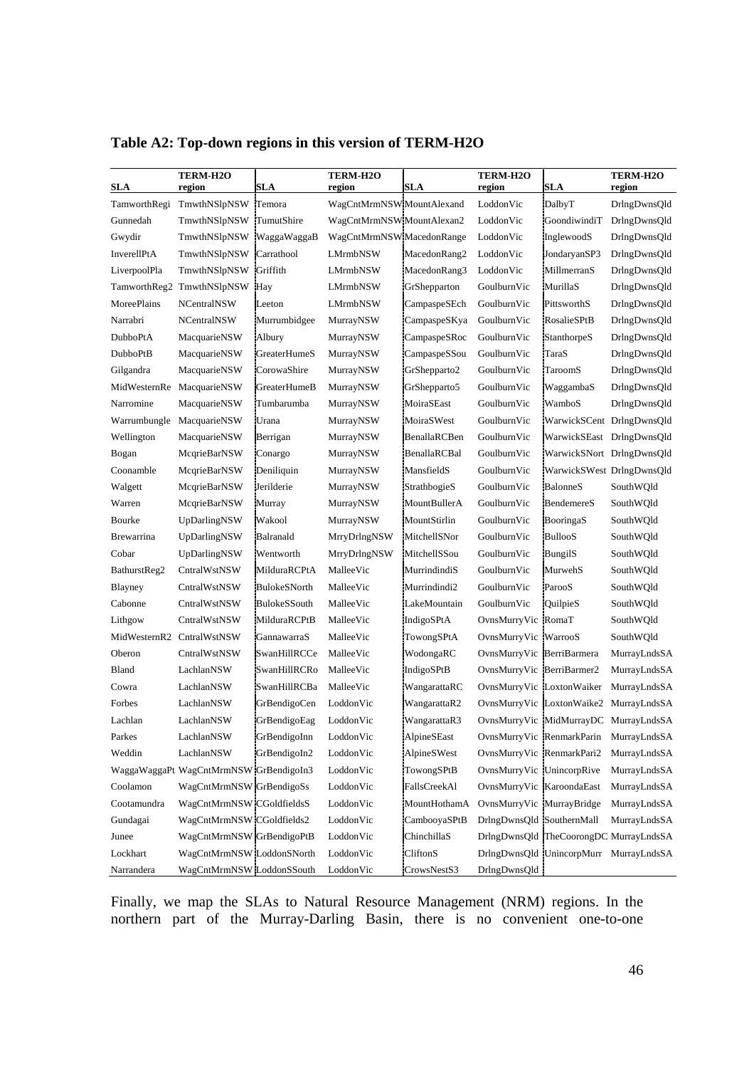**Table A2: Top-down regions in this version of TERM-H2O**

| SLA | TERM-H2O region | SLA | TERM-H2O region | SLA | TERM-H2O region | SLA | TERM-H2O region |
|---|---|---|---|---|---|---|---|
| TamworthRegi | TmwthNSlpNSW | Temora | WagCntMrmNSW | MountAlexand | LoddonVic | DalbyT | DrlngDwnsQld |
| Gunnedah | TmwthNSlpNSW | TumutShire | WagCntMrmNSW | MountAlexan2 | LoddonVic | GoondiwindiT | DrlngDwnsQld |
| Gwydir | TmwthNSlpNSW | WaggaWaggaB | WagCntMrmNSW | MacedonRange | LoddonVic | InglewoodS | DrlngDwnsQld |
| InverellPtA | TmwthNSlpNSW | Carrathool | LMrmbNSW | MacedonRang2 | LoddonVic | JondaryanSP3 | DrlngDwnsQld |
| LiverpoolPla | TmwthNSlpNSW | Griffith | LMrmbNSW | MacedonRang3 | LoddonVic | MillmerranS | DrlngDwnsQld |
| TamworthReg2 | TmwthNSlpNSW | Hay | LMrmbNSW | GrShepparton | GoulburnVic | MurillaS | DrlngDwnsQld |
| MoreePlains | NCentralNSW | Leeton | LMrmbNSW | CampaspeSEch | GoulburnVic | PittsworthS | DrlngDwnsQld |
| Narrabri | NCentralNSW | Murrumbidgee | MurrayNSW | CampaspeSKya | GoulburnVic | RosalieSPtB | DrlngDwnsQld |
| DubboPtA | MacquarieNSW | Albury | MurrayNSW | CampaspeSRoc | GoulburnVic | StanthorpeS | DrlngDwnsQld |
| DubboPtB | MacquarieNSW | GreaterHumeS | MurrayNSW | CampaspeSSou | GoulburnVic | TaraS | DrlngDwnsQld |
| Gilgandra | MacquarieNSW | CorowaShire | MurrayNSW | GrShepparto2 | GoulburnVic | TaroomS | DrlngDwnsQld |
| MidWesternRe | MacquarieNSW | GreaterHumeB | MurrayNSW | GrShepparto5 | GoulburnVic | WaggambaS | DrlngDwnsQld |
| Narromine | MacquarieNSW | Tumbarumba | MurrayNSW | MoiraSEast | GoulburnVic | WamboS | DrlngDwnsQld |
| Warrumbungle | MacquarieNSW | Urana | MurrayNSW | MoiraSWest | GoulburnVic | WarwickSCent | DrlngDwnsQld |
| Wellington | MacquarieNSW | Berrigan | MurrayNSW | BenallaRCBen | GoulburnVic | WarwickSEast | DrlngDwnsQld |
| Bogan | McqrieBarNSW | Conargo | MurrayNSW | BenallaRCBal | GoulburnVic | WarwickSNort | DrlngDwnsQld |
| Coonamble | McqrieBarNSW | Deniliquin | MurrayNSW | MansfieldS | GoulburnVic | WarwickSWest | DrlngDwnsQld |
| Walgett | McqrieBarNSW | Jerilderie | MurrayNSW | StrathbogieS | GoulburnVic | BalonneS | SouthWQld |
| Warren | McqrieBarNSW | Murray | MurrayNSW | MountBullerA | GoulburnVic | BendemereS | SouthWQld |
| Bourke | UpDarlingNSW | Wakool | MurrayNSW | MountStirlin | GoulburnVic | BooringaS | SouthWQld |
| Brewarrina | UpDarlingNSW | Balranald | MrryDrlngNSW | MitchellSNor | GoulburnVic | BullooS | SouthWQld |
| Cobar | UpDarlingNSW | Wentworth | MrryDrlngNSW | MitchellSSou | GoulburnVic | BungilS | SouthWQld |
| BathurstReg2 | CntralWstNSW | MilduraRCPtA | MalleeVic | MurrindindiS | GoulburnVic | MurwehS | SouthWQld |
| Blayney | CntralWstNSW | BulokeSNorth | MalleeVic | Murrindindi2 | GoulburnVic | ParooS | SouthWQld |
| Cabonne | CntralWstNSW | BulokeSSouth | MalleeVic | LakeMountain | GoulburnVic | QuilpieS | SouthWQld |
| Lithgow | CntralWstNSW | MilduraRCPtB | MalleeVic | IndigoSPtA | OvnsMurryVic | RomaT | SouthWQld |
| MidWesternR2 | CntralWstNSW | GannawarraS | MalleeVic | TowongSPtA | OvnsMurryVic | WarrooS | SouthWQld |
| Oberon | CntralWstNSW | SwanHillRCCe | MalleeVic | WodongaRC | OvnsMurryVic | BerriBarmera | MurrayLndsSA |
| Bland | LachlanNSW | SwanHillRCRo | MalleeVic | IndigoSPtB | OvnsMurryVic | BerriBarmer2 | MurrayLndsSA |
| Cowra | LachlanNSW | SwanHillRCBa | MalleeVic | WangarattaRC | OvnsMurryVic | LoxtonWaiker | MurrayLndsSA |
| Forbes | LachlanNSW | GrBendigoCen | LoddonVic | WangarattaR2 | OvnsMurryVic | LoxtonWaike2 | MurrayLndsSA |
| Lachlan | LachlanNSW | GrBendigoEag | LoddonVic | WangarattaR3 | OvnsMurryVic | MidMurrayDC | MurrayLndsSA |
| Parkes | LachlanNSW | GrBendigoInn | LoddonVic | AlpineSEast | OvnsMurryVic | RenmarkParin | MurrayLndsSA |
| Weddin | LachlanNSW | GrBendigoIn2 | LoddonVic | AlpineSWest | OvnsMurryVic | RenmarkPari2 | MurrayLndsSA |
| WaggaWaggaPt | WagCntMrmNSW | GrBendigoIn3 | LoddonVic | TowongSPtB | OvnsMurryVic | UnincorpRive | MurrayLndsSA |
| Coolamon | WagCntMrmNSW | GrBendigoSs | LoddonVic | FallsCreekAl | OvnsMurryVic | KaroondaEast | MurrayLndsSA |
| Cootamundra | WagCntMrmNSW | CGoldfieldsS | LoddonVic | MountHothamA | OvnsMurryVic | MurrayBridge | MurrayLndsSA |
| Gundagai | WagCntMrmNSW | CGoldfields2 | LoddonVic | CambooyaSPtB | DrlngDwnsQld | SouthernMall | MurrayLndsSA |
| Junee | WagCntMrmNSW | GrBendigoPtB | LoddonVic | ChinchillaS | DrlngDwnsQld | TheCoorongDC | MurrayLndsSA |
| Lockhart | WagCntMrmNSW | LoddonSNorth | LoddonVic | CliftonS | DrlngDwnsQld | UnincorpMurr | MurrayLndsSA |
| Narrandera | WagCntMrmNSW | LoddonSSouth | LoddonVic | CrowsNestS3 | DrlngDwnsQld | | |

Finally, we map the SLAs to Natural Resource Management (NRM) regions. In the northern part of the Murray-Darling Basin, there is no convenient one-to-one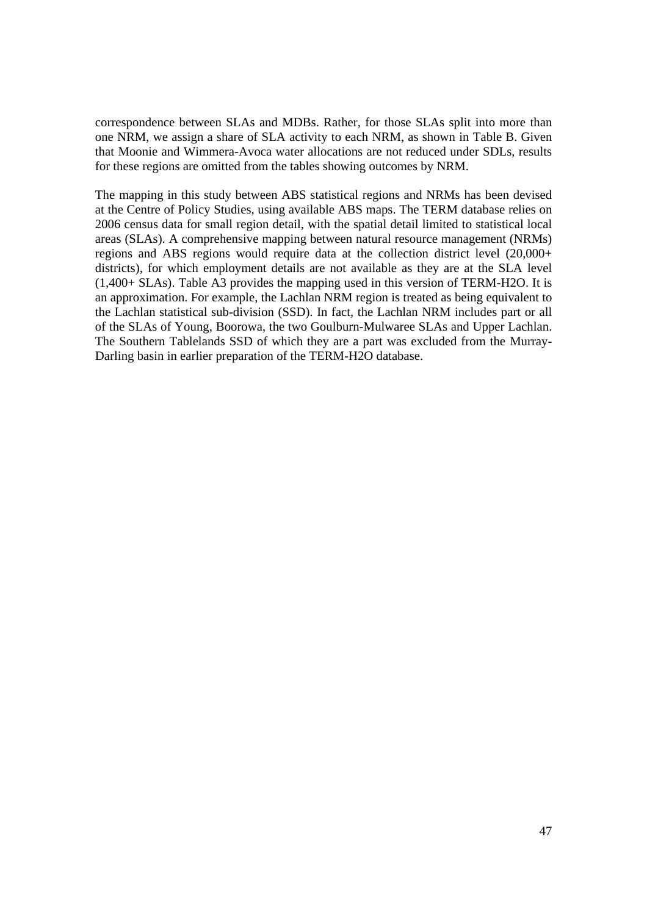correspondence between SLAs and MDBs. Rather, for those SLAs split into more than one NRM, we assign a share of SLA activity to each NRM, as shown in Table B. Given that Moonie and Wimmera-Avoca water allocations are not reduced under SDLs, results for these regions are omitted from the tables showing outcomes by NRM.

The mapping in this study between ABS statistical regions and NRMs has been devised at the Centre of Policy Studies, using available ABS maps. The TERM database relies on 2006 census data for small region detail, with the spatial detail limited to statistical local areas (SLAs). A comprehensive mapping between natural resource management (NRMs) regions and ABS regions would require data at the collection district level (20,000+ districts), for which employment details are not available as they are at the SLA level (1,400+ SLAs). Table A3 provides the mapping used in this version of TERM-H2O. It is an approximation. For example, the Lachlan NRM region is treated as being equivalent to the Lachlan statistical sub-division (SSD). In fact, the Lachlan NRM includes part or all of the SLAs of Young, Boorowa, the two Goulburn-Mulwaree SLAs and Upper Lachlan. The Southern Tablelands SSD of which they are a part was excluded from the Murray-Darling basin in earlier preparation of the TERM-H2O database.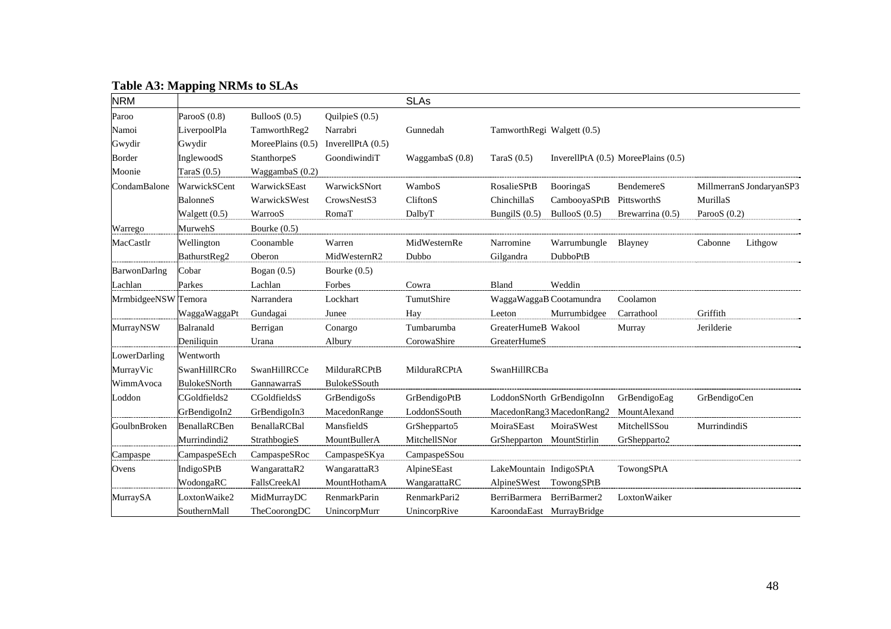**Table A3: Mapping NRMs to SLAs**

| NRM | SLAs | | | | | | | | |
|---|---|---|---|---|---|---|---|---|---|
| Paroo | ParooS (0.8) | BullooS (0.5) | QuilpieS (0.5) | | | | | | |
| Namoi | LiverpoolPla | TamworthReg2 | Narrabri | Gunnedah | TamworthRegi | Walgett (0.5) | | | |
| Gwydir | Gwydir | MoreePlains (0.5) | InverellPtA (0.5) | | | | | | |
| Border | InglewoodS | StanthorpeS | GoondiwindiT | WaggambaS (0.8) | TaraS (0.5) | InverellPtA (0.5) | MoreePlains (0.5) | | |
| Moonie | TaraS (0.5) | WaggambaS (0.2) | | | | | | | |
| CondamBalone | WarwickSCent | WarwickSEast | WarwickSNort | WamboS | RosalieSPtB | BooringaS | BendemereS | MillmerranS | JondaryanSP3 |
| | BalonneS | WarwickSWest | CrowsNestS3 | CliftonS | ChinchillaS | CambooyaSPtB | PittsworthS | MurillaS | |
| | Walgett (0.5) | WarrooS | RomaT | DalbyT | BungilS (0.5) | BullooS (0.5) | Brewarrina (0.5) | ParooS (0.2) | |
| Warrego | MurwehS | Bourke (0.5) | | | | | | | |
| MacCastlr | Wellington | Coonamble | Warren | MidWesternRe | Narromine | Warrumbungle | Blayney | Cabonne | Lithgow |
| | BathurstReg2 | Oberon | MidWesternR2 | Dubbo | Gilgandra | DubboPtB | | | |
| BarwonDarlng | Cobar | Bogan (0.5) | Bourke (0.5) | | | | | | |
| Lachlan | Parkes | Lachlan | Forbes | Cowra | Bland | Weddin | | | |
| MrmbidgeeNSW | Temora | Narrandera | Lockhart | TumutShire | WaggaWaggaB | Cootamundra | Coolamon | | |
| | WaggaWaggaPt | Gundagai | Junee | Hay | Leeton | Murrumbidgee | Carrathool | Griffith | |
| MurrayNSW | Balranald | Berrigan | Conargo | Tumbarumba | GreaterHumeB | Wakool | Murray | Jerilderie | |
| | Deniliquin | Urana | Albury | CorowaShire | GreaterHumeS | | | | |
| LowerDarling | Wentworth | | | | | | | | |
| MurrayVic | SwanHillRCRo | SwanHillRCCe | MilduraRCPtB | MilduraRCPtA | SwanHillRCBa | | | | |
| WimmAvoca | BulokeSNorth | GannawarraS | BulokeSSouth | | | | | | |
| Loddon | CGoldfields2 | CGoldfieldsS | GrBendigoSs | GrBendigoPtB | LoddonSNorth | GrBendigoInn | GrBendigoEag | GrBendigoCen | |
| | GrBendigoIn2 | GrBendigoIn3 | MacedonRange | LoddonSSouth | MacedonRang3 | MacedonRang2 | MountAlexand | | |
| GoulbnBroken | BenallaRCBen | BenallaRCBal | MansfieldS | GrShepparto5 | MoiraSEast | MoiraSWest | MitchellSSou | MurrindindiS | |
| | Murrindindi2 | StrathbogieS | MountBullerA | MitchellSNor | GrShepparton | MountStirlin | GrShepparto2 | | |
| Campaspe | CampaspeSEch | CampaspeSRoc | CampaspeSKya | CampaspeSSou | | | | | |
| Ovens | IndigoSPtB | WangarattaR2 | WangarattaR3 | AlpineSEast | LakeMountain | IndigoSPtA | TowongSPtA | | |
| | WodongaRC | FallsCreekAl | MountHothamA | WangarattaRC | AlpineSWest | TowongSPtB | | | |
| MurraySA | LoxtonWaike2 | MidMurrayDC | RenmarkParin | RenmarkPari2 | BerriBarmera | BerriBarmer2 | LoxtonWaiker | | |
| | SouthernMall | TheCoorongDC | UnincorpMurr | UnincorpRive | KaroondaEast | MurrayBridge | | | |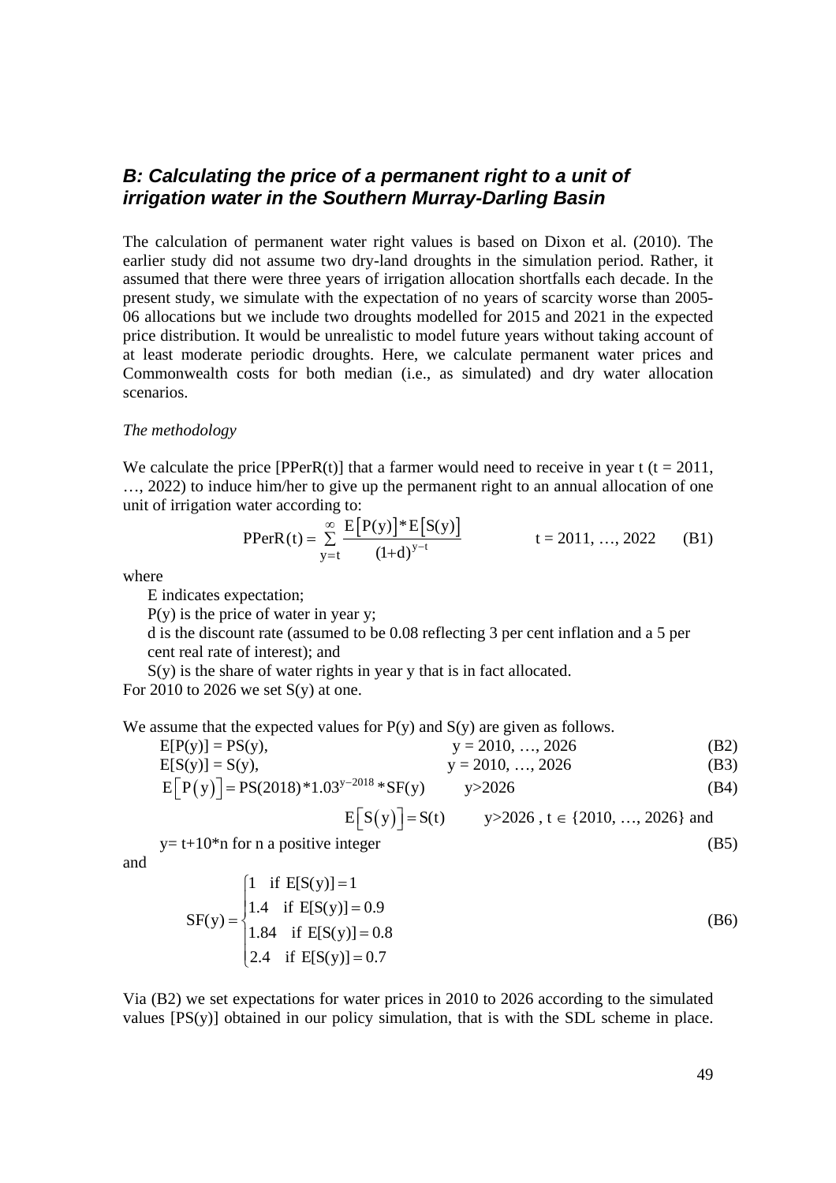## *B: Calculating the price of a permanent right to a unit of irrigation water in the Southern Murray-Darling Basin*

The calculation of permanent water right values is based on Dixon et al. (2010). The earlier study did not assume two dry-land droughts in the simulation period. Rather, it assumed that there were three years of irrigation allocation shortfalls each decade. In the present study, we simulate with the expectation of no years of scarcity worse than 2005-06 allocations but we include two droughts modelled for 2015 and 2021 in the expected price distribution. It would be unrealistic to model future years without taking account of at least moderate periodic droughts. Here, we calculate permanent water prices and Commonwealth costs for both median (i.e., as simulated) and dry water allocation scenarios.

*The methodology*

We calculate the price [PPerR(t)] that a farmer would need to receive in year t (t = 2011, …, 2022) to induce him/her to give up the permanent right to an annual allocation of one unit of irrigation water according to:

$$\mathrm{PPerR}(t) = \sum_{y=t}^{\infty} \frac{\mathrm{E}\left[\mathrm{P}(y)\right] * \mathrm{E}\left[\mathrm{S}(y)\right]}{(1+d)^{y-t}} \qquad t = 2011, \ldots, 2022 \qquad \text{(B1)}$$

where

E indicates expectation;

P(y) is the price of water in year y;

d is the discount rate (assumed to be 0.08 reflecting 3 per cent inflation and a 5 per cent real rate of interest); and

S(y) is the share of water rights in year y that is in fact allocated.

For 2010 to 2026 we set S(y) at one.

We assume that the expected values for P(y) and S(y) are given as follows.

$$\mathrm{E}[\mathrm{P}(y)] = \mathrm{PS}(y), \qquad y = 2010, \ldots, 2026 \qquad \text{(B2)}$$

$$\mathrm{E}[\mathrm{S}(y)] = \mathrm{S}(y), \qquad y = 2010, \ldots, 2026 \qquad \text{(B3)}$$

$$\mathrm{E}\left[\mathrm{P}(y)\right] = \mathrm{PS}(2018) * 1.03^{y-2018} * \mathrm{SF}(y) \qquad y > 2026 \qquad \text{(B4)}$$

$$\mathrm{E}\left[\mathrm{S}(y)\right] = \mathrm{S}(t) \qquad y > 2026,\ t \in \{2010, \ldots, 2026\} \text{ and}$$

$y = t + 10*n$ for n a positive integer (B5)

and

$$\mathrm{SF}(y) = \begin{cases} 1 & \text{if } \mathrm{E}[\mathrm{S}(y)] = 1 \\ 1.4 & \text{if } \mathrm{E}[\mathrm{S}(y)] = 0.9 \\ 1.84 & \text{if } \mathrm{E}[\mathrm{S}(y)] = 0.8 \\ 2.4 & \text{if } \mathrm{E}[\mathrm{S}(y)] = 0.7 \end{cases} \qquad \text{(B6)}$$

Via (B2) we set expectations for water prices in 2010 to 2026 according to the simulated values [PS(y)] obtained in our policy simulation, that is with the SDL scheme in place.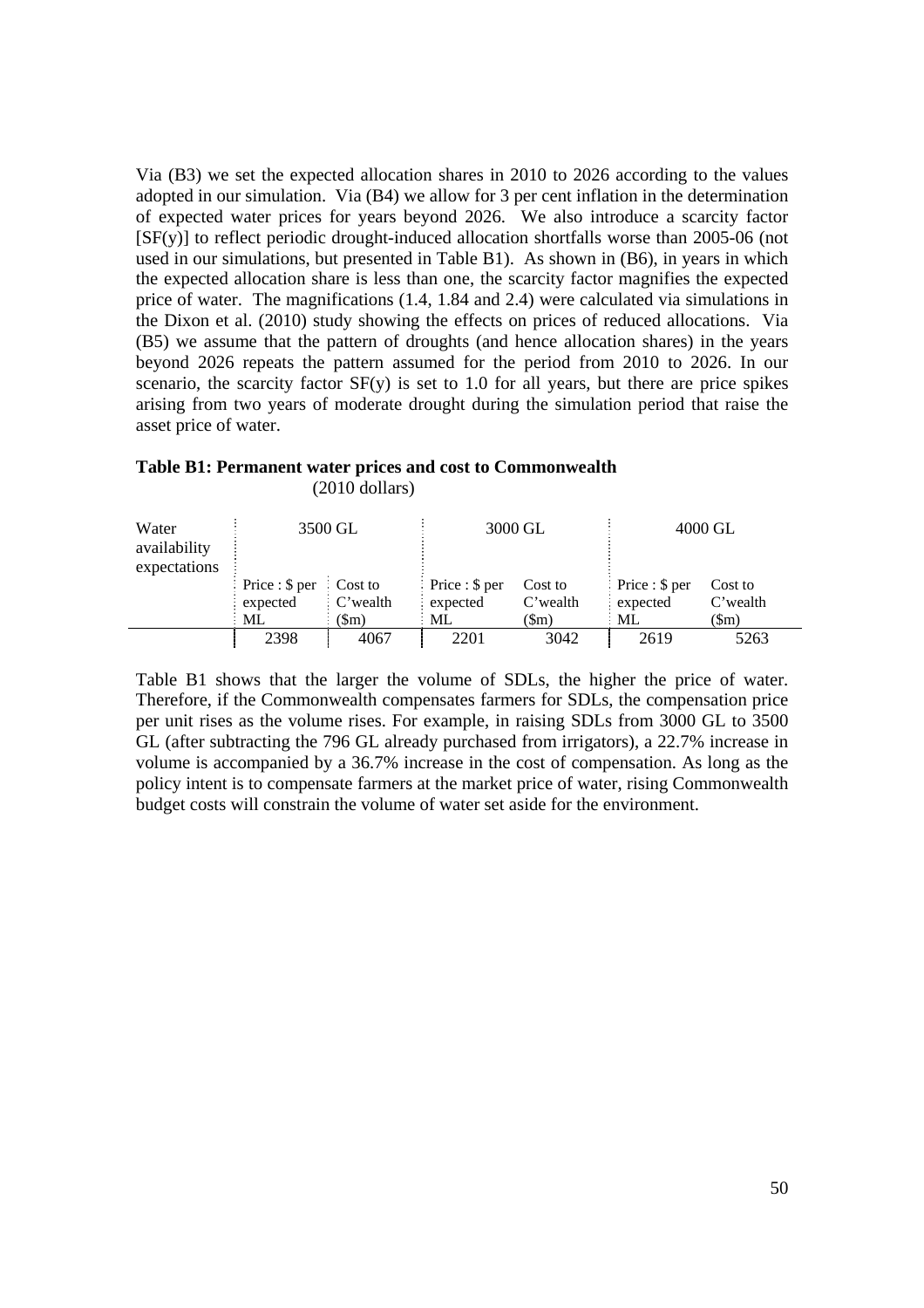Via (B3) we set the expected allocation shares in 2010 to 2026 according to the values adopted in our simulation. Via (B4) we allow for 3 per cent inflation in the determination of expected water prices for years beyond 2026. We also introduce a scarcity factor [SF(y)] to reflect periodic drought-induced allocation shortfalls worse than 2005-06 (not used in our simulations, but presented in Table B1). As shown in (B6), in years in which the expected allocation share is less than one, the scarcity factor magnifies the expected price of water. The magnifications (1.4, 1.84 and 2.4) were calculated via simulations in the Dixon et al. (2010) study showing the effects on prices of reduced allocations. Via (B5) we assume that the pattern of droughts (and hence allocation shares) in the years beyond 2026 repeats the pattern assumed for the period from 2010 to 2026. In our scenario, the scarcity factor SF(y) is set to 1.0 for all years, but there are price spikes arising from two years of moderate drought during the simulation period that raise the asset price of water.

**Table B1: Permanent water prices and cost to Commonwealth**
(2010 dollars)

| Water availability expectations | 3500 GL | | 3000 GL | | 4000 GL | |
|---|---|---|---|---|---|---|
| | Price : $ per expected ML | Cost to C'wealth ($m) | Price : $ per expected ML | Cost to C'wealth ($m) | Price : $ per expected ML | Cost to C'wealth ($m) |
| | 2398 | 4067 | 2201 | 3042 | 2619 | 5263 |

Table B1 shows that the larger the volume of SDLs, the higher the price of water. Therefore, if the Commonwealth compensates farmers for SDLs, the compensation price per unit rises as the volume rises. For example, in raising SDLs from 3000 GL to 3500 GL (after subtracting the 796 GL already purchased from irrigators), a 22.7% increase in volume is accompanied by a 36.7% increase in the cost of compensation. As long as the policy intent is to compensate farmers at the market price of water, rising Commonwealth budget costs will constrain the volume of water set aside for the environment.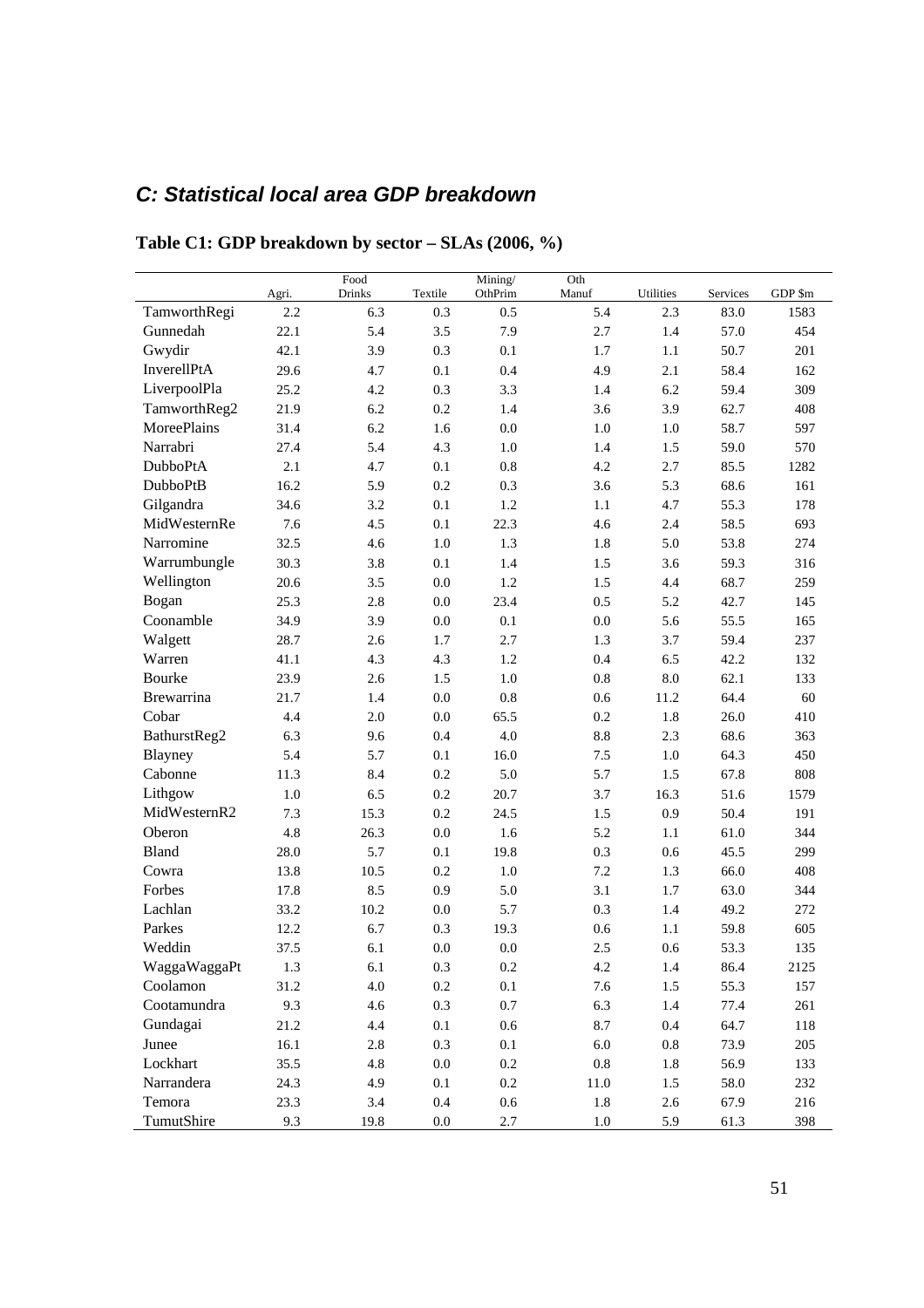## *C: Statistical local area GDP breakdown*

**Table C1: GDP breakdown by sector – SLAs (2006, %)**

| | Agri. | Food Drinks | Textile | Mining/ OthPrim | Oth Manuf | Utilities | Services | GDP $m |
|---|---|---|---|---|---|---|---|---|
| TamworthRegi | 2.2 | 6.3 | 0.3 | 0.5 | 5.4 | 2.3 | 83.0 | 1583 |
| Gunnedah | 22.1 | 5.4 | 3.5 | 7.9 | 2.7 | 1.4 | 57.0 | 454 |
| Gwydir | 42.1 | 3.9 | 0.3 | 0.1 | 1.7 | 1.1 | 50.7 | 201 |
| InverellPtA | 29.6 | 4.7 | 0.1 | 0.4 | 4.9 | 2.1 | 58.4 | 162 |
| LiverpoolPla | 25.2 | 4.2 | 0.3 | 3.3 | 1.4 | 6.2 | 59.4 | 309 |
| TamworthReg2 | 21.9 | 6.2 | 0.2 | 1.4 | 3.6 | 3.9 | 62.7 | 408 |
| MoreePlains | 31.4 | 6.2 | 1.6 | 0.0 | 1.0 | 1.0 | 58.7 | 597 |
| Narrabri | 27.4 | 5.4 | 4.3 | 1.0 | 1.4 | 1.5 | 59.0 | 570 |
| DubboPtA | 2.1 | 4.7 | 0.1 | 0.8 | 4.2 | 2.7 | 85.5 | 1282 |
| DubboPtB | 16.2 | 5.9 | 0.2 | 0.3 | 3.6 | 5.3 | 68.6 | 161 |
| Gilgandra | 34.6 | 3.2 | 0.1 | 1.2 | 1.1 | 4.7 | 55.3 | 178 |
| MidWesternRe | 7.6 | 4.5 | 0.1 | 22.3 | 4.6 | 2.4 | 58.5 | 693 |
| Narromine | 32.5 | 4.6 | 1.0 | 1.3 | 1.8 | 5.0 | 53.8 | 274 |
| Warrumbungle | 30.3 | 3.8 | 0.1 | 1.4 | 1.5 | 3.6 | 59.3 | 316 |
| Wellington | 20.6 | 3.5 | 0.0 | 1.2 | 1.5 | 4.4 | 68.7 | 259 |
| Bogan | 25.3 | 2.8 | 0.0 | 23.4 | 0.5 | 5.2 | 42.7 | 145 |
| Coonamble | 34.9 | 3.9 | 0.0 | 0.1 | 0.0 | 5.6 | 55.5 | 165 |
| Walgett | 28.7 | 2.6 | 1.7 | 2.7 | 1.3 | 3.7 | 59.4 | 237 |
| Warren | 41.1 | 4.3 | 4.3 | 1.2 | 0.4 | 6.5 | 42.2 | 132 |
| Bourke | 23.9 | 2.6 | 1.5 | 1.0 | 0.8 | 8.0 | 62.1 | 133 |
| Brewarrina | 21.7 | 1.4 | 0.0 | 0.8 | 0.6 | 11.2 | 64.4 | 60 |
| Cobar | 4.4 | 2.0 | 0.0 | 65.5 | 0.2 | 1.8 | 26.0 | 410 |
| BathurstReg2 | 6.3 | 9.6 | 0.4 | 4.0 | 8.8 | 2.3 | 68.6 | 363 |
| Blayney | 5.4 | 5.7 | 0.1 | 16.0 | 7.5 | 1.0 | 64.3 | 450 |
| Cabonne | 11.3 | 8.4 | 0.2 | 5.0 | 5.7 | 1.5 | 67.8 | 808 |
| Lithgow | 1.0 | 6.5 | 0.2 | 20.7 | 3.7 | 16.3 | 51.6 | 1579 |
| MidWesternR2 | 7.3 | 15.3 | 0.2 | 24.5 | 1.5 | 0.9 | 50.4 | 191 |
| Oberon | 4.8 | 26.3 | 0.0 | 1.6 | 5.2 | 1.1 | 61.0 | 344 |
| Bland | 28.0 | 5.7 | 0.1 | 19.8 | 0.3 | 0.6 | 45.5 | 299 |
| Cowra | 13.8 | 10.5 | 0.2 | 1.0 | 7.2 | 1.3 | 66.0 | 408 |
| Forbes | 17.8 | 8.5 | 0.9 | 5.0 | 3.1 | 1.7 | 63.0 | 344 |
| Lachlan | 33.2 | 10.2 | 0.0 | 5.7 | 0.3 | 1.4 | 49.2 | 272 |
| Parkes | 12.2 | 6.7 | 0.3 | 19.3 | 0.6 | 1.1 | 59.8 | 605 |
| Weddin | 37.5 | 6.1 | 0.0 | 0.0 | 2.5 | 0.6 | 53.3 | 135 |
| WaggaWaggaPt | 1.3 | 6.1 | 0.3 | 0.2 | 4.2 | 1.4 | 86.4 | 2125 |
| Coolamon | 31.2 | 4.0 | 0.2 | 0.1 | 7.6 | 1.5 | 55.3 | 157 |
| Cootamundra | 9.3 | 4.6 | 0.3 | 0.7 | 6.3 | 1.4 | 77.4 | 261 |
| Gundagai | 21.2 | 4.4 | 0.1 | 0.6 | 8.7 | 0.4 | 64.7 | 118 |
| Junee | 16.1 | 2.8 | 0.3 | 0.1 | 6.0 | 0.8 | 73.9 | 205 |
| Lockhart | 35.5 | 4.8 | 0.0 | 0.2 | 0.8 | 1.8 | 56.9 | 133 |
| Narrandera | 24.3 | 4.9 | 0.1 | 0.2 | 11.0 | 1.5 | 58.0 | 232 |
| Temora | 23.3 | 3.4 | 0.4 | 0.6 | 1.8 | 2.6 | 67.9 | 216 |
| TumutShire | 9.3 | 19.8 | 0.0 | 2.7 | 1.0 | 5.9 | 61.3 | 398 |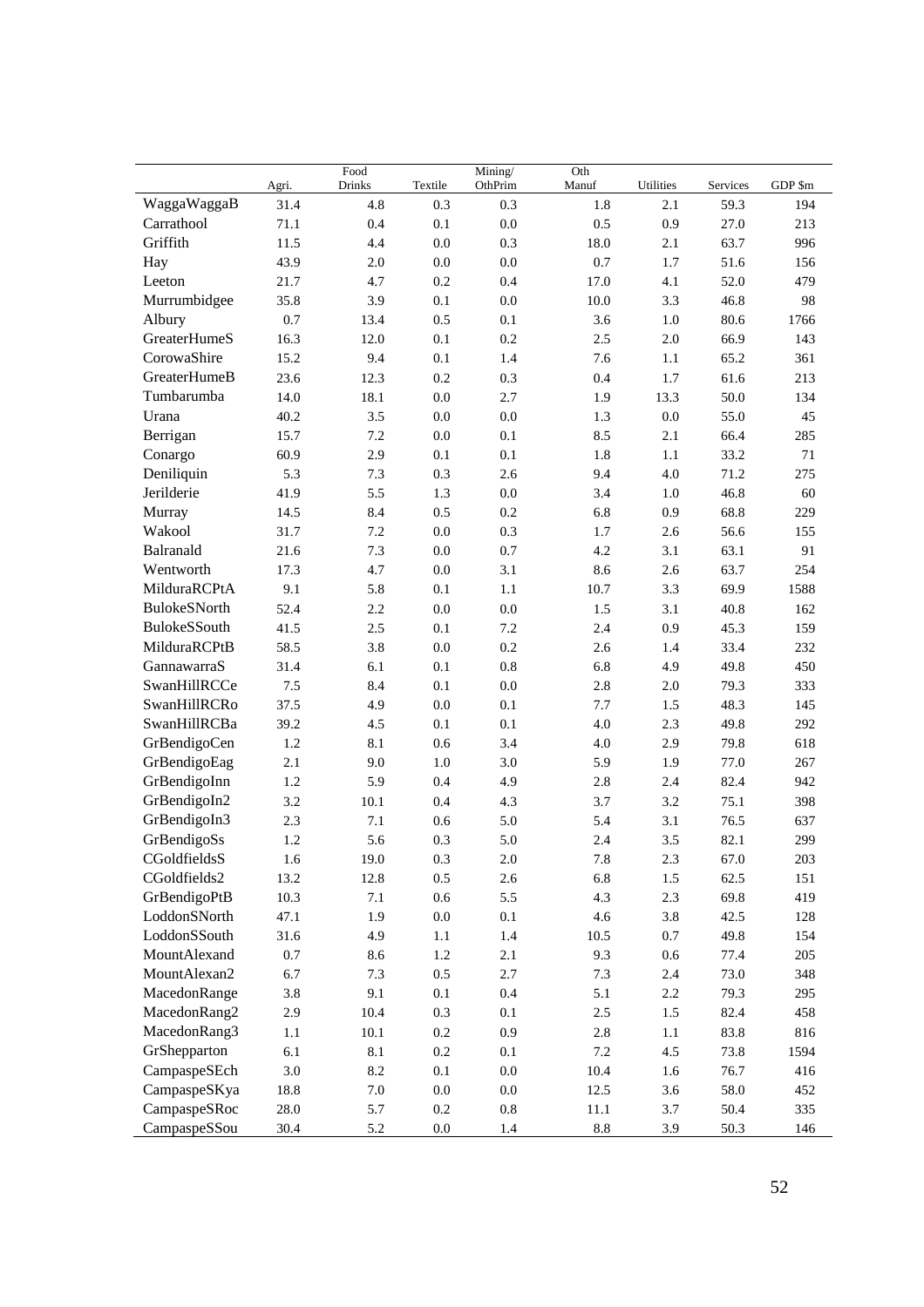|  | Agri. | Food Drinks | Textile | Mining/ OthPrim | Oth Manuf | Utilities | Services | GDP $m |
|---|---|---|---|---|---|---|---|---|
| WaggaWaggaB | 31.4 | 4.8 | 0.3 | 0.3 | 1.8 | 2.1 | 59.3 | 194 |
| Carrathool | 71.1 | 0.4 | 0.1 | 0.0 | 0.5 | 0.9 | 27.0 | 213 |
| Griffith | 11.5 | 4.4 | 0.0 | 0.3 | 18.0 | 2.1 | 63.7 | 996 |
| Hay | 43.9 | 2.0 | 0.0 | 0.0 | 0.7 | 1.7 | 51.6 | 156 |
| Leeton | 21.7 | 4.7 | 0.2 | 0.4 | 17.0 | 4.1 | 52.0 | 479 |
| Murrumbidgee | 35.8 | 3.9 | 0.1 | 0.0 | 10.0 | 3.3 | 46.8 | 98 |
| Albury | 0.7 | 13.4 | 0.5 | 0.1 | 3.6 | 1.0 | 80.6 | 1766 |
| GreaterHumeS | 16.3 | 12.0 | 0.1 | 0.2 | 2.5 | 2.0 | 66.9 | 143 |
| CorowaShire | 15.2 | 9.4 | 0.1 | 1.4 | 7.6 | 1.1 | 65.2 | 361 |
| GreaterHumeB | 23.6 | 12.3 | 0.2 | 0.3 | 0.4 | 1.7 | 61.6 | 213 |
| Tumbarumba | 14.0 | 18.1 | 0.0 | 2.7 | 1.9 | 13.3 | 50.0 | 134 |
| Urana | 40.2 | 3.5 | 0.0 | 0.0 | 1.3 | 0.0 | 55.0 | 45 |
| Berrigan | 15.7 | 7.2 | 0.0 | 0.1 | 8.5 | 2.1 | 66.4 | 285 |
| Conargo | 60.9 | 2.9 | 0.1 | 0.1 | 1.8 | 1.1 | 33.2 | 71 |
| Deniliquin | 5.3 | 7.3 | 0.3 | 2.6 | 9.4 | 4.0 | 71.2 | 275 |
| Jerilderie | 41.9 | 5.5 | 1.3 | 0.0 | 3.4 | 1.0 | 46.8 | 60 |
| Murray | 14.5 | 8.4 | 0.5 | 0.2 | 6.8 | 0.9 | 68.8 | 229 |
| Wakool | 31.7 | 7.2 | 0.0 | 0.3 | 1.7 | 2.6 | 56.6 | 155 |
| Balranald | 21.6 | 7.3 | 0.0 | 0.7 | 4.2 | 3.1 | 63.1 | 91 |
| Wentworth | 17.3 | 4.7 | 0.0 | 3.1 | 8.6 | 2.6 | 63.7 | 254 |
| MilduraRCPtA | 9.1 | 5.8 | 0.1 | 1.1 | 10.7 | 3.3 | 69.9 | 1588 |
| BulokeSNorth | 52.4 | 2.2 | 0.0 | 0.0 | 1.5 | 3.1 | 40.8 | 162 |
| BulokeSSouth | 41.5 | 2.5 | 0.1 | 7.2 | 2.4 | 0.9 | 45.3 | 159 |
| MilduraRCPtB | 58.5 | 3.8 | 0.0 | 0.2 | 2.6 | 1.4 | 33.4 | 232 |
| GannawarraS | 31.4 | 6.1 | 0.1 | 0.8 | 6.8 | 4.9 | 49.8 | 450 |
| SwanHillRCCe | 7.5 | 8.4 | 0.1 | 0.0 | 2.8 | 2.0 | 79.3 | 333 |
| SwanHillRCRo | 37.5 | 4.9 | 0.0 | 0.1 | 7.7 | 1.5 | 48.3 | 145 |
| SwanHillRCBa | 39.2 | 4.5 | 0.1 | 0.1 | 4.0 | 2.3 | 49.8 | 292 |
| GrBendigoCen | 1.2 | 8.1 | 0.6 | 3.4 | 4.0 | 2.9 | 79.8 | 618 |
| GrBendigoEag | 2.1 | 9.0 | 1.0 | 3.0 | 5.9 | 1.9 | 77.0 | 267 |
| GrBendigoInn | 1.2 | 5.9 | 0.4 | 4.9 | 2.8 | 2.4 | 82.4 | 942 |
| GrBendigoIn2 | 3.2 | 10.1 | 0.4 | 4.3 | 3.7 | 3.2 | 75.1 | 398 |
| GrBendigoIn3 | 2.3 | 7.1 | 0.6 | 5.0 | 5.4 | 3.1 | 76.5 | 637 |
| GrBendigoSs | 1.2 | 5.6 | 0.3 | 5.0 | 2.4 | 3.5 | 82.1 | 299 |
| CGoldfieldsS | 1.6 | 19.0 | 0.3 | 2.0 | 7.8 | 2.3 | 67.0 | 203 |
| CGoldfields2 | 13.2 | 12.8 | 0.5 | 2.6 | 6.8 | 1.5 | 62.5 | 151 |
| GrBendigoPtB | 10.3 | 7.1 | 0.6 | 5.5 | 4.3 | 2.3 | 69.8 | 419 |
| LoddonSNorth | 47.1 | 1.9 | 0.0 | 0.1 | 4.6 | 3.8 | 42.5 | 128 |
| LoddonSSouth | 31.6 | 4.9 | 1.1 | 1.4 | 10.5 | 0.7 | 49.8 | 154 |
| MountAlexand | 0.7 | 8.6 | 1.2 | 2.1 | 9.3 | 0.6 | 77.4 | 205 |
| MountAlexan2 | 6.7 | 7.3 | 0.5 | 2.7 | 7.3 | 2.4 | 73.0 | 348 |
| MacedonRange | 3.8 | 9.1 | 0.1 | 0.4 | 5.1 | 2.2 | 79.3 | 295 |
| MacedonRang2 | 2.9 | 10.4 | 0.3 | 0.1 | 2.5 | 1.5 | 82.4 | 458 |
| MacedonRang3 | 1.1 | 10.1 | 0.2 | 0.9 | 2.8 | 1.1 | 83.8 | 816 |
| GrShepparton | 6.1 | 8.1 | 0.2 | 0.1 | 7.2 | 4.5 | 73.8 | 1594 |
| CampaspeSECh | 3.0 | 8.2 | 0.1 | 0.0 | 10.4 | 1.6 | 76.7 | 416 |
| CampaspeSKya | 18.8 | 7.0 | 0.0 | 0.0 | 12.5 | 3.6 | 58.0 | 452 |
| CampaspeSRoc | 28.0 | 5.7 | 0.2 | 0.8 | 11.1 | 3.7 | 50.4 | 335 |
| CampaspeSSou | 30.4 | 5.2 | 0.0 | 1.4 | 8.8 | 3.9 | 50.3 | 146 |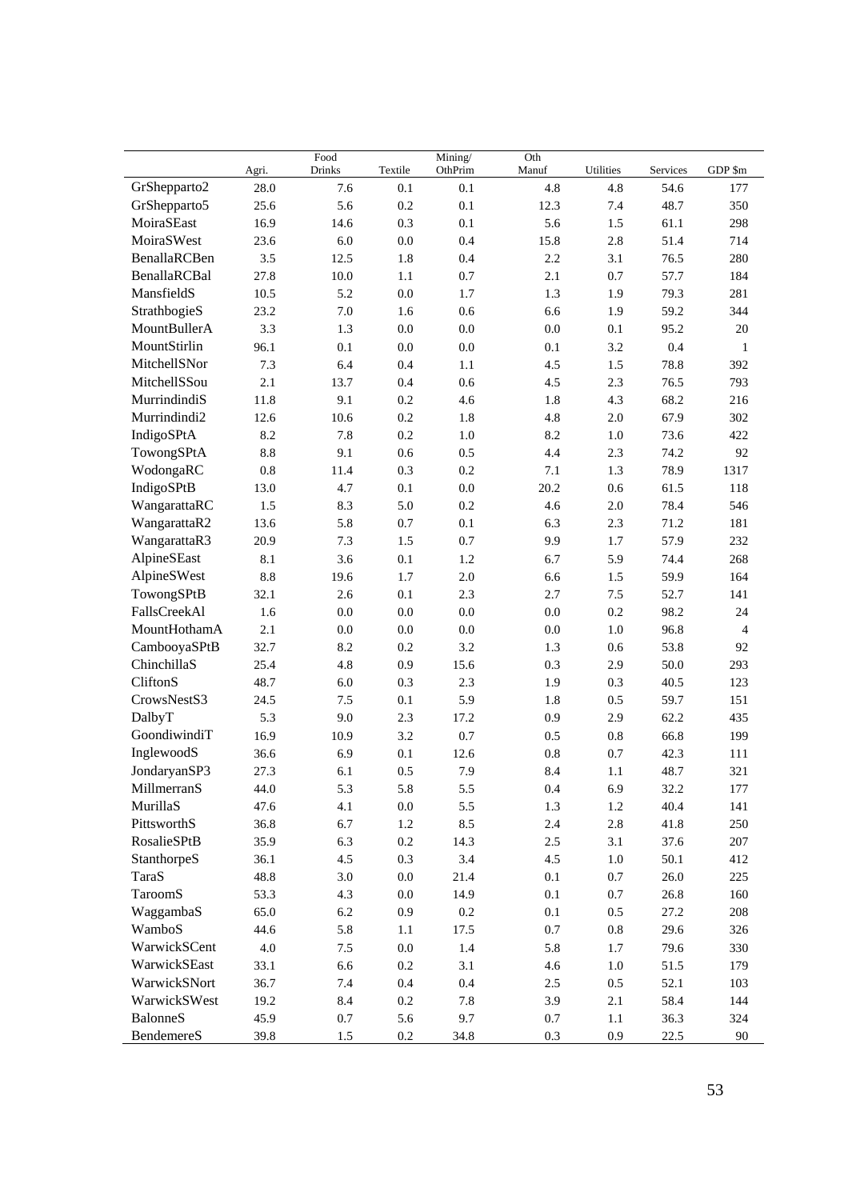|  | Agri. | Food Drinks | Textile | Mining/ OthPrim | Oth Manuf | Utilities | Services | GDP $m |
|---|---|---|---|---|---|---|---|---|
| GrShepparto2 | 28.0 | 7.6 | 0.1 | 0.1 | 4.8 | 4.8 | 54.6 | 177 |
| GrShepparto5 | 25.6 | 5.6 | 0.2 | 0.1 | 12.3 | 7.4 | 48.7 | 350 |
| MoiraSEast | 16.9 | 14.6 | 0.3 | 0.1 | 5.6 | 1.5 | 61.1 | 298 |
| MoiraSWest | 23.6 | 6.0 | 0.0 | 0.4 | 15.8 | 2.8 | 51.4 | 714 |
| BenallaRCBen | 3.5 | 12.5 | 1.8 | 0.4 | 2.2 | 3.1 | 76.5 | 280 |
| BenallaRCBal | 27.8 | 10.0 | 1.1 | 0.7 | 2.1 | 0.7 | 57.7 | 184 |
| MansfieldS | 10.5 | 5.2 | 0.0 | 1.7 | 1.3 | 1.9 | 79.3 | 281 |
| StrathbogieS | 23.2 | 7.0 | 1.6 | 0.6 | 6.6 | 1.9 | 59.2 | 344 |
| MountBullerA | 3.3 | 1.3 | 0.0 | 0.0 | 0.0 | 0.1 | 95.2 | 20 |
| MountStirlin | 96.1 | 0.1 | 0.0 | 0.0 | 0.1 | 3.2 | 0.4 | 1 |
| MitchellSNor | 7.3 | 6.4 | 0.4 | 1.1 | 4.5 | 1.5 | 78.8 | 392 |
| MitchellSSou | 2.1 | 13.7 | 0.4 | 0.6 | 4.5 | 2.3 | 76.5 | 793 |
| MurrindindiS | 11.8 | 9.1 | 0.2 | 4.6 | 1.8 | 4.3 | 68.2 | 216 |
| Murrindindi2 | 12.6 | 10.6 | 0.2 | 1.8 | 4.8 | 2.0 | 67.9 | 302 |
| IndigoSPtA | 8.2 | 7.8 | 0.2 | 1.0 | 8.2 | 1.0 | 73.6 | 422 |
| TowongSPtA | 8.8 | 9.1 | 0.6 | 0.5 | 4.4 | 2.3 | 74.2 | 92 |
| WodongaRC | 0.8 | 11.4 | 0.3 | 0.2 | 7.1 | 1.3 | 78.9 | 1317 |
| IndigoSPtB | 13.0 | 4.7 | 0.1 | 0.0 | 20.2 | 0.6 | 61.5 | 118 |
| WangarattaRC | 1.5 | 8.3 | 5.0 | 0.2 | 4.6 | 2.0 | 78.4 | 546 |
| WangarattaR2 | 13.6 | 5.8 | 0.7 | 0.1 | 6.3 | 2.3 | 71.2 | 181 |
| WangarattaR3 | 20.9 | 7.3 | 1.5 | 0.7 | 9.9 | 1.7 | 57.9 | 232 |
| AlpineSEast | 8.1 | 3.6 | 0.1 | 1.2 | 6.7 | 5.9 | 74.4 | 268 |
| AlpineSWest | 8.8 | 19.6 | 1.7 | 2.0 | 6.6 | 1.5 | 59.9 | 164 |
| TowongSPtB | 32.1 | 2.6 | 0.1 | 2.3 | 2.7 | 7.5 | 52.7 | 141 |
| FallsCreekAl | 1.6 | 0.0 | 0.0 | 0.0 | 0.0 | 0.2 | 98.2 | 24 |
| MountHothamA | 2.1 | 0.0 | 0.0 | 0.0 | 0.0 | 1.0 | 96.8 | 4 |
| CambooyaSPtB | 32.7 | 8.2 | 0.2 | 3.2 | 1.3 | 0.6 | 53.8 | 92 |
| ChinchillaS | 25.4 | 4.8 | 0.9 | 15.6 | 0.3 | 2.9 | 50.0 | 293 |
| CliftonS | 48.7 | 6.0 | 0.3 | 2.3 | 1.9 | 0.3 | 40.5 | 123 |
| CrowsNestS3 | 24.5 | 7.5 | 0.1 | 5.9 | 1.8 | 0.5 | 59.7 | 151 |
| DalbyT | 5.3 | 9.0 | 2.3 | 17.2 | 0.9 | 2.9 | 62.2 | 435 |
| GoondiwindiT | 16.9 | 10.9 | 3.2 | 0.7 | 0.5 | 0.8 | 66.8 | 199 |
| InglewoodS | 36.6 | 6.9 | 0.1 | 12.6 | 0.8 | 0.7 | 42.3 | 111 |
| JondaryanSP3 | 27.3 | 6.1 | 0.5 | 7.9 | 8.4 | 1.1 | 48.7 | 321 |
| MillmerranS | 44.0 | 5.3 | 5.8 | 5.5 | 0.4 | 6.9 | 32.2 | 177 |
| MurillaS | 47.6 | 4.1 | 0.0 | 5.5 | 1.3 | 1.2 | 40.4 | 141 |
| PittsworthS | 36.8 | 6.7 | 1.2 | 8.5 | 2.4 | 2.8 | 41.8 | 250 |
| RosalieSPtB | 35.9 | 6.3 | 0.2 | 14.3 | 2.5 | 3.1 | 37.6 | 207 |
| StanthorpeS | 36.1 | 4.5 | 0.3 | 3.4 | 4.5 | 1.0 | 50.1 | 412 |
| TaraS | 48.8 | 3.0 | 0.0 | 21.4 | 0.1 | 0.7 | 26.0 | 225 |
| TaroomS | 53.3 | 4.3 | 0.0 | 14.9 | 0.1 | 0.7 | 26.8 | 160 |
| WaggambaS | 65.0 | 6.2 | 0.9 | 0.2 | 0.1 | 0.5 | 27.2 | 208 |
| WamboS | 44.6 | 5.8 | 1.1 | 17.5 | 0.7 | 0.8 | 29.6 | 326 |
| WarwickSCent | 4.0 | 7.5 | 0.0 | 1.4 | 5.8 | 1.7 | 79.6 | 330 |
| WarwickSEast | 33.1 | 6.6 | 0.2 | 3.1 | 4.6 | 1.0 | 51.5 | 179 |
| WarwickSNort | 36.7 | 7.4 | 0.4 | 0.4 | 2.5 | 0.5 | 52.1 | 103 |
| WarwickSWest | 19.2 | 8.4 | 0.2 | 7.8 | 3.9 | 2.1 | 58.4 | 144 |
| BalonneS | 45.9 | 0.7 | 5.6 | 9.7 | 0.7 | 1.1 | 36.3 | 324 |
| BendemereS | 39.8 | 1.5 | 0.2 | 34.8 | 0.3 | 0.9 | 22.5 | 90 |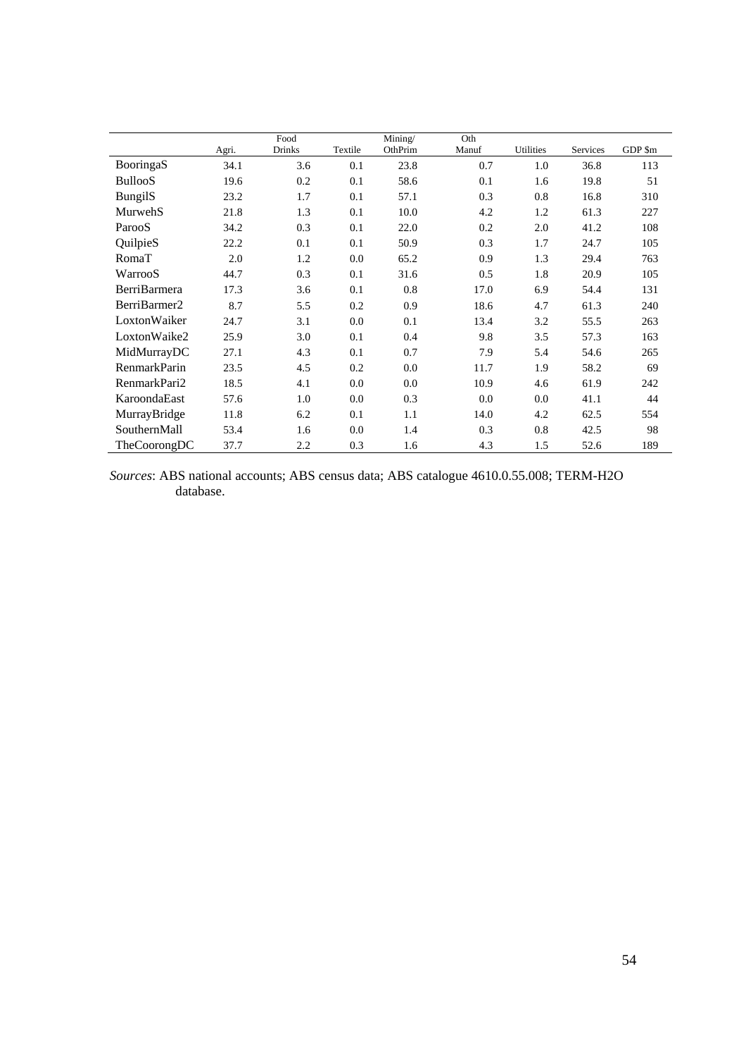| | Agri. | Food Drinks | Textile | Mining/ OthPrim | Oth Manuf | Utilities | Services | GDP $m |
|---|---|---|---|---|---|---|---|---|
| BooringaS | 34.1 | 3.6 | 0.1 | 23.8 | 0.7 | 1.0 | 36.8 | 113 |
| BullooS | 19.6 | 0.2 | 0.1 | 58.6 | 0.1 | 1.6 | 19.8 | 51 |
| BungilS | 23.2 | 1.7 | 0.1 | 57.1 | 0.3 | 0.8 | 16.8 | 310 |
| MurwehS | 21.8 | 1.3 | 0.1 | 10.0 | 4.2 | 1.2 | 61.3 | 227 |
| ParooS | 34.2 | 0.3 | 0.1 | 22.0 | 0.2 | 2.0 | 41.2 | 108 |
| QuilpieS | 22.2 | 0.1 | 0.1 | 50.9 | 0.3 | 1.7 | 24.7 | 105 |
| RomaT | 2.0 | 1.2 | 0.0 | 65.2 | 0.9 | 1.3 | 29.4 | 763 |
| WarrooS | 44.7 | 0.3 | 0.1 | 31.6 | 0.5 | 1.8 | 20.9 | 105 |
| BerriBarmera | 17.3 | 3.6 | 0.1 | 0.8 | 17.0 | 6.9 | 54.4 | 131 |
| BerriBarmer2 | 8.7 | 5.5 | 0.2 | 0.9 | 18.6 | 4.7 | 61.3 | 240 |
| LoxtonWaiker | 24.7 | 3.1 | 0.0 | 0.1 | 13.4 | 3.2 | 55.5 | 263 |
| LoxtonWaike2 | 25.9 | 3.0 | 0.1 | 0.4 | 9.8 | 3.5 | 57.3 | 163 |
| MidMurrayDC | 27.1 | 4.3 | 0.1 | 0.7 | 7.9 | 5.4 | 54.6 | 265 |
| RenmarkParin | 23.5 | 4.5 | 0.2 | 0.0 | 11.7 | 1.9 | 58.2 | 69 |
| RenmarkPari2 | 18.5 | 4.1 | 0.0 | 0.0 | 10.9 | 4.6 | 61.9 | 242 |
| KaroondaEast | 57.6 | 1.0 | 0.0 | 0.3 | 0.0 | 0.0 | 41.1 | 44 |
| MurrayBridge | 11.8 | 6.2 | 0.1 | 1.1 | 14.0 | 4.2 | 62.5 | 554 |
| SouthernMall | 53.4 | 1.6 | 0.0 | 1.4 | 0.3 | 0.8 | 42.5 | 98 |
| TheCoorongDC | 37.7 | 2.2 | 0.3 | 1.6 | 4.3 | 1.5 | 52.6 | 189 |

*Sources*: ABS national accounts; ABS census data; ABS catalogue 4610.0.55.008; TERM-H2O database.